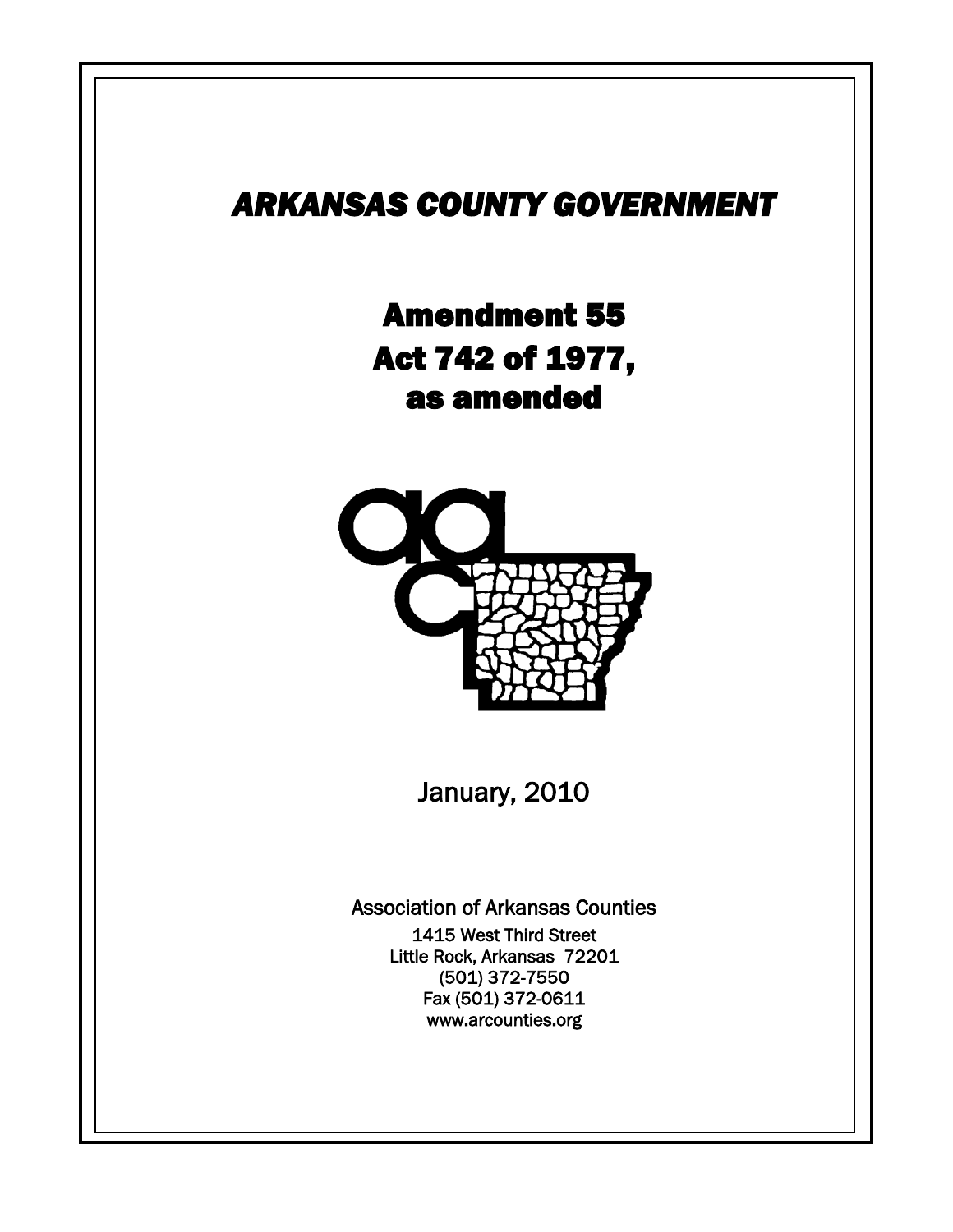# *ARKANSAS COUNTY GOVERNMENT*

## Amendment 55
## Act 742 of 1977,
## as amended

January, 2010

Association of Arkansas Counties

1415 West Third Street
Little Rock, Arkansas 72201
(501) 372-7550
Fax (501) 372-0611
www.arcounties.org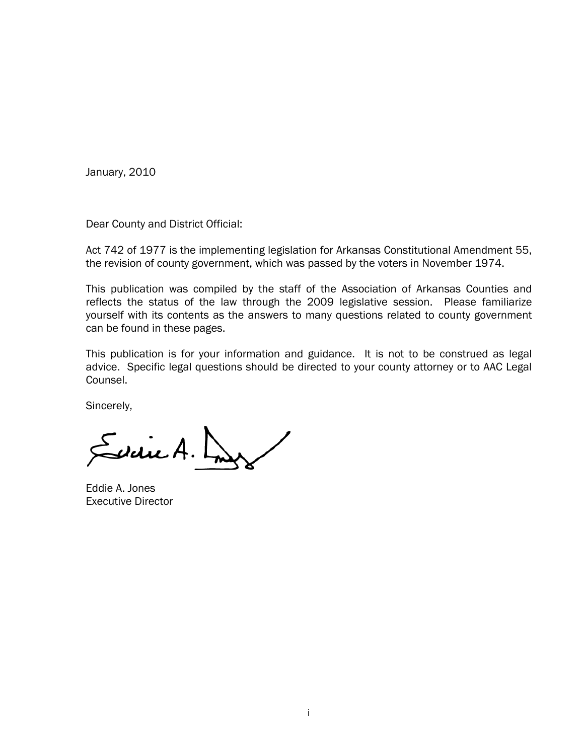January, 2010

Dear County and District Official:

Act 742 of 1977 is the implementing legislation for Arkansas Constitutional Amendment 55, the revision of county government, which was passed by the voters in November 1974.

This publication was compiled by the staff of the Association of Arkansas Counties and reflects the status of the law through the 2009 legislative session. Please familiarize yourself with its contents as the answers to many questions related to county government can be found in these pages.

This publication is for your information and guidance. It is not to be construed as legal advice. Specific legal questions should be directed to your county attorney or to AAC Legal Counsel.

Sincerely,

Eddie A. Jones
Executive Director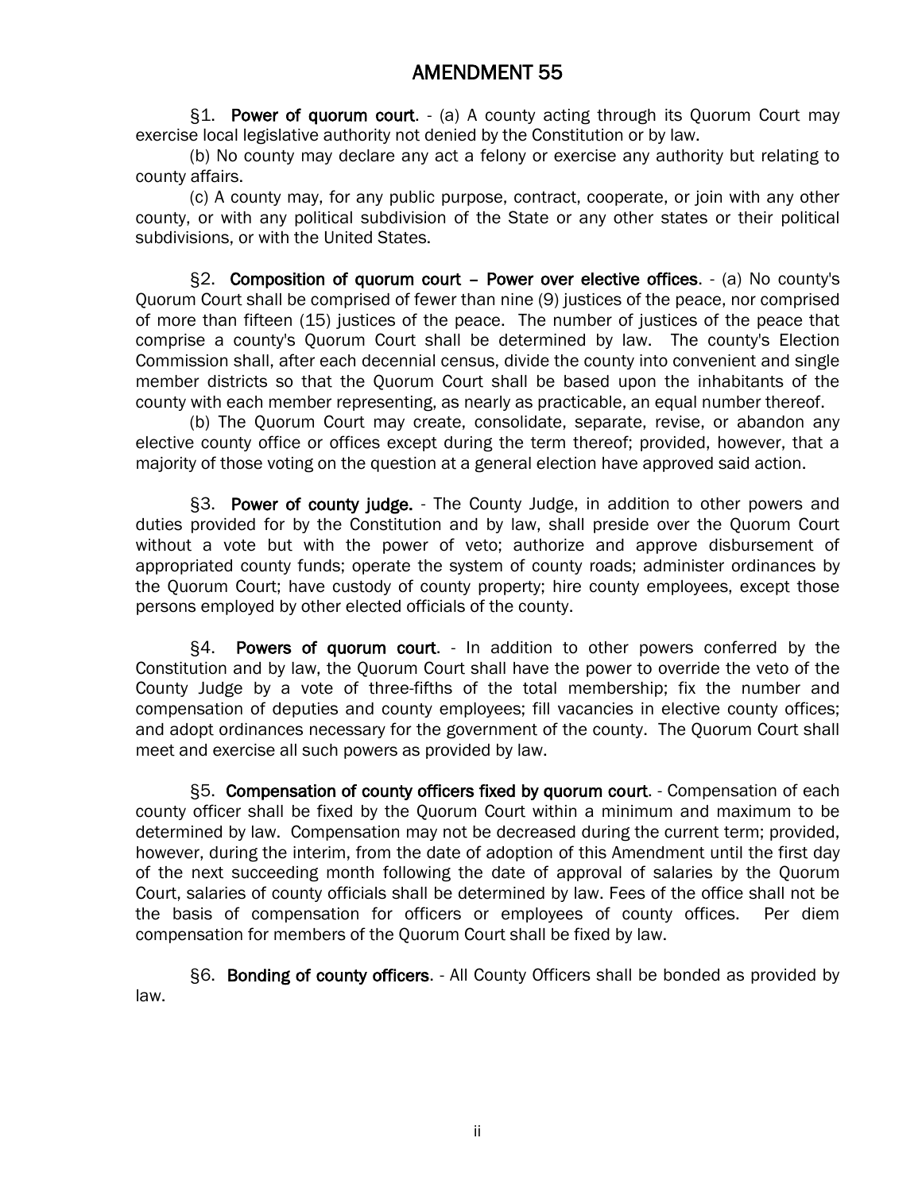# AMENDMENT 55

§1. **Power of quorum court**. - (a) A county acting through its Quorum Court may exercise local legislative authority not denied by the Constitution or by law.

(b) No county may declare any act a felony or exercise any authority but relating to county affairs.

(c) A county may, for any public purpose, contract, cooperate, or join with any other county, or with any political subdivision of the State or any other states or their political subdivisions, or with the United States.

§2. **Composition of quorum court – Power over elective offices**. - (a) No county's Quorum Court shall be comprised of fewer than nine (9) justices of the peace, nor comprised of more than fifteen (15) justices of the peace. The number of justices of the peace that comprise a county's Quorum Court shall be determined by law. The county's Election Commission shall, after each decennial census, divide the county into convenient and single member districts so that the Quorum Court shall be based upon the inhabitants of the county with each member representing, as nearly as practicable, an equal number thereof.

(b) The Quorum Court may create, consolidate, separate, revise, or abandon any elective county office or offices except during the term thereof; provided, however, that a majority of those voting on the question at a general election have approved said action.

§3. **Power of county judge.** - The County Judge, in addition to other powers and duties provided for by the Constitution and by law, shall preside over the Quorum Court without a vote but with the power of veto; authorize and approve disbursement of appropriated county funds; operate the system of county roads; administer ordinances by the Quorum Court; have custody of county property; hire county employees, except those persons employed by other elected officials of the county.

§4. **Powers of quorum court**. - In addition to other powers conferred by the Constitution and by law, the Quorum Court shall have the power to override the veto of the County Judge by a vote of three-fifths of the total membership; fix the number and compensation of deputies and county employees; fill vacancies in elective county offices; and adopt ordinances necessary for the government of the county. The Quorum Court shall meet and exercise all such powers as provided by law.

§5. **Compensation of county officers fixed by quorum court**. - Compensation of each county officer shall be fixed by the Quorum Court within a minimum and maximum to be determined by law. Compensation may not be decreased during the current term; provided, however, during the interim, from the date of adoption of this Amendment until the first day of the next succeeding month following the date of approval of salaries by the Quorum Court, salaries of county officials shall be determined by law. Fees of the office shall not be the basis of compensation for officers or employees of county offices. Per diem compensation for members of the Quorum Court shall be fixed by law.

§6. **Bonding of county officers**. - All County Officers shall be bonded as provided by law.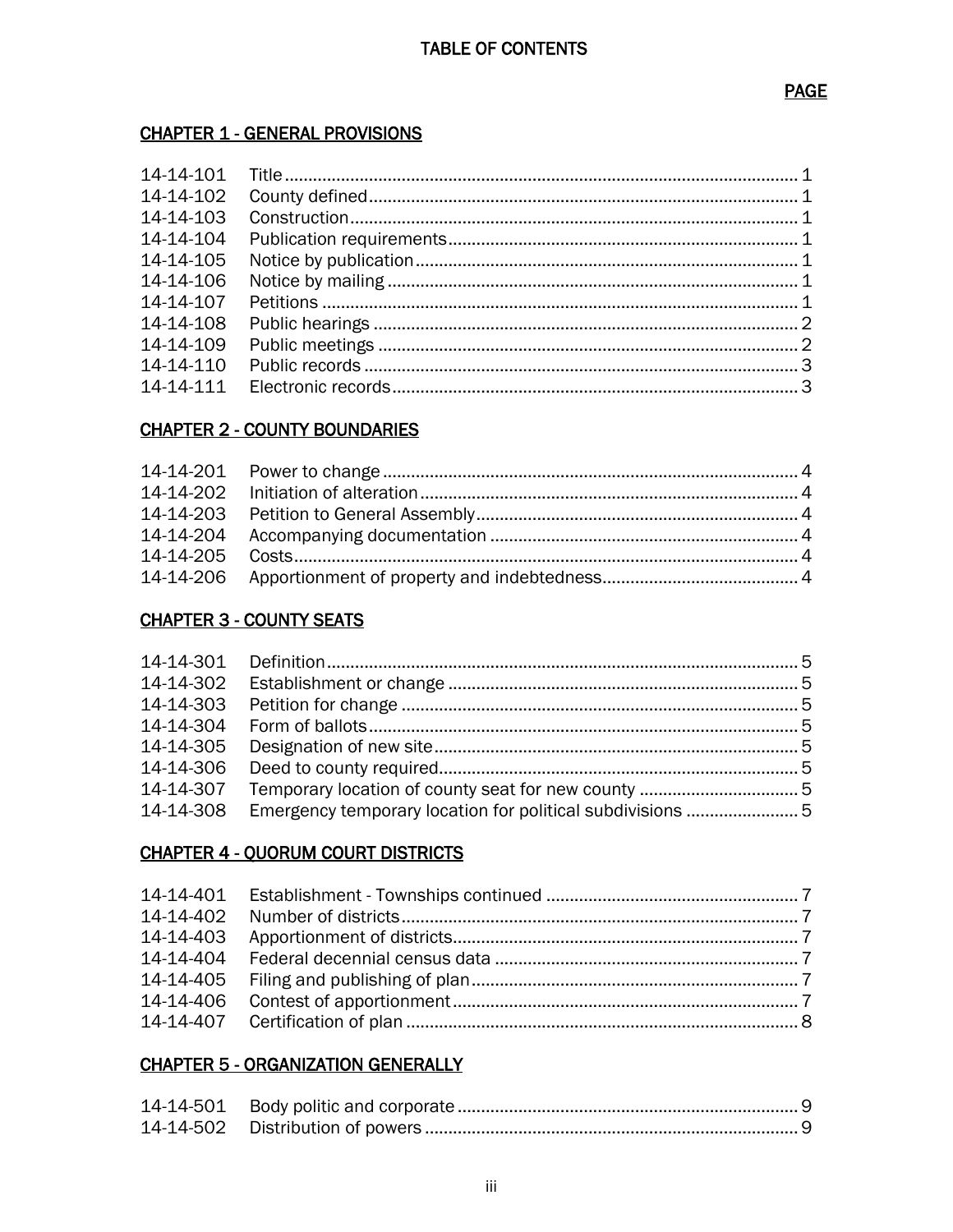# TABLE OF CONTENTS

PAGE

## CHAPTER 1 - GENERAL PROVISIONS

| | | |
|---|---|---|
| 14-14-101 | Title | 1 |
| 14-14-102 | County defined | 1 |
| 14-14-103 | Construction | 1 |
| 14-14-104 | Publication requirements | 1 |
| 14-14-105 | Notice by publication | 1 |
| 14-14-106 | Notice by mailing | 1 |
| 14-14-107 | Petitions | 1 |
| 14-14-108 | Public hearings | 2 |
| 14-14-109 | Public meetings | 2 |
| 14-14-110 | Public records | 3 |
| 14-14-111 | Electronic records | 3 |

## CHAPTER 2 - COUNTY BOUNDARIES

| | | |
|---|---|---|
| 14-14-201 | Power to change | 4 |
| 14-14-202 | Initiation of alteration | 4 |
| 14-14-203 | Petition to General Assembly | 4 |
| 14-14-204 | Accompanying documentation | 4 |
| 14-14-205 | Costs | 4 |
| 14-14-206 | Apportionment of property and indebtedness | 4 |

## CHAPTER 3 - COUNTY SEATS

| | | |
|---|---|---|
| 14-14-301 | Definition | 5 |
| 14-14-302 | Establishment or change | 5 |
| 14-14-303 | Petition for change | 5 |
| 14-14-304 | Form of ballots | 5 |
| 14-14-305 | Designation of new site | 5 |
| 14-14-306 | Deed to county required | 5 |
| 14-14-307 | Temporary location of county seat for new county | 5 |
| 14-14-308 | Emergency temporary location for political subdivisions | 5 |

## CHAPTER 4 - QUORUM COURT DISTRICTS

| | | |
|---|---|---|
| 14-14-401 | Establishment - Townships continued | 7 |
| 14-14-402 | Number of districts | 7 |
| 14-14-403 | Apportionment of districts | 7 |
| 14-14-404 | Federal decennial census data | 7 |
| 14-14-405 | Filing and publishing of plan | 7 |
| 14-14-406 | Contest of apportionment | 7 |
| 14-14-407 | Certification of plan | 8 |

## CHAPTER 5 - ORGANIZATION GENERALLY

| | | |
|---|---|---|
| 14-14-501 | Body politic and corporate | 9 |
| 14-14-502 | Distribution of powers | 9 |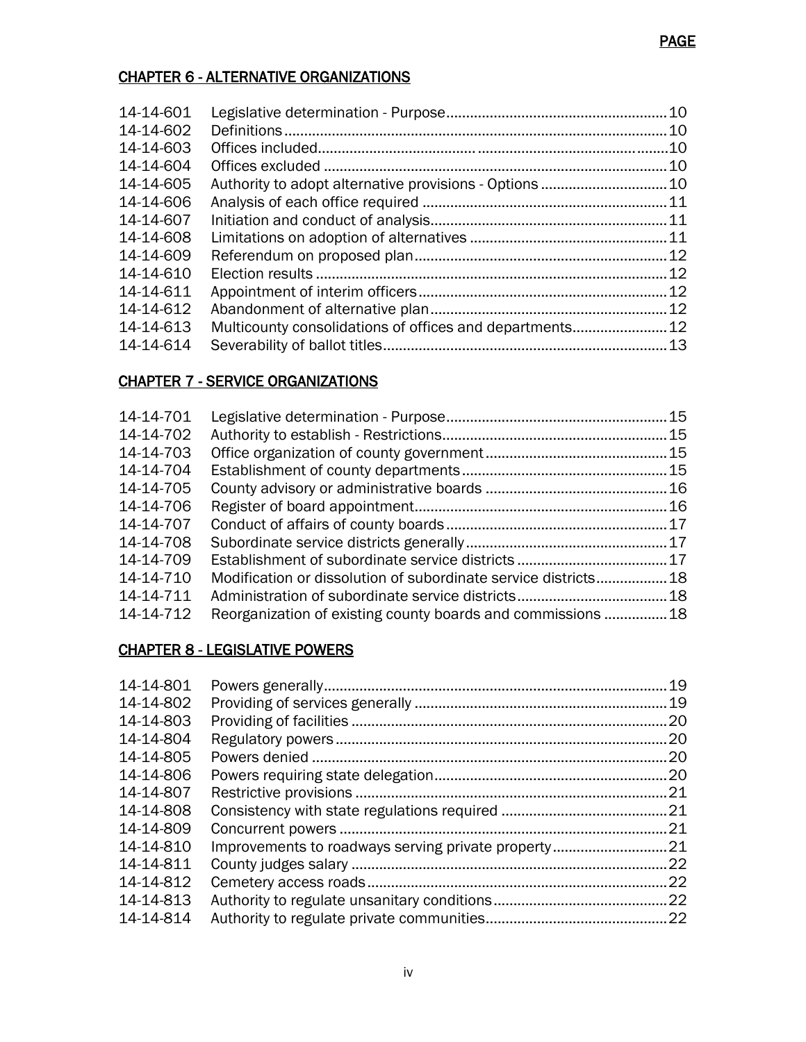PAGE

## CHAPTER 6 - ALTERNATIVE ORGANIZATIONS

| | | |
|---|---|---|
| 14-14-601 | Legislative determination - Purpose | 10 |
| 14-14-602 | Definitions | 10 |
| 14-14-603 | Offices included | 10 |
| 14-14-604 | Offices excluded | 10 |
| 14-14-605 | Authority to adopt alternative provisions - Options | 10 |
| 14-14-606 | Analysis of each office required | 11 |
| 14-14-607 | Initiation and conduct of analysis | 11 |
| 14-14-608 | Limitations on adoption of alternatives | 11 |
| 14-14-609 | Referendum on proposed plan | 12 |
| 14-14-610 | Election results | 12 |
| 14-14-611 | Appointment of interim officers | 12 |
| 14-14-612 | Abandonment of alternative plan | 12 |
| 14-14-613 | Multicounty consolidations of offices and departments | 12 |
| 14-14-614 | Severability of ballot titles | 13 |

## CHAPTER 7 - SERVICE ORGANIZATIONS

| | | |
|---|---|---|
| 14-14-701 | Legislative determination - Purpose | 15 |
| 14-14-702 | Authority to establish - Restrictions | 15 |
| 14-14-703 | Office organization of county government | 15 |
| 14-14-704 | Establishment of county departments | 15 |
| 14-14-705 | County advisory or administrative boards | 16 |
| 14-14-706 | Register of board appointment | 16 |
| 14-14-707 | Conduct of affairs of county boards | 17 |
| 14-14-708 | Subordinate service districts generally | 17 |
| 14-14-709 | Establishment of subordinate service districts | 17 |
| 14-14-710 | Modification or dissolution of subordinate service districts | 18 |
| 14-14-711 | Administration of subordinate service districts | 18 |
| 14-14-712 | Reorganization of existing county boards and commissions | 18 |

## CHAPTER 8 - LEGISLATIVE POWERS

| | | |
|---|---|---|
| 14-14-801 | Powers generally | 19 |
| 14-14-802 | Providing of services generally | 19 |
| 14-14-803 | Providing of facilities | 20 |
| 14-14-804 | Regulatory powers | 20 |
| 14-14-805 | Powers denied | 20 |
| 14-14-806 | Powers requiring state delegation | 20 |
| 14-14-807 | Restrictive provisions | 21 |
| 14-14-808 | Consistency with state regulations required | 21 |
| 14-14-809 | Concurrent powers | 21 |
| 14-14-810 | Improvements to roadways serving private property | 21 |
| 14-14-811 | County judges salary | 22 |
| 14-14-812 | Cemetery access roads | 22 |
| 14-14-813 | Authority to regulate unsanitary conditions | 22 |
| 14-14-814 | Authority to regulate private communities | 22 |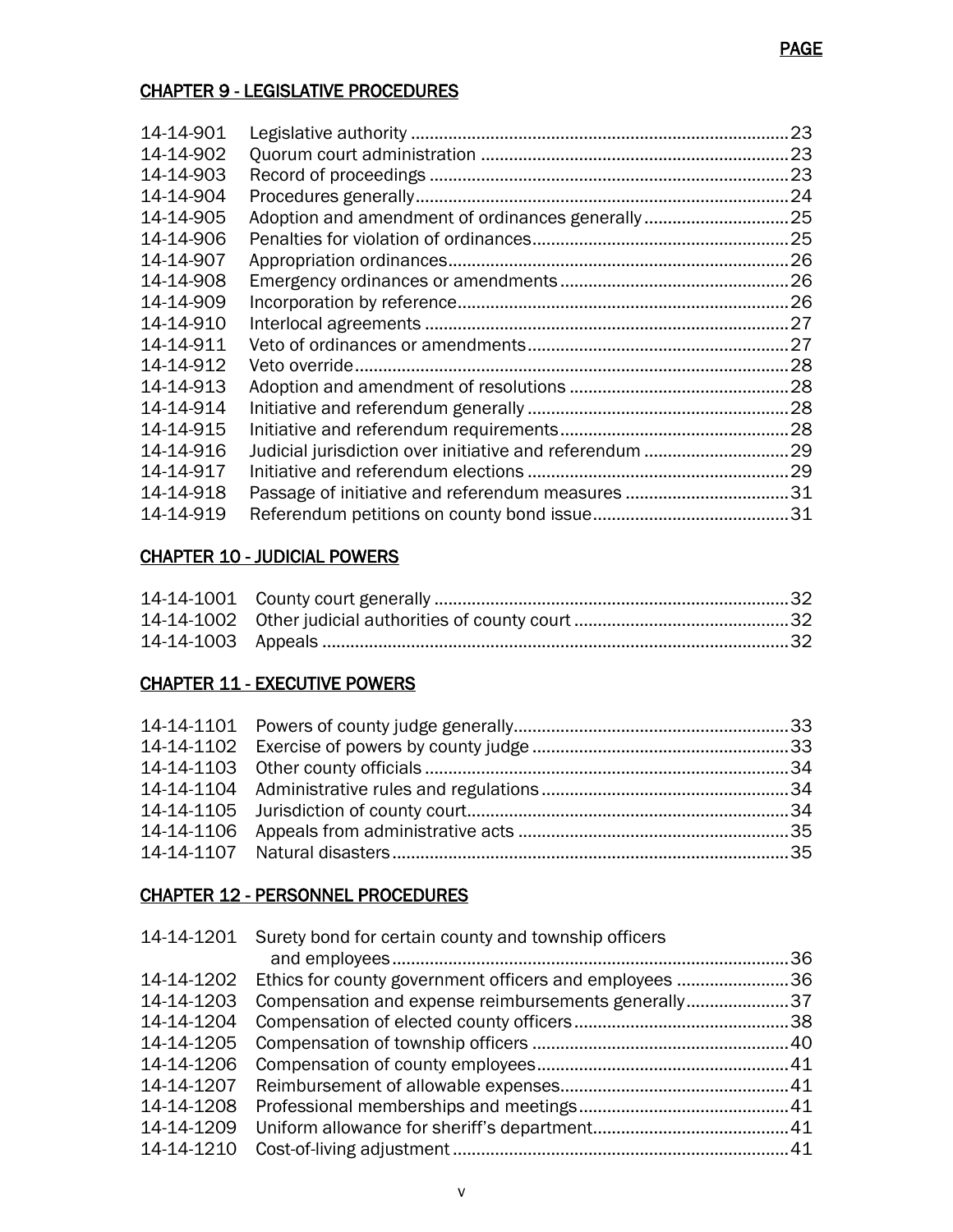PAGE

## CHAPTER 9 - LEGISLATIVE PROCEDURES

| | | |
|---|---|---|
| 14-14-901 | Legislative authority | 23 |
| 14-14-902 | Quorum court administration | 23 |
| 14-14-903 | Record of proceedings | 23 |
| 14-14-904 | Procedures generally | 24 |
| 14-14-905 | Adoption and amendment of ordinances generally | 25 |
| 14-14-906 | Penalties for violation of ordinances | 25 |
| 14-14-907 | Appropriation ordinances | 26 |
| 14-14-908 | Emergency ordinances or amendments | 26 |
| 14-14-909 | Incorporation by reference | 26 |
| 14-14-910 | Interlocal agreements | 27 |
| 14-14-911 | Veto of ordinances or amendments | 27 |
| 14-14-912 | Veto override | 28 |
| 14-14-913 | Adoption and amendment of resolutions | 28 |
| 14-14-914 | Initiative and referendum generally | 28 |
| 14-14-915 | Initiative and referendum requirements | 28 |
| 14-14-916 | Judicial jurisdiction over initiative and referendum | 29 |
| 14-14-917 | Initiative and referendum elections | 29 |
| 14-14-918 | Passage of initiative and referendum measures | 31 |
| 14-14-919 | Referendum petitions on county bond issue | 31 |

## CHAPTER 10 - JUDICIAL POWERS

| | | |
|---|---|---|
| 14-14-1001 | County court generally | 32 |
| 14-14-1002 | Other judicial authorities of county court | 32 |
| 14-14-1003 | Appeals | 32 |

## CHAPTER 11 - EXECUTIVE POWERS

| | | |
|---|---|---|
| 14-14-1101 | Powers of county judge generally | 33 |
| 14-14-1102 | Exercise of powers by county judge | 33 |
| 14-14-1103 | Other county officials | 34 |
| 14-14-1104 | Administrative rules and regulations | 34 |
| 14-14-1105 | Jurisdiction of county court | 34 |
| 14-14-1106 | Appeals from administrative acts | 35 |
| 14-14-1107 | Natural disasters | 35 |

## CHAPTER 12 - PERSONNEL PROCEDURES

| | | |
|---|---|---|
| 14-14-1201 | Surety bond for certain county and township officers and employees | 36 |
| 14-14-1202 | Ethics for county government officers and employees | 36 |
| 14-14-1203 | Compensation and expense reimbursements generally | 37 |
| 14-14-1204 | Compensation of elected county officers | 38 |
| 14-14-1205 | Compensation of township officers | 40 |
| 14-14-1206 | Compensation of county employees | 41 |
| 14-14-1207 | Reimbursement of allowable expenses | 41 |
| 14-14-1208 | Professional memberships and meetings | 41 |
| 14-14-1209 | Uniform allowance for sheriff's department | 41 |
| 14-14-1210 | Cost-of-living adjustment | 41 |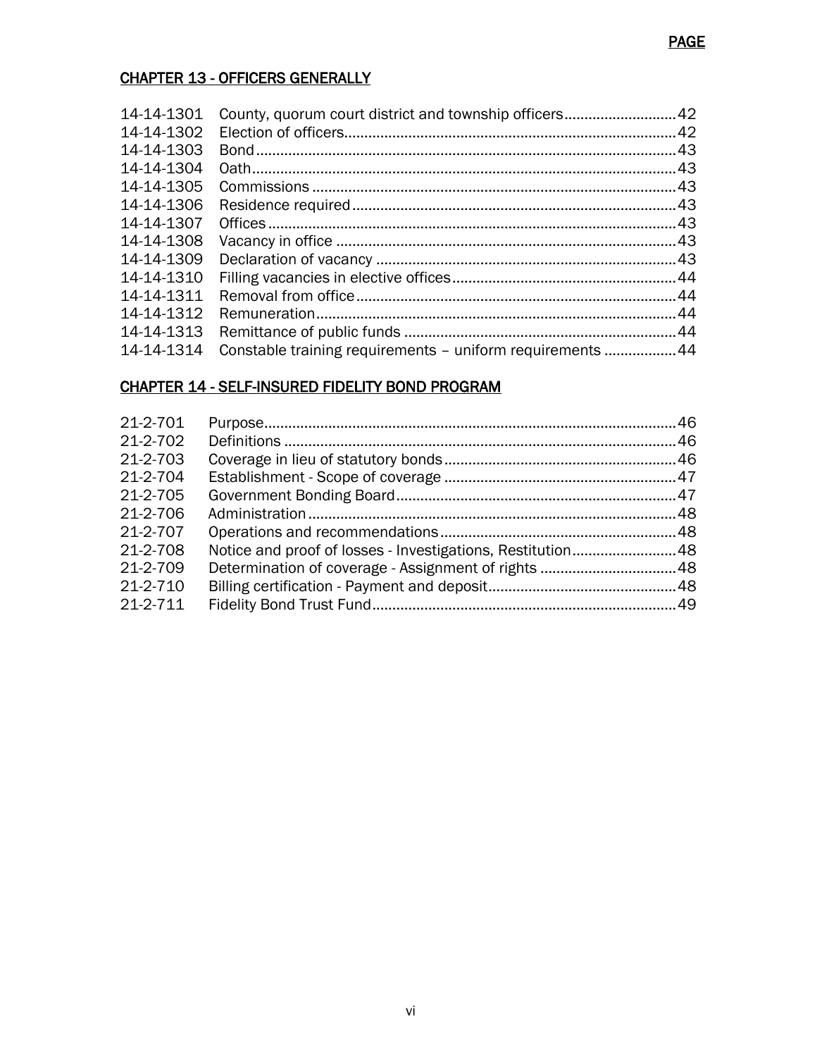PAGE

## CHAPTER 13 - OFFICERS GENERALLY

| | | |
|---|---|---|
| 14-14-1301 | County, quorum court district and township officers | 42 |
| 14-14-1302 | Election of officers | 42 |
| 14-14-1303 | Bond | 43 |
| 14-14-1304 | Oath | 43 |
| 14-14-1305 | Commissions | 43 |
| 14-14-1306 | Residence required | 43 |
| 14-14-1307 | Offices | 43 |
| 14-14-1308 | Vacancy in office | 43 |
| 14-14-1309 | Declaration of vacancy | 43 |
| 14-14-1310 | Filling vacancies in elective offices | 44 |
| 14-14-1311 | Removal from office | 44 |
| 14-14-1312 | Remuneration | 44 |
| 14-14-1313 | Remittance of public funds | 44 |
| 14-14-1314 | Constable training requirements – uniform requirements | 44 |

## CHAPTER 14 - SELF-INSURED FIDELITY BOND PROGRAM

| | | |
|---|---|---|
| 21-2-701 | Purpose | 46 |
| 21-2-702 | Definitions | 46 |
| 21-2-703 | Coverage in lieu of statutory bonds | 46 |
| 21-2-704 | Establishment - Scope of coverage | 47 |
| 21-2-705 | Government Bonding Board | 47 |
| 21-2-706 | Administration | 48 |
| 21-2-707 | Operations and recommendations | 48 |
| 21-2-708 | Notice and proof of losses - Investigations, Restitution | 48 |
| 21-2-709 | Determination of coverage - Assignment of rights | 48 |
| 21-2-710 | Billing certification - Payment and deposit | 48 |
| 21-2-711 | Fidelity Bond Trust Fund | 49 |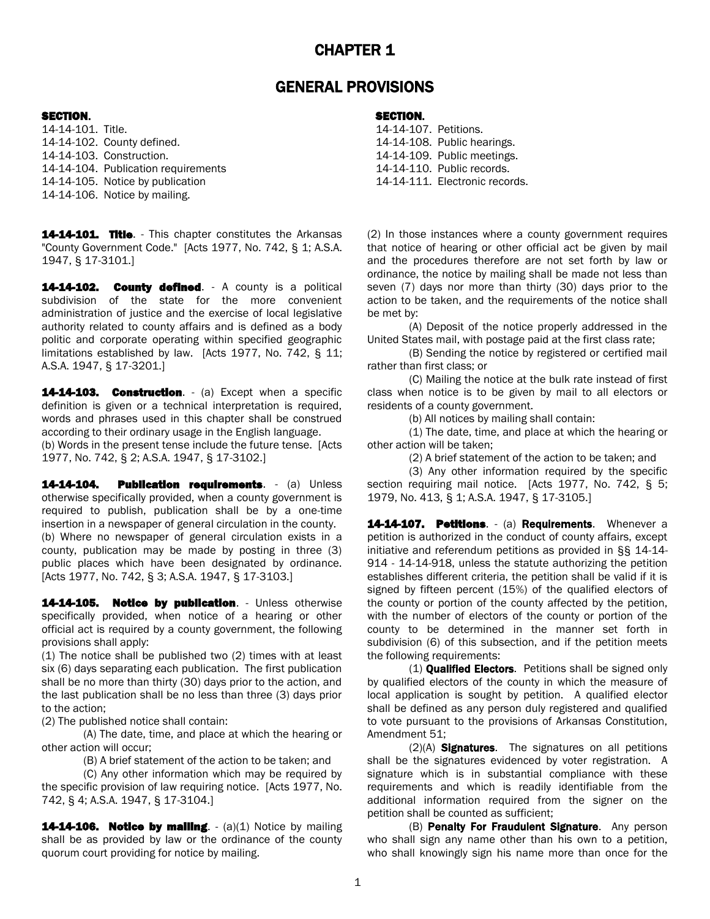# CHAPTER 1

## GENERAL PROVISIONS

**SECTION.**

14-14-101. Title.
14-14-102. County defined.
14-14-103. Construction.
14-14-104. Publication requirements
14-14-105. Notice by publication
14-14-106. Notice by mailing.

**SECTION.**

14-14-107. Petitions.
14-14-108. Public hearings.
14-14-109. Public meetings.
14-14-110. Public records.
14-14-111. Electronic records.

**14-14-101. Title**. - This chapter constitutes the Arkansas "County Government Code." [Acts 1977, No. 742, § 1; A.S.A. 1947, § 17-3101.]

**14-14-102. County defined**. - A county is a political subdivision of the state for the more convenient administration of justice and the exercise of local legislative authority related to county affairs and is defined as a body politic and corporate operating within specified geographic limitations established by law. [Acts 1977, No. 742, § 11; A.S.A. 1947, § 17-3201.]

**14-14-103. Construction**. - (a) Except when a specific definition is given or a technical interpretation is required, words and phrases used in this chapter shall be construed according to their ordinary usage in the English language.
(b) Words in the present tense include the future tense. [Acts 1977, No. 742, § 2; A.S.A. 1947, § 17-3102.]

**14-14-104. Publication requirements**. - (a) Unless otherwise specifically provided, when a county government is required to publish, publication shall be by a one-time insertion in a newspaper of general circulation in the county.
(b) Where no newspaper of general circulation exists in a county, publication may be made by posting in three (3) public places which have been designated by ordinance. [Acts 1977, No. 742, § 3; A.S.A. 1947, § 17-3103.]

**14-14-105. Notice by publication**. - Unless otherwise specifically provided, when notice of a hearing or other official act is required by a county government, the following provisions shall apply:
(1) The notice shall be published two (2) times with at least six (6) days separating each publication. The first publication shall be no more than thirty (30) days prior to the action, and the last publication shall be no less than three (3) days prior to the action;
(2) The published notice shall contain:
(A) The date, time, and place at which the hearing or other action will occur;
(B) A brief statement of the action to be taken; and
(C) Any other information which may be required by the specific provision of law requiring notice. [Acts 1977, No. 742, § 4; A.S.A. 1947, § 17-3104.]

**14-14-106. Notice by mailing**. - (a)(1) Notice by mailing shall be as provided by law or the ordinance of the county quorum court providing for notice by mailing.
(2) In those instances where a county government requires that notice of hearing or other official act be given by mail and the procedures therefore are not set forth by law or ordinance, the notice by mailing shall be made not less than seven (7) days nor more than thirty (30) days prior to the action to be taken, and the requirements of the notice shall be met by:
(A) Deposit of the notice properly addressed in the United States mail, with postage paid at the first class rate;
(B) Sending the notice by registered or certified mail rather than first class; or
(C) Mailing the notice at the bulk rate instead of first class when notice is to be given by mail to all electors or residents of a county government.
(b) All notices by mailing shall contain:
(1) The date, time, and place at which the hearing or other action will be taken;
(2) A brief statement of the action to be taken; and
(3) Any other information required by the specific section requiring mail notice. [Acts 1977, No. 742, § 5; 1979, No. 413, § 1; A.S.A. 1947, § 17-3105.]

**14-14-107. Petitions**. - (a) **Requirements**. Whenever a petition is authorized in the conduct of county affairs, except initiative and referendum petitions as provided in §§ 14-14-914 - 14-14-918, unless the statute authorizing the petition establishes different criteria, the petition shall be valid if it is signed by fifteen percent (15%) of the qualified electors of the county or portion of the county affected by the petition, with the number of electors of the county or portion of the county to be determined in the manner set forth in subdivision (6) of this subsection, and if the petition meets the following requirements:
(1) **Qualified Electors**. Petitions shall be signed only by qualified electors of the county in which the measure of local application is sought by petition. A qualified elector shall be defined as any person duly registered and qualified to vote pursuant to the provisions of Arkansas Constitution, Amendment 51;
(2)(A) **Signatures**. The signatures on all petitions shall be the signatures evidenced by voter registration. A signature which is in substantial compliance with these requirements and which is readily identifiable from the additional information required from the signer on the petition shall be counted as sufficient;
(B) **Penalty For Fraudulent Signature**. Any person who shall sign any name other than his own to a petition, who shall knowingly sign his name more than once for the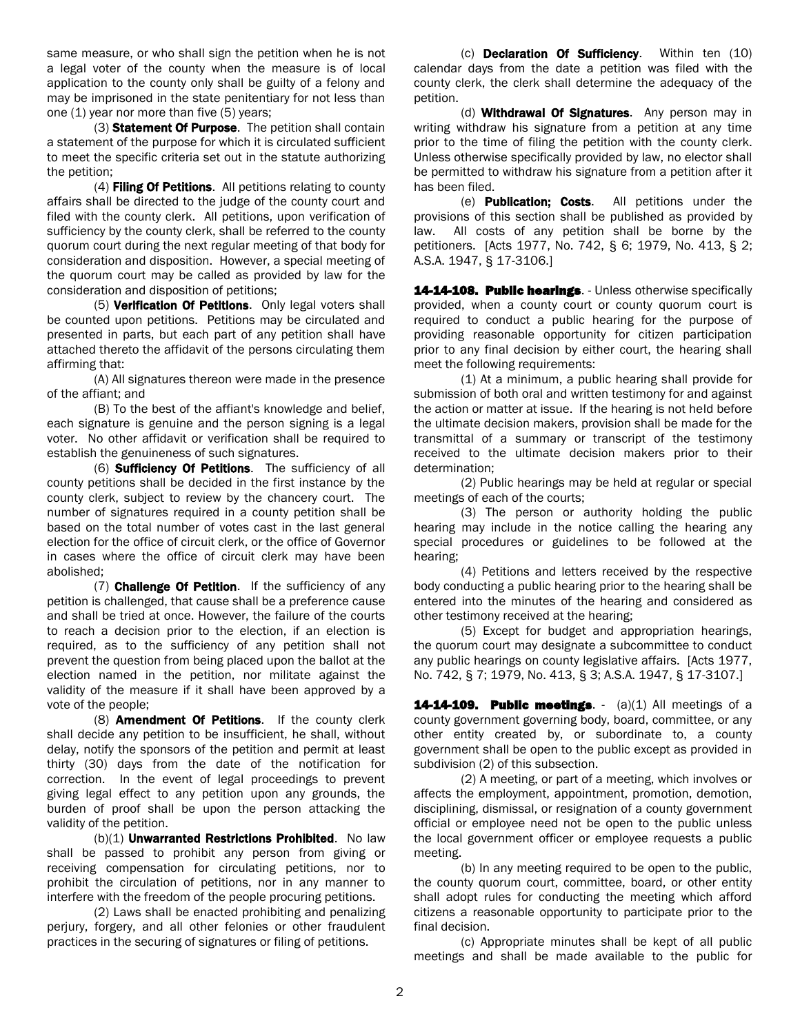same measure, or who shall sign the petition when he is not a legal voter of the county when the measure is of local application to the county only shall be guilty of a felony and may be imprisoned in the state penitentiary for not less than one (1) year nor more than five (5) years;

(3) **Statement Of Purpose**. The petition shall contain a statement of the purpose for which it is circulated sufficient to meet the specific criteria set out in the statute authorizing the petition;

(4) **Filing Of Petitions**. All petitions relating to county affairs shall be directed to the judge of the county court and filed with the county clerk. All petitions, upon verification of sufficiency by the county clerk, shall be referred to the county quorum court during the next regular meeting of that body for consideration and disposition. However, a special meeting of the quorum court may be called as provided by law for the consideration and disposition of petitions;

(5) **Verification Of Petitions**. Only legal voters shall be counted upon petitions. Petitions may be circulated and presented in parts, but each part of any petition shall have attached thereto the affidavit of the persons circulating them affirming that:

(A) All signatures thereon were made in the presence of the affiant; and

(B) To the best of the affiant's knowledge and belief, each signature is genuine and the person signing is a legal voter. No other affidavit or verification shall be required to establish the genuineness of such signatures.

(6) **Sufficiency Of Petitions**. The sufficiency of all county petitions shall be decided in the first instance by the county clerk, subject to review by the chancery court. The number of signatures required in a county petition shall be based on the total number of votes cast in the last general election for the office of circuit clerk, or the office of Governor in cases where the office of circuit clerk may have been abolished;

(7) **Challenge Of Petition**. If the sufficiency of any petition is challenged, that cause shall be a preference cause and shall be tried at once. However, the failure of the courts to reach a decision prior to the election, if an election is required, as to the sufficiency of any petition shall not prevent the question from being placed upon the ballot at the election named in the petition, nor militate against the validity of the measure if it shall have been approved by a vote of the people;

(8) **Amendment Of Petitions**. If the county clerk shall decide any petition to be insufficient, he shall, without delay, notify the sponsors of the petition and permit at least thirty (30) days from the date of the notification for correction. In the event of legal proceedings to prevent giving legal effect to any petition upon any grounds, the burden of proof shall be upon the person attacking the validity of the petition.

(b)(1) **Unwarranted Restrictions Prohibited**. No law shall be passed to prohibit any person from giving or receiving compensation for circulating petitions, nor to prohibit the circulation of petitions, nor in any manner to interfere with the freedom of the people procuring petitions.

(2) Laws shall be enacted prohibiting and penalizing perjury, forgery, and all other felonies or other fraudulent practices in the securing of signatures or filing of petitions.

(c) **Declaration Of Sufficiency**. Within ten (10) calendar days from the date a petition was filed with the county clerk, the clerk shall determine the adequacy of the petition.

(d) **Withdrawal Of Signatures**. Any person may in writing withdraw his signature from a petition at any time prior to the time of filing the petition with the county clerk. Unless otherwise specifically provided by law, no elector shall be permitted to withdraw his signature from a petition after it has been filed.

(e) **Publication; Costs**. All petitions under the provisions of this section shall be published as provided by law. All costs of any petition shall be borne by the petitioners. [Acts 1977, No. 742, § 6; 1979, No. 413, § 2; A.S.A. 1947, § 17-3106.]

**14-14-108. Public hearings**. - Unless otherwise specifically provided, when a county court or county quorum court is required to conduct a public hearing for the purpose of providing reasonable opportunity for citizen participation prior to any final decision by either court, the hearing shall meet the following requirements:

(1) At a minimum, a public hearing shall provide for submission of both oral and written testimony for and against the action or matter at issue. If the hearing is not held before the ultimate decision makers, provision shall be made for the transmittal of a summary or transcript of the testimony received to the ultimate decision makers prior to their determination;

(2) Public hearings may be held at regular or special meetings of each of the courts;

(3) The person or authority holding the public hearing may include in the notice calling the hearing any special procedures or guidelines to be followed at the hearing;

(4) Petitions and letters received by the respective body conducting a public hearing prior to the hearing shall be entered into the minutes of the hearing and considered as other testimony received at the hearing;

(5) Except for budget and appropriation hearings, the quorum court may designate a subcommittee to conduct any public hearings on county legislative affairs. [Acts 1977, No. 742, § 7; 1979, No. 413, § 3; A.S.A. 1947, § 17-3107.]

**14-14-109. Public meetings**. - (a)(1) All meetings of a county government governing body, board, committee, or any other entity created by, or subordinate to, a county government shall be open to the public except as provided in subdivision (2) of this subsection.

(2) A meeting, or part of a meeting, which involves or affects the employment, appointment, promotion, demotion, disciplining, dismissal, or resignation of a county government official or employee need not be open to the public unless the local government officer or employee requests a public meeting.

(b) In any meeting required to be open to the public, the county quorum court, committee, board, or other entity shall adopt rules for conducting the meeting which afford citizens a reasonable opportunity to participate prior to the final decision.

(c) Appropriate minutes shall be kept of all public meetings and shall be made available to the public for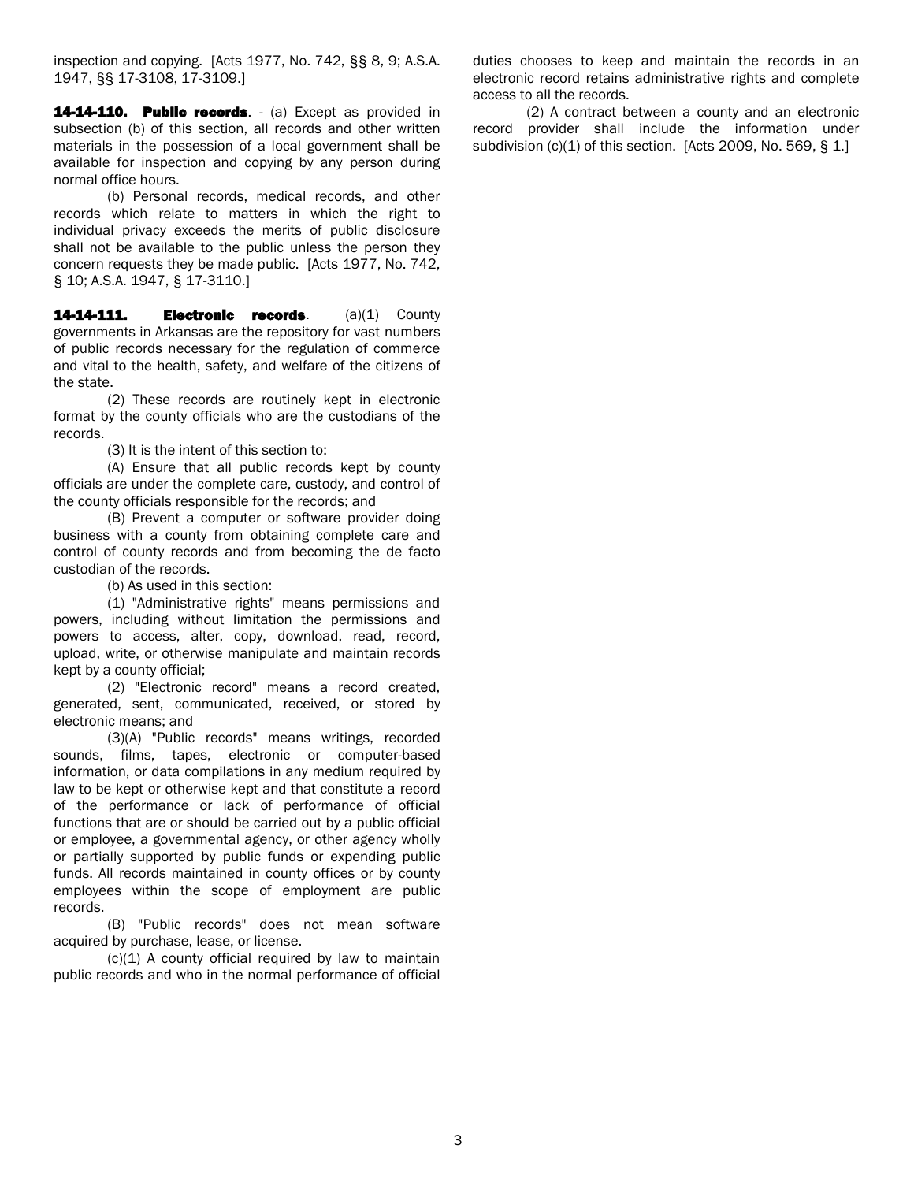inspection and copying. [Acts 1977, No. 742, §§ 8, 9; A.S.A. 1947, §§ 17-3108, 17-3109.]

**14-14-110. Public records**. - (a) Except as provided in subsection (b) of this section, all records and other written materials in the possession of a local government shall be available for inspection and copying by any person during normal office hours.

(b) Personal records, medical records, and other records which relate to matters in which the right to individual privacy exceeds the merits of public disclosure shall not be available to the public unless the person they concern requests they be made public. [Acts 1977, No. 742, § 10; A.S.A. 1947, § 17-3110.]

**14-14-111. Electronic records**. (a)(1) County governments in Arkansas are the repository for vast numbers of public records necessary for the regulation of commerce and vital to the health, safety, and welfare of the citizens of the state.

(2) These records are routinely kept in electronic format by the county officials who are the custodians of the records.

(3) It is the intent of this section to:

(A) Ensure that all public records kept by county officials are under the complete care, custody, and control of the county officials responsible for the records; and

(B) Prevent a computer or software provider doing business with a county from obtaining complete care and control of county records and from becoming the de facto custodian of the records.

(b) As used in this section:

(1) "Administrative rights" means permissions and powers, including without limitation the permissions and powers to access, alter, copy, download, read, record, upload, write, or otherwise manipulate and maintain records kept by a county official;

(2) "Electronic record" means a record created, generated, sent, communicated, received, or stored by electronic means; and

(3)(A) "Public records" means writings, recorded sounds, films, tapes, electronic or computer-based information, or data compilations in any medium required by law to be kept or otherwise kept and that constitute a record of the performance or lack of performance of official functions that are or should be carried out by a public official or employee, a governmental agency, or other agency wholly or partially supported by public funds or expending public funds. All records maintained in county offices or by county employees within the scope of employment are public records.

(B) "Public records" does not mean software acquired by purchase, lease, or license.

(c)(1) A county official required by law to maintain public records and who in the normal performance of official duties chooses to keep and maintain the records in an electronic record retains administrative rights and complete access to all the records.

(2) A contract between a county and an electronic record provider shall include the information under subdivision (c)(1) of this section. [Acts 2009, No. 569, § 1.]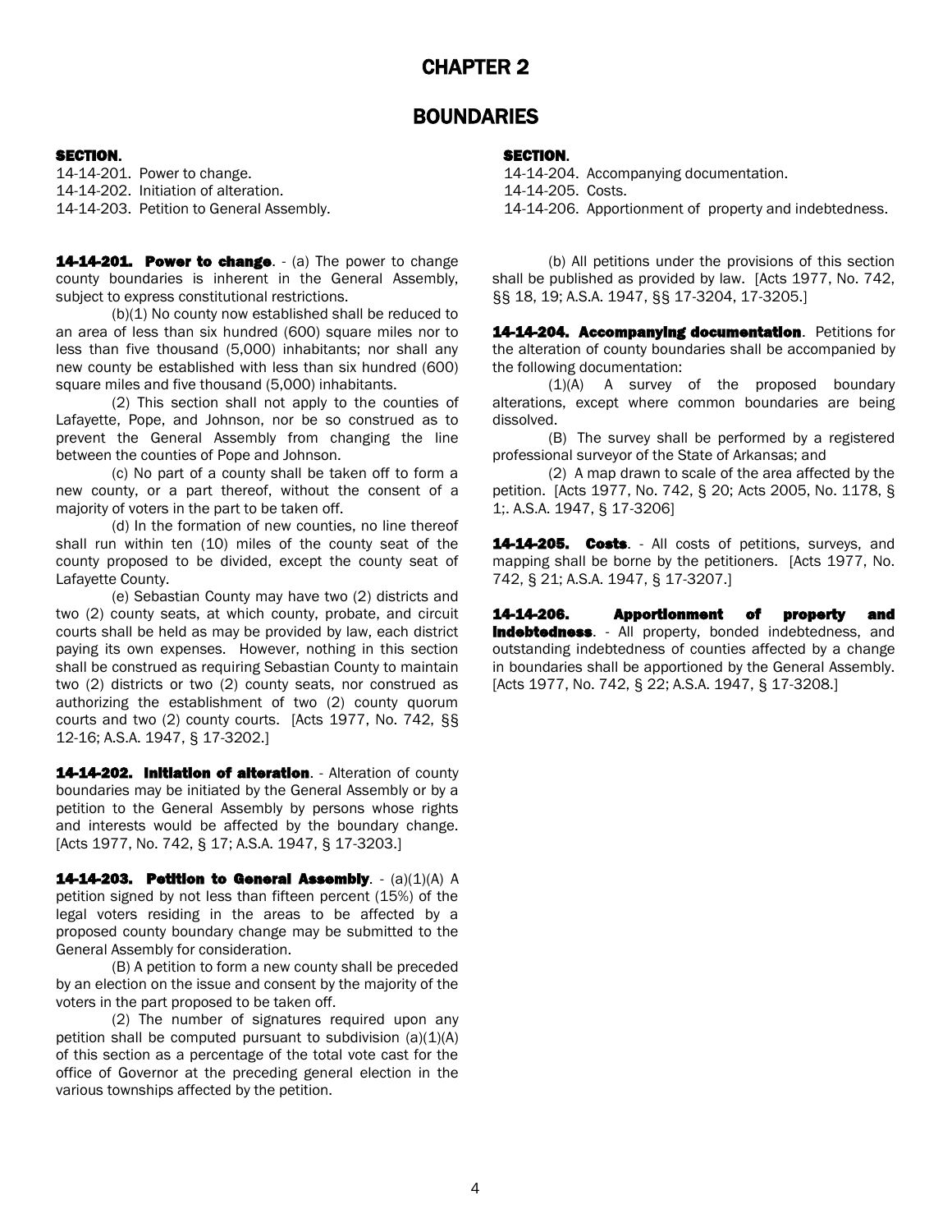# CHAPTER 2

## BOUNDARIES

**SECTION.**
14-14-201. Power to change.
14-14-202. Initiation of alteration.
14-14-203. Petition to General Assembly.
14-14-204. Accompanying documentation.
14-14-205. Costs.
14-14-206. Apportionment of property and indebtedness.

**14-14-201. Power to change**. - (a) The power to change county boundaries is inherent in the General Assembly, subject to express constitutional restrictions.

(b)(1) No county now established shall be reduced to an area of less than six hundred (600) square miles nor to less than five thousand (5,000) inhabitants; nor shall any new county be established with less than six hundred (600) square miles and five thousand (5,000) inhabitants.

(2) This section shall not apply to the counties of Lafayette, Pope, and Johnson, nor be so construed as to prevent the General Assembly from changing the line between the counties of Pope and Johnson.

(c) No part of a county shall be taken off to form a new county, or a part thereof, without the consent of a majority of voters in the part to be taken off.

(d) In the formation of new counties, no line thereof shall run within ten (10) miles of the county seat of the county proposed to be divided, except the county seat of Lafayette County.

(e) Sebastian County may have two (2) districts and two (2) county seats, at which county, probate, and circuit courts shall be held as may be provided by law, each district paying its own expenses. However, nothing in this section shall be construed as requiring Sebastian County to maintain two (2) districts or two (2) county seats, nor construed as authorizing the establishment of two (2) county quorum courts and two (2) county courts. [Acts 1977, No. 742, §§ 12-16; A.S.A. 1947, § 17-3202.]

**14-14-202. Initiation of alteration**. - Alteration of county boundaries may be initiated by the General Assembly or by a petition to the General Assembly by persons whose rights and interests would be affected by the boundary change. [Acts 1977, No. 742, § 17; A.S.A. 1947, § 17-3203.]

**14-14-203. Petition to General Assembly**. - (a)(1)(A) A petition signed by not less than fifteen percent (15%) of the legal voters residing in the areas to be affected by a proposed county boundary change may be submitted to the General Assembly for consideration.

(B) A petition to form a new county shall be preceded by an election on the issue and consent by the majority of the voters in the part proposed to be taken off.

(2) The number of signatures required upon any petition shall be computed pursuant to subdivision (a)(1)(A) of this section as a percentage of the total vote cast for the office of Governor at the preceding general election in the various townships affected by the petition.

(b) All petitions under the provisions of this section shall be published as provided by law. [Acts 1977, No. 742, §§ 18, 19; A.S.A. 1947, §§ 17-3204, 17-3205.]

**14-14-204. Accompanying documentation**. Petitions for the alteration of county boundaries shall be accompanied by the following documentation:

(1)(A) A survey of the proposed boundary alterations, except where common boundaries are being dissolved.

(B) The survey shall be performed by a registered professional surveyor of the State of Arkansas; and

(2) A map drawn to scale of the area affected by the petition. [Acts 1977, No. 742, § 20; Acts 2005, No. 1178, § 1;. A.S.A. 1947, § 17-3206]

**14-14-205. Costs**. - All costs of petitions, surveys, and mapping shall be borne by the petitioners. [Acts 1977, No. 742, § 21; A.S.A. 1947, § 17-3207.]

**14-14-206. Apportionment of property and indebtedness**. - All property, bonded indebtedness, and outstanding indebtedness of counties affected by a change in boundaries shall be apportioned by the General Assembly. [Acts 1977, No. 742, § 22; A.S.A. 1947, § 17-3208.]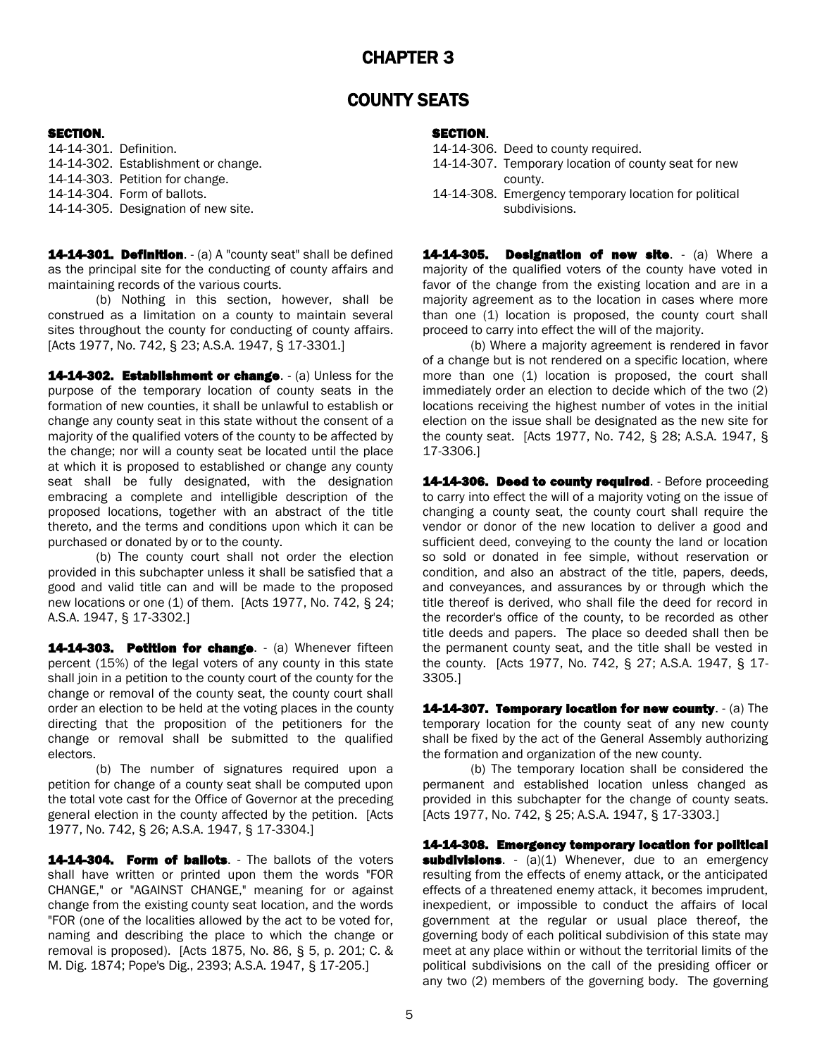# CHAPTER 3

## COUNTY SEATS

**SECTION.**

14-14-301. Definition.
14-14-302. Establishment or change.
14-14-303. Petition for change.
14-14-304. Form of ballots.
14-14-305. Designation of new site.
14-14-306. Deed to county required.
14-14-307. Temporary location of county seat for new county.
14-14-308. Emergency temporary location for political subdivisions.

**14-14-301. Definition**. - (a) A "county seat" shall be defined as the principal site for the conducting of county affairs and maintaining records of the various courts.

(b) Nothing in this section, however, shall be construed as a limitation on a county to maintain several sites throughout the county for conducting of county affairs. [Acts 1977, No. 742, § 23; A.S.A. 1947, § 17-3301.]

**14-14-302. Establishment or change**. - (a) Unless for the purpose of the temporary location of county seats in the formation of new counties, it shall be unlawful to establish or change any county seat in this state without the consent of a majority of the qualified voters of the county to be affected by the change; nor will a county seat be located until the place at which it is proposed to established or change any county seat shall be fully designated, with the designation embracing a complete and intelligible description of the proposed locations, together with an abstract of the title thereto, and the terms and conditions upon which it can be purchased or donated by or to the county.

(b) The county court shall not order the election provided in this subchapter unless it shall be satisfied that a good and valid title can and will be made to the proposed new locations or one (1) of them. [Acts 1977, No. 742, § 24; A.S.A. 1947, § 17-3302.]

**14-14-303. Petition for change**. - (a) Whenever fifteen percent (15%) of the legal voters of any county in this state shall join in a petition to the county court of the county for the change or removal of the county seat, the county court shall order an election to be held at the voting places in the county directing that the proposition of the petitioners for the change or removal shall be submitted to the qualified electors.

(b) The number of signatures required upon a petition for change of a county seat shall be computed upon the total vote cast for the Office of Governor at the preceding general election in the county affected by the petition. [Acts 1977, No. 742, § 26; A.S.A. 1947, § 17-3304.]

**14-14-304. Form of ballots**. - The ballots of the voters shall have written or printed upon them the words "FOR CHANGE," or "AGAINST CHANGE," meaning for or against change from the existing county seat location, and the words "FOR (one of the localities allowed by the act to be voted for, naming and describing the place to which the change or removal is proposed). [Acts 1875, No. 86, § 5, p. 201; C. & M. Dig. 1874; Pope's Dig., 2393; A.S.A. 1947, § 17-205.]

**14-14-305. Designation of new site**. - (a) Where a majority of the qualified voters of the county have voted in favor of the change from the existing location and are in a majority agreement as to the location in cases where more than one (1) location is proposed, the county court shall proceed to carry into effect the will of the majority.

(b) Where a majority agreement is rendered in favor of a change but is not rendered on a specific location, where more than one (1) location is proposed, the court shall immediately order an election to decide which of the two (2) locations receiving the highest number of votes in the initial election on the issue shall be designated as the new site for the county seat. [Acts 1977, No. 742, § 28; A.S.A. 1947, § 17-3306.]

**14-14-306. Deed to county required**. - Before proceeding to carry into effect the will of a majority voting on the issue of changing a county seat, the county court shall require the vendor or donor of the new location to deliver a good and sufficient deed, conveying to the county the land or location so sold or donated in fee simple, without reservation or condition, and also an abstract of the title, papers, deeds, and conveyances, and assurances by or through which the title thereof is derived, who shall file the deed for record in the recorder's office of the county, to be recorded as other title deeds and papers. The place so deeded shall then be the permanent county seat, and the title shall be vested in the county. [Acts 1977, No. 742, § 27; A.S.A. 1947, § 17-3305.]

**14-14-307. Temporary location for new county**. - (a) The temporary location for the county seat of any new county shall be fixed by the act of the General Assembly authorizing the formation and organization of the new county.

(b) The temporary location shall be considered the permanent and established location unless changed as provided in this subchapter for the change of county seats. [Acts 1977, No. 742, § 25; A.S.A. 1947, § 17-3303.]

**14-14-308. Emergency temporary location for political subdivisions**. - (a)(1) Whenever, due to an emergency resulting from the effects of enemy attack, or the anticipated effects of a threatened enemy attack, it becomes imprudent, inexpedient, or impossible to conduct the affairs of local government at the regular or usual place thereof, the governing body of each political subdivision of this state may meet at any place within or without the territorial limits of the political subdivisions on the call of the presiding officer or any two (2) members of the governing body. The governing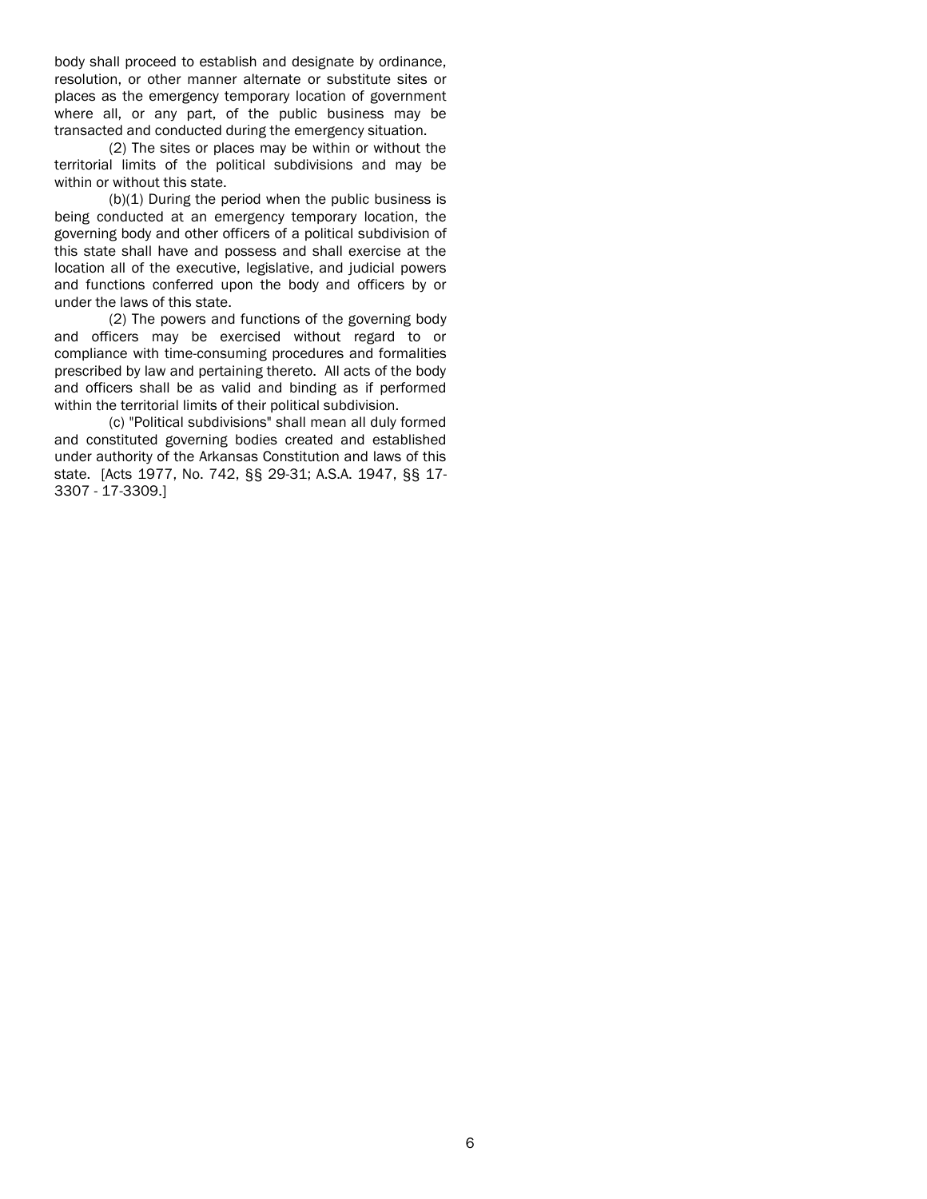body shall proceed to establish and designate by ordinance, resolution, or other manner alternate or substitute sites or places as the emergency temporary location of government where all, or any part, of the public business may be transacted and conducted during the emergency situation.

(2) The sites or places may be within or without the territorial limits of the political subdivisions and may be within or without this state.

(b)(1) During the period when the public business is being conducted at an emergency temporary location, the governing body and other officers of a political subdivision of this state shall have and possess and shall exercise at the location all of the executive, legislative, and judicial powers and functions conferred upon the body and officers by or under the laws of this state.

(2) The powers and functions of the governing body and officers may be exercised without regard to or compliance with time-consuming procedures and formalities prescribed by law and pertaining thereto. All acts of the body and officers shall be as valid and binding as if performed within the territorial limits of their political subdivision.

(c) "Political subdivisions" shall mean all duly formed and constituted governing bodies created and established under authority of the Arkansas Constitution and laws of this state. [Acts 1977, No. 742, §§ 29-31; A.S.A. 1947, §§ 17-3307 - 17-3309.]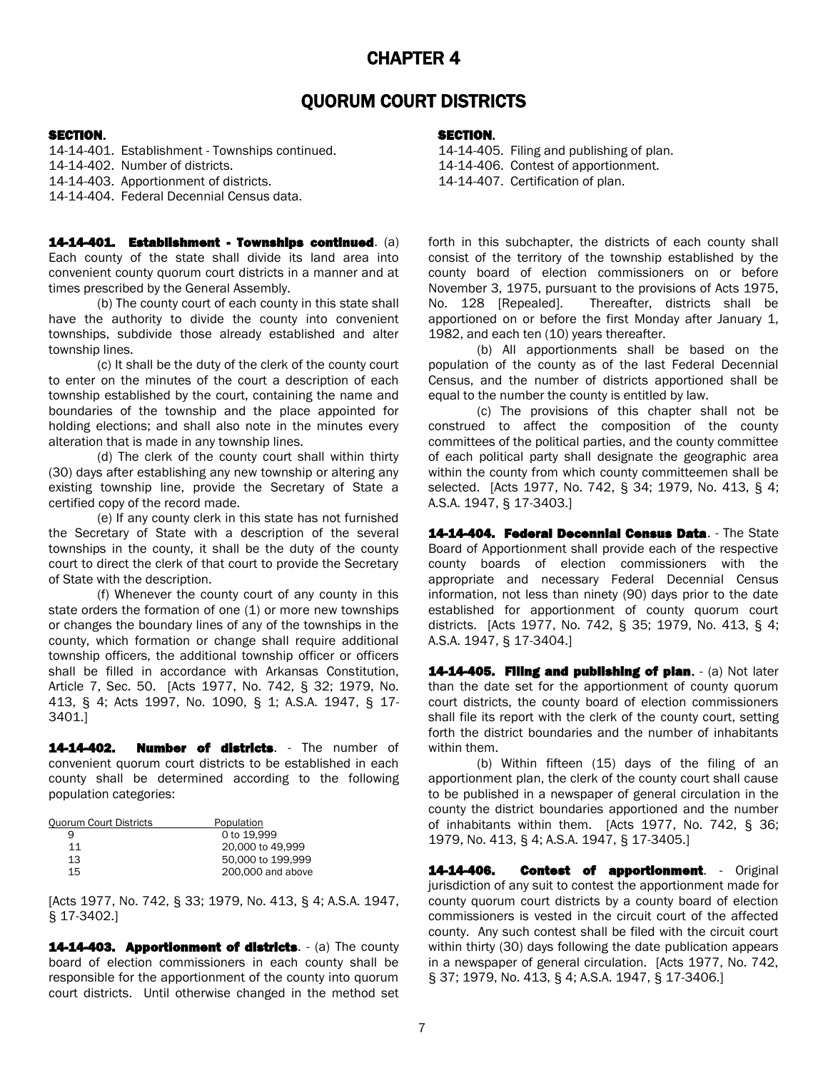# CHAPTER 4

## QUORUM COURT DISTRICTS

**SECTION.**

14-14-401. Establishment - Townships continued.
14-14-402. Number of districts.
14-14-403. Apportionment of districts.
14-14-404. Federal Decennial Census data.
14-14-405. Filing and publishing of plan.
14-14-406. Contest of apportionment.
14-14-407. Certification of plan.

**14-14-401. Establishment - Townships continued**. (a) Each county of the state shall divide its land area into convenient county quorum court districts in a manner and at times prescribed by the General Assembly.

(b) The county court of each county in this state shall have the authority to divide the county into convenient townships, subdivide those already established and alter township lines.

(c) It shall be the duty of the clerk of the county court to enter on the minutes of the court a description of each township established by the court, containing the name and boundaries of the township and the place appointed for holding elections; and shall also note in the minutes every alteration that is made in any township lines.

(d) The clerk of the county court shall within thirty (30) days after establishing any new township or altering any existing township line, provide the Secretary of State a certified copy of the record made.

(e) If any county clerk in this state has not furnished the Secretary of State with a description of the several townships in the county, it shall be the duty of the county court to direct the clerk of that court to provide the Secretary of State with the description.

(f) Whenever the county court of any county in this state orders the formation of one (1) or more new townships or changes the boundary lines of any of the townships in the county, which formation or change shall require additional township officers, the additional township officer or officers shall be filled in accordance with Arkansas Constitution, Article 7, Sec. 50. [Acts 1977, No. 742, § 32; 1979, No. 413, § 4; Acts 1997, No. 1090, § 1; A.S.A. 1947, § 17-3401.]

**14-14-402. Number of districts**. - The number of convenient quorum court districts to be established in each county shall be determined according to the following population categories:

| Quorum Court Districts | Population |
|---|---|
| 9 | 0 to 19,999 |
| 11 | 20,000 to 49,999 |
| 13 | 50,000 to 199,999 |
| 15 | 200,000 and above |

[Acts 1977, No. 742, § 33; 1979, No. 413, § 4; A.S.A. 1947, § 17-3402.]

**14-14-403. Apportionment of districts**. - (a) The county board of election commissioners in each county shall be responsible for the apportionment of the county into quorum court districts. Until otherwise changed in the method set forth in this subchapter, the districts of each county shall consist of the territory of the township established by the county board of election commissioners on or before November 3, 1975, pursuant to the provisions of Acts 1975, No. 128 [Repealed]. Thereafter, districts shall be apportioned on or before the first Monday after January 1, 1982, and each ten (10) years thereafter.

(b) All apportionments shall be based on the population of the county as of the last Federal Decennial Census, and the number of districts apportioned shall be equal to the number the county is entitled by law.

(c) The provisions of this chapter shall not be construed to affect the composition of the county committees of the political parties, and the county committee of each political party shall designate the geographic area within the county from which county committeemen shall be selected. [Acts 1977, No. 742, § 34; 1979, No. 413, § 4; A.S.A. 1947, § 17-3403.]

**14-14-404. Federal Decennial Census Data**. - The State Board of Apportionment shall provide each of the respective county boards of election commissioners with the appropriate and necessary Federal Decennial Census information, not less than ninety (90) days prior to the date established for apportionment of county quorum court districts. [Acts 1977, No. 742, § 35; 1979, No. 413, § 4; A.S.A. 1947, § 17-3404.]

**14-14-405. Filing and publishing of plan**. - (a) Not later than the date set for the apportionment of county quorum court districts, the county board of election commissioners shall file its report with the clerk of the county court, setting forth the district boundaries and the number of inhabitants within them.

(b) Within fifteen (15) days of the filing of an apportionment plan, the clerk of the county court shall cause to be published in a newspaper of general circulation in the county the district boundaries apportioned and the number of inhabitants within them. [Acts 1977, No. 742, § 36; 1979, No. 413, § 4; A.S.A. 1947, § 17-3405.]

**14-14-406. Contest of apportionment**. - Original jurisdiction of any suit to contest the apportionment made for county quorum court districts by a county board of election commissioners is vested in the circuit court of the affected county. Any such contest shall be filed with the circuit court within thirty (30) days following the date publication appears in a newspaper of general circulation. [Acts 1977, No. 742, § 37; 1979, No. 413, § 4; A.S.A. 1947, § 17-3406.]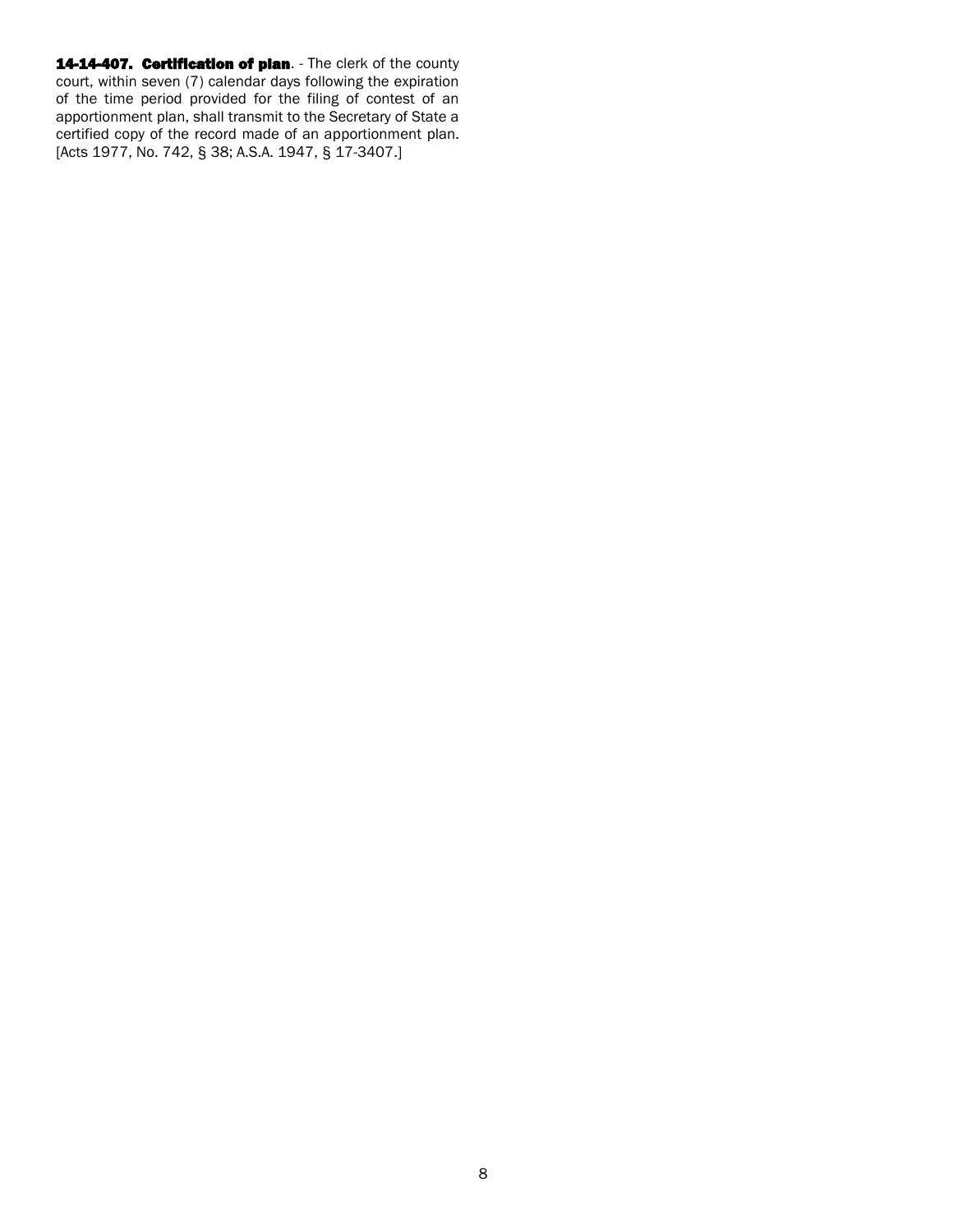**14-14-407. Certification of plan**. - The clerk of the county court, within seven (7) calendar days following the expiration of the time period provided for the filing of contest of an apportionment plan, shall transmit to the Secretary of State a certified copy of the record made of an apportionment plan. [Acts 1977, No. 742, § 38; A.S.A. 1947, § 17-3407.]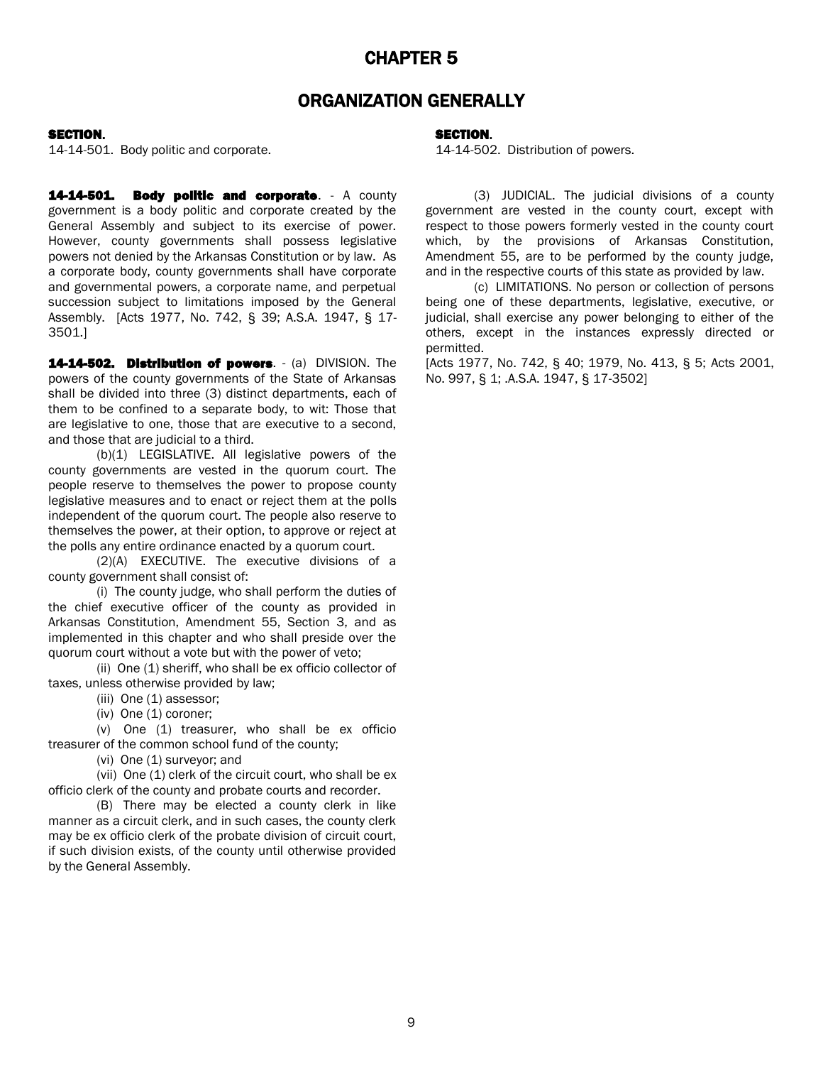# CHAPTER 5

## ORGANIZATION GENERALLY

**SECTION.**
14-14-501. Body politic and corporate.

**SECTION.**
14-14-502. Distribution of powers.

**14-14-501. Body politic and corporate**. - A county government is a body politic and corporate created by the General Assembly and subject to its exercise of power. However, county governments shall possess legislative powers not denied by the Arkansas Constitution or by law. As a corporate body, county governments shall have corporate and governmental powers, a corporate name, and perpetual succession subject to limitations imposed by the General Assembly. [Acts 1977, No. 742, § 39; A.S.A. 1947, § 17-3501.]

**14-14-502. Distribution of powers**. - (a) DIVISION. The powers of the county governments of the State of Arkansas shall be divided into three (3) distinct departments, each of them to be confined to a separate body, to wit: Those that are legislative to one, those that are executive to a second, and those that are judicial to a third.

(b)(1) LEGISLATIVE. All legislative powers of the county governments are vested in the quorum court. The people reserve to themselves the power to propose county legislative measures and to enact or reject them at the polls independent of the quorum court. The people also reserve to themselves the power, at their option, to approve or reject at the polls any entire ordinance enacted by a quorum court.

(2)(A) EXECUTIVE. The executive divisions of a county government shall consist of:

(i) The county judge, who shall perform the duties of the chief executive officer of the county as provided in Arkansas Constitution, Amendment 55, Section 3, and as implemented in this chapter and who shall preside over the quorum court without a vote but with the power of veto;

(ii) One (1) sheriff, who shall be ex officio collector of taxes, unless otherwise provided by law;

(iii) One (1) assessor;

(iv) One (1) coroner;

(v) One (1) treasurer, who shall be ex officio treasurer of the common school fund of the county;

(vi) One (1) surveyor; and

(vii) One (1) clerk of the circuit court, who shall be ex officio clerk of the county and probate courts and recorder.

(B) There may be elected a county clerk in like manner as a circuit clerk, and in such cases, the county clerk may be ex officio clerk of the probate division of circuit court, if such division exists, of the county until otherwise provided by the General Assembly.

(3) JUDICIAL. The judicial divisions of a county government are vested in the county court, except with respect to those powers formerly vested in the county court which, by the provisions of Arkansas Constitution, Amendment 55, are to be performed by the county judge, and in the respective courts of this state as provided by law.

(c) LIMITATIONS. No person or collection of persons being one of these departments, legislative, executive, or judicial, shall exercise any power belonging to either of the others, except in the instances expressly directed or permitted.

[Acts 1977, No. 742, § 40; 1979, No. 413, § 5; Acts 2001, No. 997, § 1; .A.S.A. 1947, § 17-3502]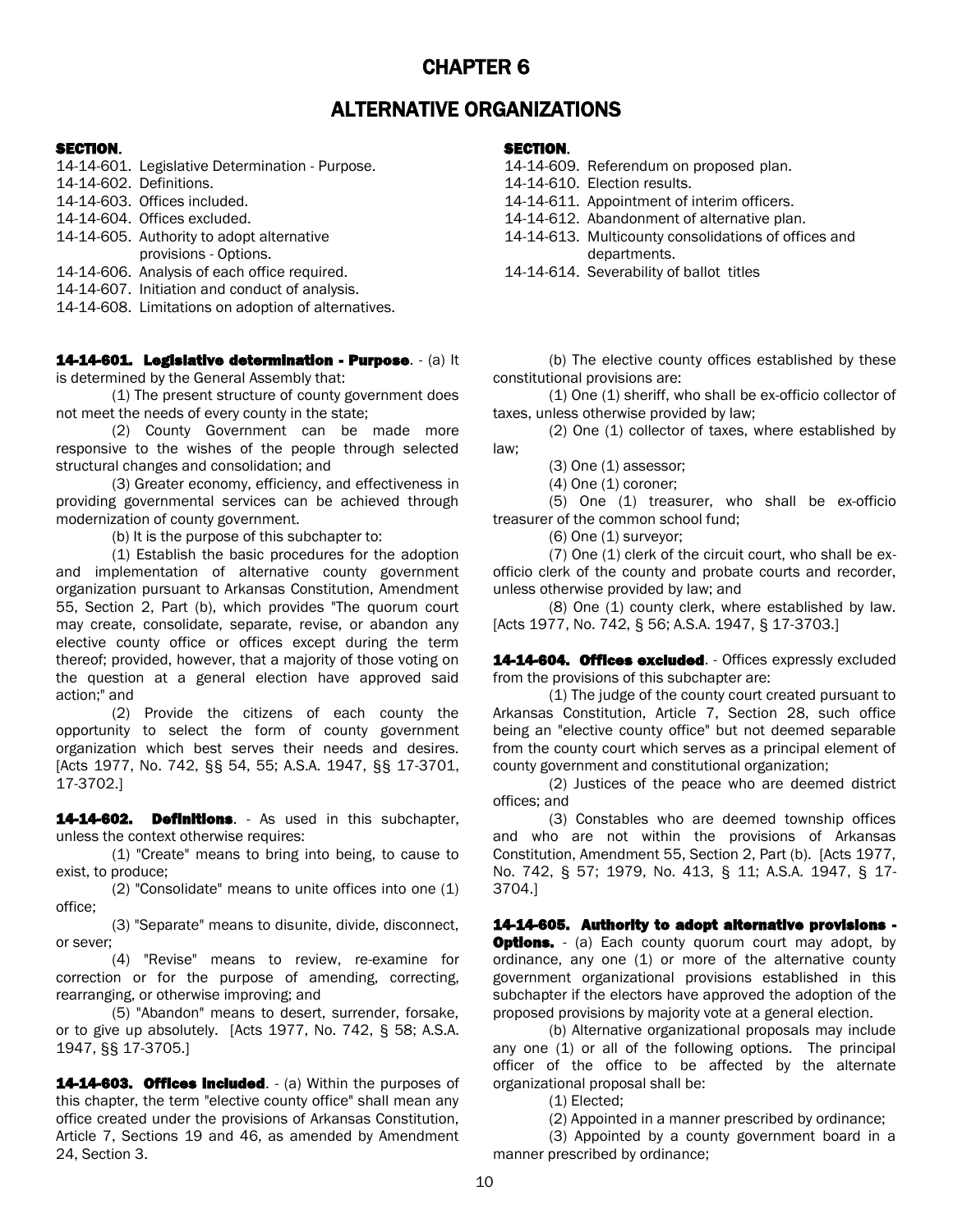# CHAPTER 6

## ALTERNATIVE ORGANIZATIONS

**SECTION.**

14-14-601. Legislative Determination - Purpose.
14-14-602. Definitions.
14-14-603. Offices included.
14-14-604. Offices excluded.
14-14-605. Authority to adopt alternative provisions - Options.
14-14-606. Analysis of each office required.
14-14-607. Initiation and conduct of analysis.
14-14-608. Limitations on adoption of alternatives.
14-14-609. Referendum on proposed plan.
14-14-610. Election results.
14-14-611. Appointment of interim officers.
14-14-612. Abandonment of alternative plan.
14-14-613. Multicounty consolidations of offices and departments.
14-14-614. Severability of ballot titles

**14-14-601. Legislative determination - Purpose**. - (a) It is determined by the General Assembly that:

(1) The present structure of county government does not meet the needs of every county in the state;

(2) County Government can be made more responsive to the wishes of the people through selected structural changes and consolidation; and

(3) Greater economy, efficiency, and effectiveness in providing governmental services can be achieved through modernization of county government.

(b) It is the purpose of this subchapter to:

(1) Establish the basic procedures for the adoption and implementation of alternative county government organization pursuant to Arkansas Constitution, Amendment 55, Section 2, Part (b), which provides "The quorum court may create, consolidate, separate, revise, or abandon any elective county office or offices except during the term thereof; provided, however, that a majority of those voting on the question at a general election have approved said action;" and

(2) Provide the citizens of each county the opportunity to select the form of county government organization which best serves their needs and desires. [Acts 1977, No. 742, §§ 54, 55; A.S.A. 1947, §§ 17-3701, 17-3702.]

**14-14-602. Definitions**. - As used in this subchapter, unless the context otherwise requires:

(1) "Create" means to bring into being, to cause to exist, to produce;

(2) "Consolidate" means to unite offices into one (1) office;

(3) "Separate" means to disunite, divide, disconnect, or sever;

(4) "Revise" means to review, re-examine for correction or for the purpose of amending, correcting, rearranging, or otherwise improving; and

(5) "Abandon" means to desert, surrender, forsake, or to give up absolutely. [Acts 1977, No. 742, § 58; A.S.A. 1947, §§ 17-3705.]

**14-14-603. Offices included**. - (a) Within the purposes of this chapter, the term "elective county office" shall mean any office created under the provisions of Arkansas Constitution, Article 7, Sections 19 and 46, as amended by Amendment 24, Section 3.

(b) The elective county offices established by these constitutional provisions are:

(1) One (1) sheriff, who shall be ex-officio collector of taxes, unless otherwise provided by law;

(2) One (1) collector of taxes, where established by law;

(3) One (1) assessor;

(4) One (1) coroner;

(5) One (1) treasurer, who shall be ex-officio treasurer of the common school fund;

(6) One (1) surveyor;

(7) One (1) clerk of the circuit court, who shall be ex-officio clerk of the county and probate courts and recorder, unless otherwise provided by law; and

(8) One (1) county clerk, where established by law. [Acts 1977, No. 742, § 56; A.S.A. 1947, § 17-3703.]

**14-14-604. Offices excluded**. - Offices expressly excluded from the provisions of this subchapter are:

(1) The judge of the county court created pursuant to Arkansas Constitution, Article 7, Section 28, such office being an "elective county office" but not deemed separable from the county court which serves as a principal element of county government and constitutional organization;

(2) Justices of the peace who are deemed district offices; and

(3) Constables who are deemed township offices and who are not within the provisions of Arkansas Constitution, Amendment 55, Section 2, Part (b). [Acts 1977, No. 742, § 57; 1979, No. 413, § 11; A.S.A. 1947, § 17-3704.]

**14-14-605. Authority to adopt alternative provisions - Options.** - (a) Each county quorum court may adopt, by ordinance, any one (1) or more of the alternative county government organizational provisions established in this subchapter if the electors have approved the adoption of the proposed provisions by majority vote at a general election.

(b) Alternative organizational proposals may include any one (1) or all of the following options. The principal officer of the office to be affected by the alternate organizational proposal shall be:

(1) Elected;

(2) Appointed in a manner prescribed by ordinance;

(3) Appointed by a county government board in a manner prescribed by ordinance;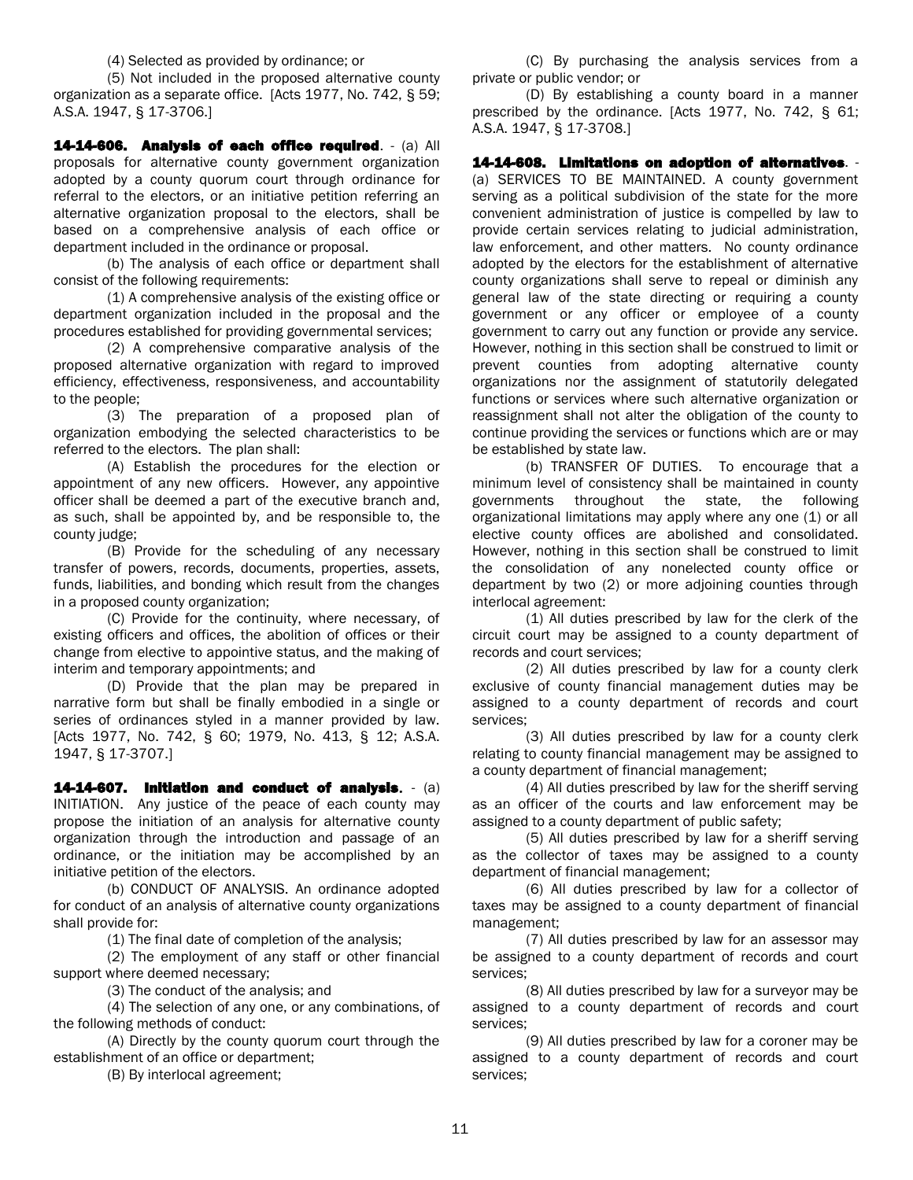(4) Selected as provided by ordinance; or

(5) Not included in the proposed alternative county organization as a separate office. [Acts 1977, No. 742, § 59; A.S.A. 1947, § 17-3706.]

**14-14-606. Analysis of each office required**. - (a) All proposals for alternative county government organization adopted by a county quorum court through ordinance for referral to the electors, or an initiative petition referring an alternative organization proposal to the electors, shall be based on a comprehensive analysis of each office or department included in the ordinance or proposal.

(b) The analysis of each office or department shall consist of the following requirements:

(1) A comprehensive analysis of the existing office or department organization included in the proposal and the procedures established for providing governmental services;

(2) A comprehensive comparative analysis of the proposed alternative organization with regard to improved efficiency, effectiveness, responsiveness, and accountability to the people;

(3) The preparation of a proposed plan of organization embodying the selected characteristics to be referred to the electors. The plan shall:

(A) Establish the procedures for the election or appointment of any new officers. However, any appointive officer shall be deemed a part of the executive branch and, as such, shall be appointed by, and be responsible to, the county judge;

(B) Provide for the scheduling of any necessary transfer of powers, records, documents, properties, assets, funds, liabilities, and bonding which result from the changes in a proposed county organization;

(C) Provide for the continuity, where necessary, of existing officers and offices, the abolition of offices or their change from elective to appointive status, and the making of interim and temporary appointments; and

(D) Provide that the plan may be prepared in narrative form but shall be finally embodied in a single or series of ordinances styled in a manner provided by law. [Acts 1977, No. 742, § 60; 1979, No. 413, § 12; A.S.A. 1947, § 17-3707.]

**14-14-607. Initiation and conduct of analysis**. - (a) INITIATION. Any justice of the peace of each county may propose the initiation of an analysis for alternative county organization through the introduction and passage of an ordinance, or the initiation may be accomplished by an initiative petition of the electors.

(b) CONDUCT OF ANALYSIS. An ordinance adopted for conduct of an analysis of alternative county organizations shall provide for:

(1) The final date of completion of the analysis;

(2) The employment of any staff or other financial support where deemed necessary;

(3) The conduct of the analysis; and

(4) The selection of any one, or any combinations, of the following methods of conduct:

(A) Directly by the county quorum court through the establishment of an office or department;

(B) By interlocal agreement;

(C) By purchasing the analysis services from a private or public vendor; or

(D) By establishing a county board in a manner prescribed by the ordinance. [Acts 1977, No. 742, § 61; A.S.A. 1947, § 17-3708.]

**14-14-608. Limitations on adoption of alternatives**. - (a) SERVICES TO BE MAINTAINED. A county government serving as a political subdivision of the state for the more convenient administration of justice is compelled by law to provide certain services relating to judicial administration, law enforcement, and other matters. No county ordinance adopted by the electors for the establishment of alternative county organizations shall serve to repeal or diminish any general law of the state directing or requiring a county government or any officer or employee of a county government to carry out any function or provide any service. However, nothing in this section shall be construed to limit or prevent counties from adopting alternative county organizations nor the assignment of statutorily delegated functions or services where such alternative organization or reassignment shall not alter the obligation of the county to continue providing the services or functions which are or may be established by state law.

(b) TRANSFER OF DUTIES. To encourage that a minimum level of consistency shall be maintained in county governments throughout the state, the following organizational limitations may apply where any one (1) or all elective county offices are abolished and consolidated. However, nothing in this section shall be construed to limit the consolidation of any nonelected county office or department by two (2) or more adjoining counties through interlocal agreement:

(1) All duties prescribed by law for the clerk of the circuit court may be assigned to a county department of records and court services;

(2) All duties prescribed by law for a county clerk exclusive of county financial management duties may be assigned to a county department of records and court services;

(3) All duties prescribed by law for a county clerk relating to county financial management may be assigned to a county department of financial management;

(4) All duties prescribed by law for the sheriff serving as an officer of the courts and law enforcement may be assigned to a county department of public safety;

(5) All duties prescribed by law for a sheriff serving as the collector of taxes may be assigned to a county department of financial management;

(6) All duties prescribed by law for a collector of taxes may be assigned to a county department of financial management;

(7) All duties prescribed by law for an assessor may be assigned to a county department of records and court services;

(8) All duties prescribed by law for a surveyor may be assigned to a county department of records and court services;

(9) All duties prescribed by law for a coroner may be assigned to a county department of records and court services;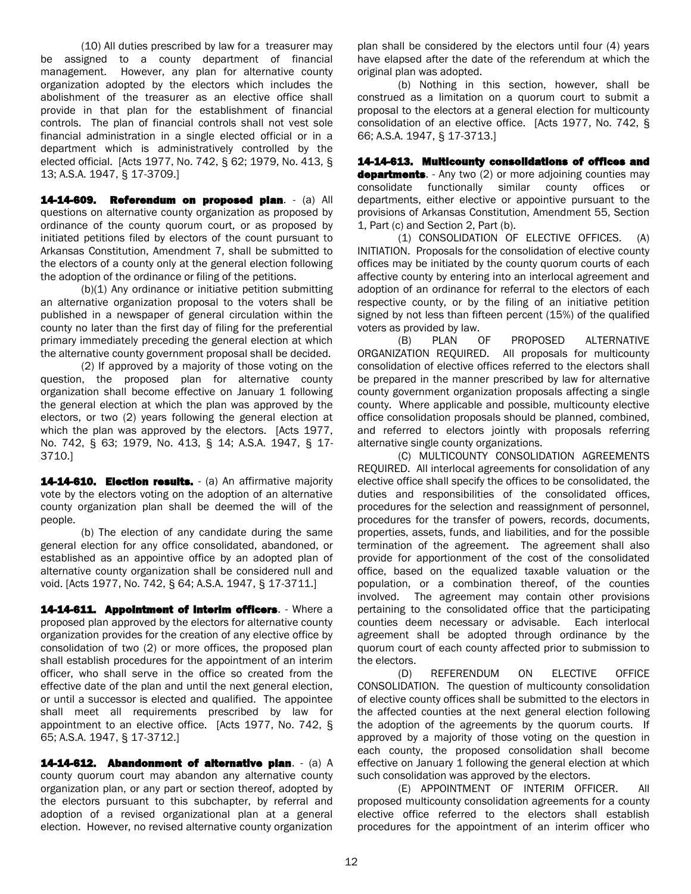(10) All duties prescribed by law for a treasurer may be assigned to a county department of financial management. However, any plan for alternative county organization adopted by the electors which includes the abolishment of the treasurer as an elective office shall provide in that plan for the establishment of financial controls. The plan of financial controls shall not vest sole financial administration in a single elected official or in a department which is administratively controlled by the elected official. [Acts 1977, No. 742, § 62; 1979, No. 413, § 13; A.S.A. 1947, § 17-3709.]

**14-14-609. Referendum on proposed plan**. - (a) All questions on alternative county organization as proposed by ordinance of the county quorum court, or as proposed by initiated petitions filed by electors of the count pursuant to Arkansas Constitution, Amendment 7, shall be submitted to the electors of a county only at the general election following the adoption of the ordinance or filing of the petitions.

(b)(1) Any ordinance or initiative petition submitting an alternative organization proposal to the voters shall be published in a newspaper of general circulation within the county no later than the first day of filing for the preferential primary immediately preceding the general election at which the alternative county government proposal shall be decided.

(2) If approved by a majority of those voting on the question, the proposed plan for alternative county organization shall become effective on January 1 following the general election at which the plan was approved by the electors, or two (2) years following the general election at which the plan was approved by the electors. [Acts 1977, No. 742, § 63; 1979, No. 413, § 14; A.S.A. 1947, § 17-3710.]

**14-14-610. Election results.** - (a) An affirmative majority vote by the electors voting on the adoption of an alternative county organization plan shall be deemed the will of the people.

(b) The election of any candidate during the same general election for any office consolidated, abandoned, or established as an appointive office by an adopted plan of alternative county organization shall be considered null and void. [Acts 1977, No. 742, § 64; A.S.A. 1947, § 17-3711.]

**14-14-611. Appointment of interim officers**. - Where a proposed plan approved by the electors for alternative county organization provides for the creation of any elective office by consolidation of two (2) or more offices, the proposed plan shall establish procedures for the appointment of an interim officer, who shall serve in the office so created from the effective date of the plan and until the next general election, or until a successor is elected and qualified. The appointee shall meet all requirements prescribed by law for appointment to an elective office. [Acts 1977, No. 742, § 65; A.S.A. 1947, § 17-3712.]

**14-14-612. Abandonment of alternative plan**. - (a) A county quorum court may abandon any alternative county organization plan, or any part or section thereof, adopted by the electors pursuant to this subchapter, by referral and adoption of a revised organizational plan at a general election. However, no revised alternative county organization plan shall be considered by the electors until four (4) years have elapsed after the date of the referendum at which the original plan was adopted.

(b) Nothing in this section, however, shall be construed as a limitation on a quorum court to submit a proposal to the electors at a general election for multicounty consolidation of an elective office. [Acts 1977, No. 742, § 66; A.S.A. 1947, § 17-3713.]

**14-14-613. Multicounty consolidations of offices and departments**. - Any two (2) or more adjoining counties may consolidate functionally similar county offices or departments, either elective or appointive pursuant to the provisions of Arkansas Constitution, Amendment 55, Section 1, Part (c) and Section 2, Part (b).

(1) CONSOLIDATION OF ELECTIVE OFFICES. (A) INITIATION. Proposals for the consolidation of elective county offices may be initiated by the county quorum courts of each affective county by entering into an interlocal agreement and adoption of an ordinance for referral to the electors of each respective county, or by the filing of an initiative petition signed by not less than fifteen percent (15%) of the qualified voters as provided by law.

(B) PLAN OF PROPOSED ALTERNATIVE ORGANIZATION REQUIRED. All proposals for multicounty consolidation of elective offices referred to the electors shall be prepared in the manner prescribed by law for alternative county government organization proposals affecting a single county. Where applicable and possible, multicounty elective office consolidation proposals should be planned, combined, and referred to electors jointly with proposals referring alternative single county organizations.

(C) MULTICOUNTY CONSOLIDATION AGREEMENTS REQUIRED. All interlocal agreements for consolidation of any elective office shall specify the offices to be consolidated, the duties and responsibilities of the consolidated offices, procedures for the selection and reassignment of personnel, procedures for the transfer of powers, records, documents, properties, assets, funds, and liabilities, and for the possible termination of the agreement. The agreement shall also provide for apportionment of the cost of the consolidated office, based on the equalized taxable valuation or the population, or a combination thereof, of the counties involved. The agreement may contain other provisions pertaining to the consolidated office that the participating counties deem necessary or advisable. Each interlocal agreement shall be adopted through ordinance by the quorum court of each county affected prior to submission to the electors.

(D) REFERENDUM ON ELECTIVE OFFICE CONSOLIDATION. The question of multicounty consolidation of elective county offices shall be submitted to the electors in the affected counties at the next general election following the adoption of the agreements by the quorum courts. If approved by a majority of those voting on the question in each county, the proposed consolidation shall become effective on January 1 following the general election at which such consolidation was approved by the electors.

(E) APPOINTMENT OF INTERIM OFFICER. All proposed multicounty consolidation agreements for a county elective office referred to the electors shall establish procedures for the appointment of an interim officer who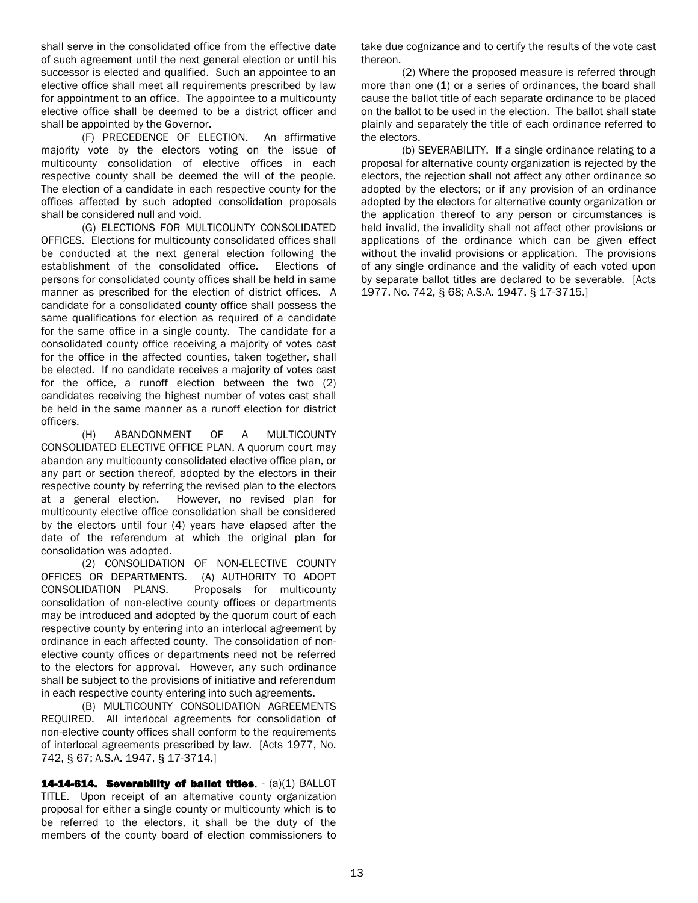shall serve in the consolidated office from the effective date of such agreement until the next general election or until his successor is elected and qualified. Such an appointee to an elective office shall meet all requirements prescribed by law for appointment to an office. The appointee to a multicounty elective office shall be deemed to be a district officer and shall be appointed by the Governor.

(F) PRECEDENCE OF ELECTION. An affirmative majority vote by the electors voting on the issue of multicounty consolidation of elective offices in each respective county shall be deemed the will of the people. The election of a candidate in each respective county for the offices affected by such adopted consolidation proposals shall be considered null and void.

(G) ELECTIONS FOR MULTICOUNTY CONSOLIDATED OFFICES. Elections for multicounty consolidated offices shall be conducted at the next general election following the establishment of the consolidated office. Elections of persons for consolidated county offices shall be held in same manner as prescribed for the election of district offices. A candidate for a consolidated county office shall possess the same qualifications for election as required of a candidate for the same office in a single county. The candidate for a consolidated county office receiving a majority of votes cast for the office in the affected counties, taken together, shall be elected. If no candidate receives a majority of votes cast for the office, a runoff election between the two (2) candidates receiving the highest number of votes cast shall be held in the same manner as a runoff election for district officers.

(H) ABANDONMENT OF A MULTICOUNTY CONSOLIDATED ELECTIVE OFFICE PLAN. A quorum court may abandon any multicounty consolidated elective office plan, or any part or section thereof, adopted by the electors in their respective county by referring the revised plan to the electors at a general election. However, no revised plan for multicounty elective office consolidation shall be considered by the electors until four (4) years have elapsed after the date of the referendum at which the original plan for consolidation was adopted.

(2) CONSOLIDATION OF NON-ELECTIVE COUNTY OFFICES OR DEPARTMENTS. (A) AUTHORITY TO ADOPT CONSOLIDATION PLANS. Proposals for multicounty consolidation of non-elective county offices or departments may be introduced and adopted by the quorum court of each respective county by entering into an interlocal agreement by ordinance in each affected county. The consolidation of non-elective county offices or departments need not be referred to the electors for approval. However, any such ordinance shall be subject to the provisions of initiative and referendum in each respective county entering into such agreements.

(B) MULTICOUNTY CONSOLIDATION AGREEMENTS REQUIRED. All interlocal agreements for consolidation of non-elective county offices shall conform to the requirements of interlocal agreements prescribed by law. [Acts 1977, No. 742, § 67; A.S.A. 1947, § 17-3714.]

**14-14-614. Severability of ballot titles.** - (a)(1) BALLOT TITLE. Upon receipt of an alternative county organization proposal for either a single county or multicounty which is to be referred to the electors, it shall be the duty of the members of the county board of election commissioners to take due cognizance and to certify the results of the vote cast thereon.

(2) Where the proposed measure is referred through more than one (1) or a series of ordinances, the board shall cause the ballot title of each separate ordinance to be placed on the ballot to be used in the election. The ballot shall state plainly and separately the title of each ordinance referred to the electors.

(b) SEVERABILITY. If a single ordinance relating to a proposal for alternative county organization is rejected by the electors, the rejection shall not affect any other ordinance so adopted by the electors; or if any provision of an ordinance adopted by the electors for alternative county organization or the application thereof to any person or circumstances is held invalid, the invalidity shall not affect other provisions or applications of the ordinance which can be given effect without the invalid provisions or application. The provisions of any single ordinance and the validity of each voted upon by separate ballot titles are declared to be severable. [Acts 1977, No. 742, § 68; A.S.A. 1947, § 17-3715.]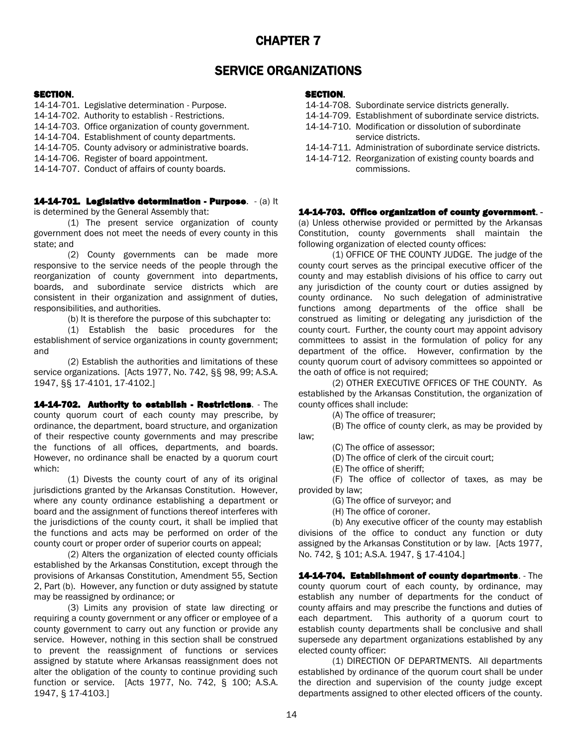# CHAPTER 7

## SERVICE ORGANIZATIONS

**SECTION.**

14-14-701. Legislative determination - Purpose.
14-14-702. Authority to establish - Restrictions.
14-14-703. Office organization of county government.
14-14-704. Establishment of county departments.
14-14-705. County advisory or administrative boards.
14-14-706. Register of board appointment.
14-14-707. Conduct of affairs of county boards.

**SECTION.**

14-14-708. Subordinate service districts generally.
14-14-709. Establishment of subordinate service districts.
14-14-710. Modification or dissolution of subordinate service districts.
14-14-711. Administration of subordinate service districts.
14-14-712. Reorganization of existing county boards and commissions.

**14-14-701. Legislative determination - Purpose**. - (a) It is determined by the General Assembly that:

(1) The present service organization of county government does not meet the needs of every county in this state; and

(2) County governments can be made more responsive to the service needs of the people through the reorganization of county government into departments, boards, and subordinate service districts which are consistent in their organization and assignment of duties, responsibilities, and authorities.

(b) It is therefore the purpose of this subchapter to:

(1) Establish the basic procedures for the establishment of service organizations in county government; and

(2) Establish the authorities and limitations of these service organizations. [Acts 1977, No. 742, §§ 98, 99; A.S.A. 1947, §§ 17-4101, 17-4102.]

**14-14-702. Authority to establish - Restrictions**. - The county quorum court of each county may prescribe, by ordinance, the department, board structure, and organization of their respective county governments and may prescribe the functions of all offices, departments, and boards. However, no ordinance shall be enacted by a quorum court which:

(1) Divests the county court of any of its original jurisdictions granted by the Arkansas Constitution. However, where any county ordinance establishing a department or board and the assignment of functions thereof interferes with the jurisdictions of the county court, it shall be implied that the functions and acts may be performed on order of the county court or proper order of superior courts on appeal;

(2) Alters the organization of elected county officials established by the Arkansas Constitution, except through the provisions of Arkansas Constitution, Amendment 55, Section 2, Part (b). However, any function or duty assigned by statute may be reassigned by ordinance; or

(3) Limits any provision of state law directing or requiring a county government or any officer or employee of a county government to carry out any function or provide any service. However, nothing in this section shall be construed to prevent the reassignment of functions or services assigned by statute where Arkansas reassignment does not alter the obligation of the county to continue providing such function or service. [Acts 1977, No. 742, § 100; A.S.A. 1947, § 17-4103.]

**14-14-703. Office organization of county government**. - (a) Unless otherwise provided or permitted by the Arkansas Constitution, county governments shall maintain the following organization of elected county offices:

(1) OFFICE OF THE COUNTY JUDGE. The judge of the county court serves as the principal executive officer of the county and may establish divisions of his office to carry out any jurisdiction of the county court or duties assigned by county ordinance. No such delegation of administrative functions among departments of the office shall be construed as limiting or delegating any jurisdiction of the county court. Further, the county court may appoint advisory committees to assist in the formulation of policy for any department of the office. However, confirmation by the county quorum court of advisory committees so appointed or the oath of office is not required;

(2) OTHER EXECUTIVE OFFICES OF THE COUNTY. As established by the Arkansas Constitution, the organization of county offices shall include:

(A) The office of treasurer;

(B) The office of county clerk, as may be provided by law;

(C) The office of assessor;

(D) The office of clerk of the circuit court;

(E) The office of sheriff;

(F) The office of collector of taxes, as may be provided by law;

(G) The office of surveyor; and

(H) The office of coroner.

(b) Any executive officer of the county may establish divisions of the office to conduct any function or duty assigned by the Arkansas Constitution or by law. [Acts 1977, No. 742, § 101; A.S.A. 1947, § 17-4104.]

**14-14-704. Establishment of county departments**. - The county quorum court of each county, by ordinance, may establish any number of departments for the conduct of county affairs and may prescribe the functions and duties of each department. This authority of a quorum court to establish county departments shall be conclusive and shall supersede any department organizations established by any elected county officer:

(1) DIRECTION OF DEPARTMENTS. All departments established by ordinance of the quorum court shall be under the direction and supervision of the county judge except departments assigned to other elected officers of the county.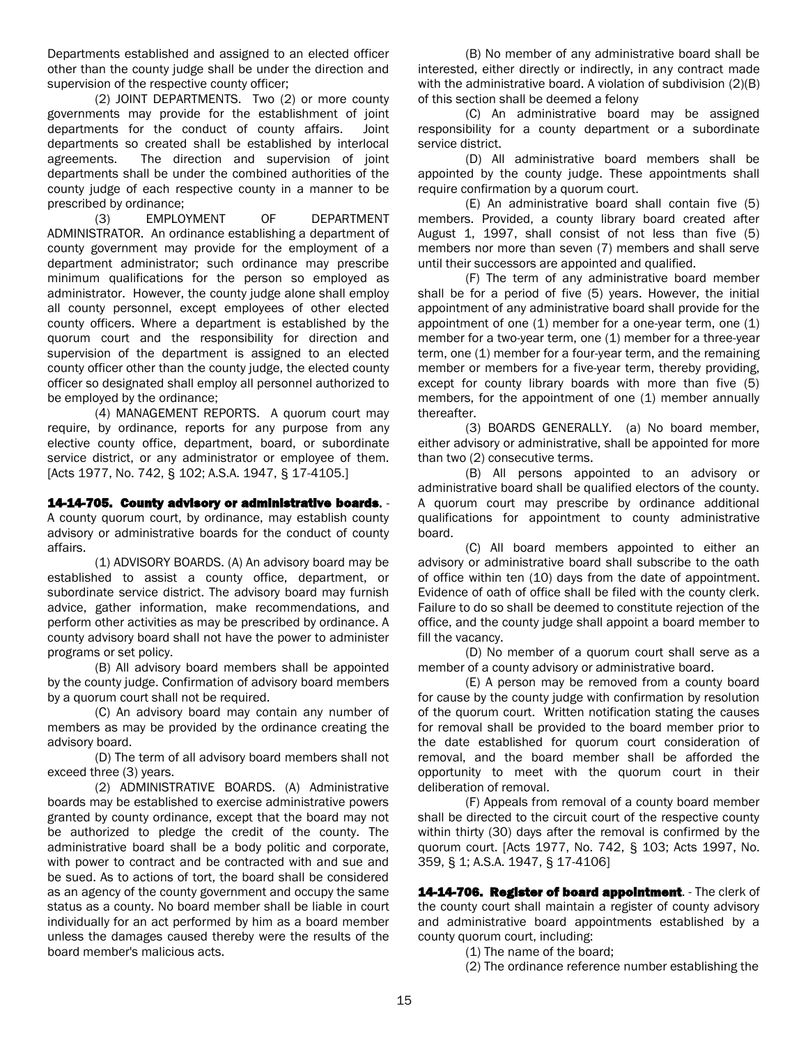Departments established and assigned to an elected officer other than the county judge shall be under the direction and supervision of the respective county officer;

(2) JOINT DEPARTMENTS. Two (2) or more county governments may provide for the establishment of joint departments for the conduct of county affairs. Joint departments so created shall be established by interlocal agreements. The direction and supervision of joint departments shall be under the combined authorities of the county judge of each respective county in a manner to be prescribed by ordinance;

(3) EMPLOYMENT OF DEPARTMENT ADMINISTRATOR. An ordinance establishing a department of county government may provide for the employment of a department administrator; such ordinance may prescribe minimum qualifications for the person so employed as administrator. However, the county judge alone shall employ all county personnel, except employees of other elected county officers. Where a department is established by the quorum court and the responsibility for direction and supervision of the department is assigned to an elected county officer other than the county judge, the elected county officer so designated shall employ all personnel authorized to be employed by the ordinance;

(4) MANAGEMENT REPORTS. A quorum court may require, by ordinance, reports for any purpose from any elective county office, department, board, or subordinate service district, or any administrator or employee of them. [Acts 1977, No. 742, § 102; A.S.A. 1947, § 17-4105.]

**14-14-705. County advisory or administrative boards.** - A county quorum court, by ordinance, may establish county advisory or administrative boards for the conduct of county affairs.

(1) ADVISORY BOARDS. (A) An advisory board may be established to assist a county office, department, or subordinate service district. The advisory board may furnish advice, gather information, make recommendations, and perform other activities as may be prescribed by ordinance. A county advisory board shall not have the power to administer programs or set policy.

(B) All advisory board members shall be appointed by the county judge. Confirmation of advisory board members by a quorum court shall not be required.

(C) An advisory board may contain any number of members as may be provided by the ordinance creating the advisory board.

(D) The term of all advisory board members shall not exceed three (3) years.

(2) ADMINISTRATIVE BOARDS. (A) Administrative boards may be established to exercise administrative powers granted by county ordinance, except that the board may not be authorized to pledge the credit of the county. The administrative board shall be a body politic and corporate, with power to contract and be contracted with and sue and be sued. As to actions of tort, the board shall be considered as an agency of the county government and occupy the same status as a county. No board member shall be liable in court individually for an act performed by him as a board member unless the damages caused thereby were the results of the board member's malicious acts.

(B) No member of any administrative board shall be interested, either directly or indirectly, in any contract made with the administrative board. A violation of subdivision (2)(B) of this section shall be deemed a felony

(C) An administrative board may be assigned responsibility for a county department or a subordinate service district.

(D) All administrative board members shall be appointed by the county judge. These appointments shall require confirmation by a quorum court.

(E) An administrative board shall contain five (5) members. Provided, a county library board created after August 1, 1997, shall consist of not less than five (5) members nor more than seven (7) members and shall serve until their successors are appointed and qualified.

(F) The term of any administrative board member shall be for a period of five (5) years. However, the initial appointment of any administrative board shall provide for the appointment of one (1) member for a one-year term, one (1) member for a two-year term, one (1) member for a three-year term, one (1) member for a four-year term, and the remaining member or members for a five-year term, thereby providing, except for county library boards with more than five (5) members, for the appointment of one (1) member annually thereafter.

(3) BOARDS GENERALLY. (a) No board member, either advisory or administrative, shall be appointed for more than two (2) consecutive terms.

(B) All persons appointed to an advisory or administrative board shall be qualified electors of the county. A quorum court may prescribe by ordinance additional qualifications for appointment to county administrative board.

(C) All board members appointed to either an advisory or administrative board shall subscribe to the oath of office within ten (10) days from the date of appointment. Evidence of oath of office shall be filed with the county clerk. Failure to do so shall be deemed to constitute rejection of the office, and the county judge shall appoint a board member to fill the vacancy.

(D) No member of a quorum court shall serve as a member of a county advisory or administrative board.

(E) A person may be removed from a county board for cause by the county judge with confirmation by resolution of the quorum court. Written notification stating the causes for removal shall be provided to the board member prior to the date established for quorum court consideration of removal, and the board member shall be afforded the opportunity to meet with the quorum court in their deliberation of removal.

(F) Appeals from removal of a county board member shall be directed to the circuit court of the respective county within thirty (30) days after the removal is confirmed by the quorum court. [Acts 1977, No. 742, § 103; Acts 1997, No. 359, § 1; A.S.A. 1947, § 17-4106]

**14-14-706. Register of board appointment**. - The clerk of the county court shall maintain a register of county advisory and administrative board appointments established by a county quorum court, including:

(1) The name of the board;

(2) The ordinance reference number establishing the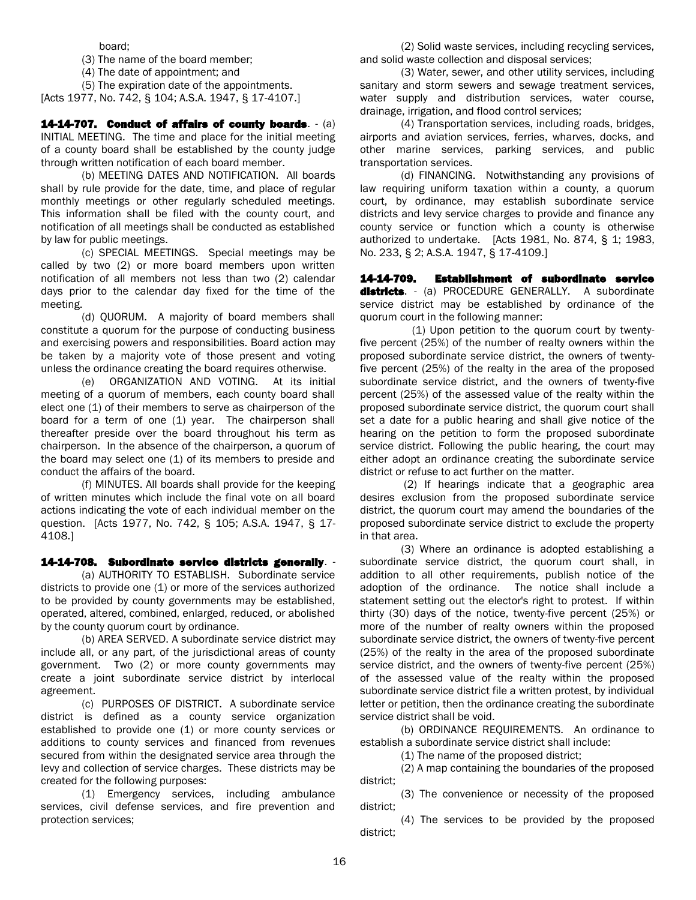board;

(3) The name of the board member;

(4) The date of appointment; and

(5) The expiration date of the appointments.

[Acts 1977, No. 742, § 104; A.S.A. 1947, § 17-4107.]

**14-14-707. Conduct of affairs of county boards**. - (a) INITIAL MEETING. The time and place for the initial meeting of a county board shall be established by the county judge through written notification of each board member.

(b) MEETING DATES AND NOTIFICATION. All boards shall by rule provide for the date, time, and place of regular monthly meetings or other regularly scheduled meetings. This information shall be filed with the county court, and notification of all meetings shall be conducted as established by law for public meetings.

(c) SPECIAL MEETINGS. Special meetings may be called by two (2) or more board members upon written notification of all members not less than two (2) calendar days prior to the calendar day fixed for the time of the meeting.

(d) QUORUM. A majority of board members shall constitute a quorum for the purpose of conducting business and exercising powers and responsibilities. Board action may be taken by a majority vote of those present and voting unless the ordinance creating the board requires otherwise.

(e) ORGANIZATION AND VOTING. At its initial meeting of a quorum of members, each county board shall elect one (1) of their members to serve as chairperson of the board for a term of one (1) year. The chairperson shall thereafter preside over the board throughout his term as chairperson. In the absence of the chairperson, a quorum of the board may select one (1) of its members to preside and conduct the affairs of the board.

(f) MINUTES. All boards shall provide for the keeping of written minutes which include the final vote on all board actions indicating the vote of each individual member on the question. [Acts 1977, No. 742, § 105; A.S.A. 1947, § 17-4108.]

**14-14-708. Subordinate service districts generally**. -

(a) AUTHORITY TO ESTABLISH. Subordinate service districts to provide one (1) or more of the services authorized to be provided by county governments may be established, operated, altered, combined, enlarged, reduced, or abolished by the county quorum court by ordinance.

(b) AREA SERVED. A subordinate service district may include all, or any part, of the jurisdictional areas of county government. Two (2) or more county governments may create a joint subordinate service district by interlocal agreement.

(c) PURPOSES OF DISTRICT. A subordinate service district is defined as a county service organization established to provide one (1) or more county services or additions to county services and financed from revenues secured from within the designated service area through the levy and collection of service charges. These districts may be created for the following purposes:

(1) Emergency services, including ambulance services, civil defense services, and fire prevention and protection services;

(2) Solid waste services, including recycling services, and solid waste collection and disposal services;

(3) Water, sewer, and other utility services, including sanitary and storm sewers and sewage treatment services, water supply and distribution services, water course, drainage, irrigation, and flood control services;

(4) Transportation services, including roads, bridges, airports and aviation services, ferries, wharves, docks, and other marine services, parking services, and public transportation services.

(d) FINANCING. Notwithstanding any provisions of law requiring uniform taxation within a county, a quorum court, by ordinance, may establish subordinate service districts and levy service charges to provide and finance any county service or function which a county is otherwise authorized to undertake. [Acts 1981, No. 874, § 1; 1983, No. 233, § 2; A.S.A. 1947, § 17-4109.]

**14-14-709. Establishment of subordinate service districts**. - (a) PROCEDURE GENERALLY. A subordinate service district may be established by ordinance of the quorum court in the following manner:

(1) Upon petition to the quorum court by twenty-five percent (25%) of the number of realty owners within the proposed subordinate service district, the owners of twenty-five percent (25%) of the realty in the area of the proposed subordinate service district, and the owners of twenty-five percent (25%) of the assessed value of the realty within the proposed subordinate service district, the quorum court shall set a date for a public hearing and shall give notice of the hearing on the petition to form the proposed subordinate service district. Following the public hearing, the court may either adopt an ordinance creating the subordinate service district or refuse to act further on the matter.

(2) If hearings indicate that a geographic area desires exclusion from the proposed subordinate service district, the quorum court may amend the boundaries of the proposed subordinate service district to exclude the property in that area.

(3) Where an ordinance is adopted establishing a subordinate service district, the quorum court shall, in addition to all other requirements, publish notice of the adoption of the ordinance. The notice shall include a statement setting out the elector's right to protest. If within thirty (30) days of the notice, twenty-five percent (25%) or more of the number of realty owners within the proposed subordinate service district, the owners of twenty-five percent (25%) of the realty in the area of the proposed subordinate service district, and the owners of twenty-five percent (25%) of the assessed value of the realty within the proposed subordinate service district file a written protest, by individual letter or petition, then the ordinance creating the subordinate service district shall be void.

(b) ORDINANCE REQUIREMENTS. An ordinance to establish a subordinate service district shall include:

(1) The name of the proposed district;

(2) A map containing the boundaries of the proposed district;

(3) The convenience or necessity of the proposed district;

(4) The services to be provided by the proposed district;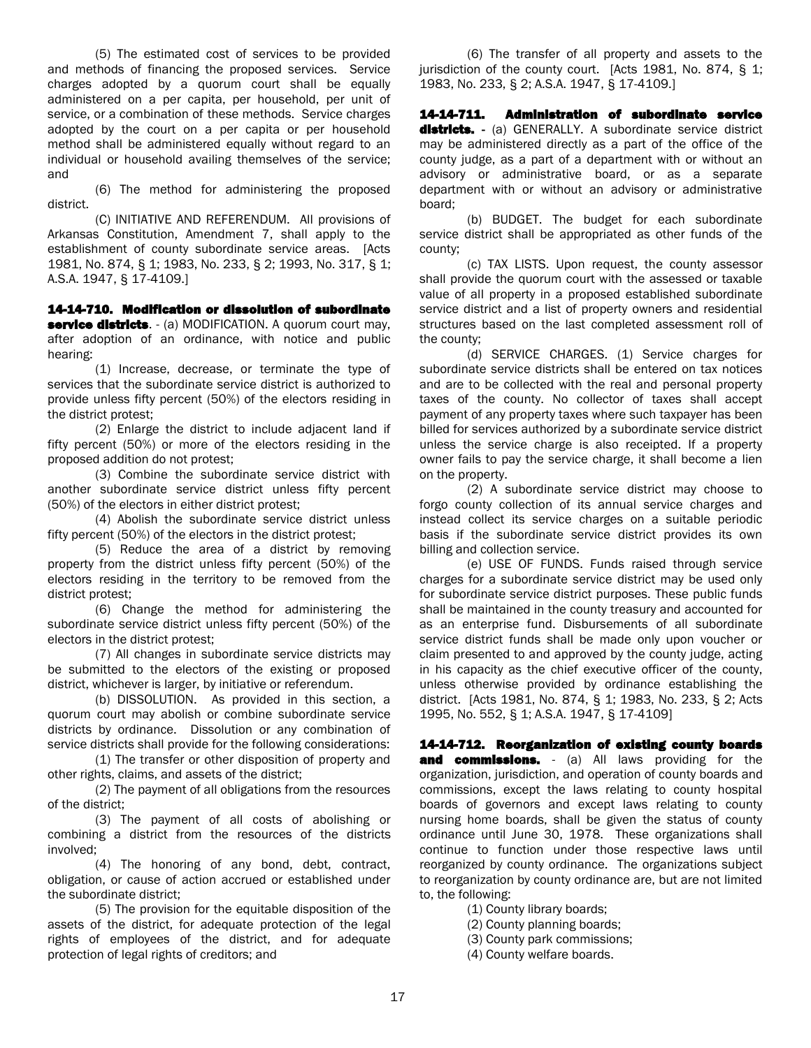(5) The estimated cost of services to be provided and methods of financing the proposed services. Service charges adopted by a quorum court shall be equally administered on a per capita, per household, per unit of service, or a combination of these methods. Service charges adopted by the court on a per capita or per household method shall be administered equally without regard to an individual or household availing themselves of the service; and

(6) The method for administering the proposed district.

(C) INITIATIVE AND REFERENDUM. All provisions of Arkansas Constitution, Amendment 7, shall apply to the establishment of county subordinate service areas. [Acts 1981, No. 874, § 1; 1983, No. 233, § 2; 1993, No. 317, § 1; A.S.A. 1947, § 17-4109.]

**14-14-710. Modification or dissolution of subordinate service districts**. - (a) MODIFICATION. A quorum court may, after adoption of an ordinance, with notice and public hearing:

(1) Increase, decrease, or terminate the type of services that the subordinate service district is authorized to provide unless fifty percent (50%) of the electors residing in the district protest;

(2) Enlarge the district to include adjacent land if fifty percent (50%) or more of the electors residing in the proposed addition do not protest;

(3) Combine the subordinate service district with another subordinate service district unless fifty percent (50%) of the electors in either district protest;

(4) Abolish the subordinate service district unless fifty percent (50%) of the electors in the district protest;

(5) Reduce the area of a district by removing property from the district unless fifty percent (50%) of the electors residing in the territory to be removed from the district protest;

(6) Change the method for administering the subordinate service district unless fifty percent (50%) of the electors in the district protest;

(7) All changes in subordinate service districts may be submitted to the electors of the existing or proposed district, whichever is larger, by initiative or referendum.

(b) DISSOLUTION. As provided in this section, a quorum court may abolish or combine subordinate service districts by ordinance. Dissolution or any combination of service districts shall provide for the following considerations:

(1) The transfer or other disposition of property and other rights, claims, and assets of the district;

(2) The payment of all obligations from the resources of the district;

(3) The payment of all costs of abolishing or combining a district from the resources of the districts involved;

(4) The honoring of any bond, debt, contract, obligation, or cause of action accrued or established under the subordinate district;

(5) The provision for the equitable disposition of the assets of the district, for adequate protection of the legal rights of employees of the district, and for adequate protection of legal rights of creditors; and

(6) The transfer of all property and assets to the jurisdiction of the county court. [Acts 1981, No. 874, § 1; 1983, No. 233, § 2; A.S.A. 1947, § 17-4109.]

**14-14-711. Administration of subordinate service districts.** - (a) GENERALLY. A subordinate service district may be administered directly as a part of the office of the county judge, as a part of a department with or without an advisory or administrative board, or as a separate department with or without an advisory or administrative board;

(b) BUDGET. The budget for each subordinate service district shall be appropriated as other funds of the county;

(c) TAX LISTS. Upon request, the county assessor shall provide the quorum court with the assessed or taxable value of all property in a proposed established subordinate service district and a list of property owners and residential structures based on the last completed assessment roll of the county;

(d) SERVICE CHARGES. (1) Service charges for subordinate service districts shall be entered on tax notices and are to be collected with the real and personal property taxes of the county. No collector of taxes shall accept payment of any property taxes where such taxpayer has been billed for services authorized by a subordinate service district unless the service charge is also receipted. If a property owner fails to pay the service charge, it shall become a lien on the property.

(2) A subordinate service district may choose to forgo county collection of its annual service charges and instead collect its service charges on a suitable periodic basis if the subordinate service district provides its own billing and collection service.

(e) USE OF FUNDS. Funds raised through service charges for a subordinate service district may be used only for subordinate service district purposes. These public funds shall be maintained in the county treasury and accounted for as an enterprise fund. Disbursements of all subordinate service district funds shall be made only upon voucher or claim presented to and approved by the county judge, acting in his capacity as the chief executive officer of the county, unless otherwise provided by ordinance establishing the district. [Acts 1981, No. 874, § 1; 1983, No. 233, § 2; Acts 1995, No. 552, § 1; A.S.A. 1947, § 17-4109]

**14-14-712. Reorganization of existing county boards and commissions.** - (a) All laws providing for the organization, jurisdiction, and operation of county boards and commissions, except the laws relating to county hospital boards of governors and except laws relating to county nursing home boards, shall be given the status of county ordinance until June 30, 1978. These organizations shall continue to function under those respective laws until reorganized by county ordinance. The organizations subject to reorganization by county ordinance are, but are not limited to, the following:

(1) County library boards;

(2) County planning boards;

(3) County park commissions;

(4) County welfare boards.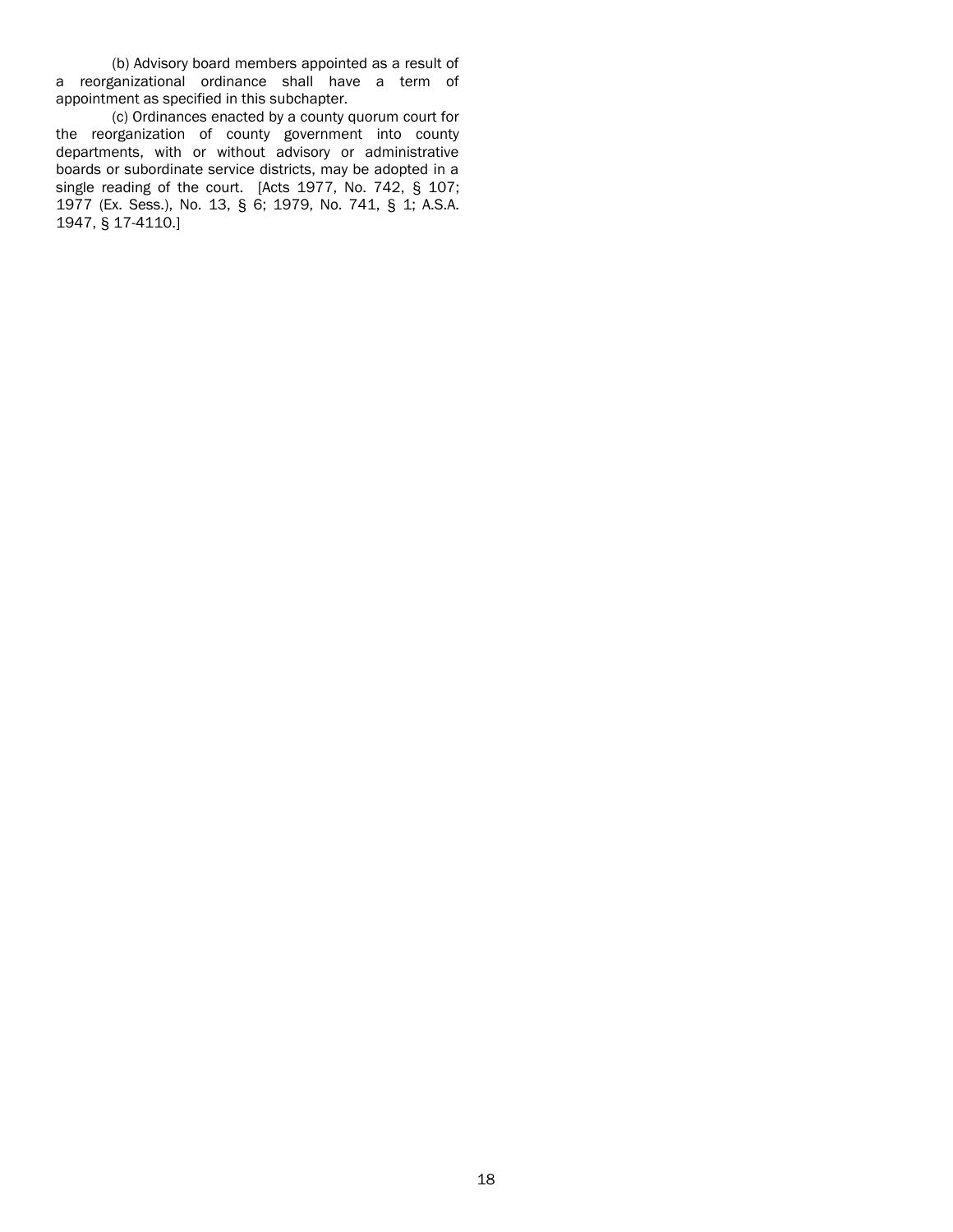(b) Advisory board members appointed as a result of a reorganizational ordinance shall have a term of appointment as specified in this subchapter.

(c) Ordinances enacted by a county quorum court for the reorganization of county government into county departments, with or without advisory or administrative boards or subordinate service districts, may be adopted in a single reading of the court. [Acts 1977, No. 742, § 107; 1977 (Ex. Sess.), No. 13, § 6; 1979, No. 741, § 1; A.S.A. 1947, § 17-4110.]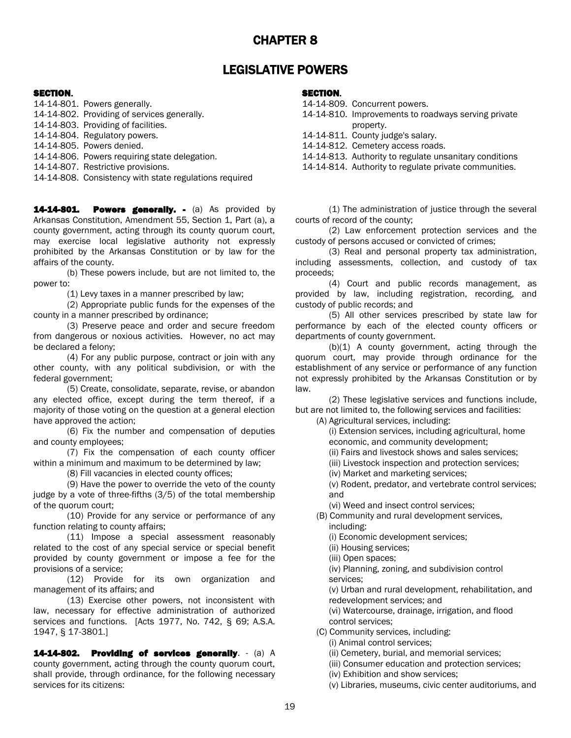# CHAPTER 8

## LEGISLATIVE POWERS

**SECTION.**

14-14-801. Powers generally.
14-14-802. Providing of services generally.
14-14-803. Providing of facilities.
14-14-804. Regulatory powers.
14-14-805. Powers denied.
14-14-806. Powers requiring state delegation.
14-14-807. Restrictive provisions.
14-14-808. Consistency with state regulations required
14-14-809. Concurrent powers.
14-14-810. Improvements to roadways serving private property.
14-14-811. County judge's salary.
14-14-812. Cemetery access roads.
14-14-813. Authority to regulate unsanitary conditions
14-14-814. Authority to regulate private communities.

**14-14-801. Powers generally.** - (a) As provided by Arkansas Constitution, Amendment 55, Section 1, Part (a), a county government, acting through its county quorum court, may exercise local legislative authority not expressly prohibited by the Arkansas Constitution or by law for the affairs of the county.

(b) These powers include, but are not limited to, the power to:

(1) Levy taxes in a manner prescribed by law;

(2) Appropriate public funds for the expenses of the county in a manner prescribed by ordinance;

(3) Preserve peace and order and secure freedom from dangerous or noxious activities. However, no act may be declared a felony;

(4) For any public purpose, contract or join with any other county, with any political subdivision, or with the federal government;

(5) Create, consolidate, separate, revise, or abandon any elected office, except during the term thereof, if a majority of those voting on the question at a general election have approved the action;

(6) Fix the number and compensation of deputies and county employees;

(7) Fix the compensation of each county officer within a minimum and maximum to be determined by law;

(8) Fill vacancies in elected county offices;

(9) Have the power to override the veto of the county judge by a vote of three-fifths (3/5) of the total membership of the quorum court;

(10) Provide for any service or performance of any function relating to county affairs;

(11) Impose a special assessment reasonably related to the cost of any special service or special benefit provided by county government or impose a fee for the provisions of a service;

(12) Provide for its own organization and management of its affairs; and

(13) Exercise other powers, not inconsistent with law, necessary for effective administration of authorized services and functions. [Acts 1977, No. 742, § 69; A.S.A. 1947, § 17-3801.]

**14-14-802. Providing of services generally**. - (a) A county government, acting through the county quorum court, shall provide, through ordinance, for the following necessary services for its citizens:

(1) The administration of justice through the several courts of record of the county;

(2) Law enforcement protection services and the custody of persons accused or convicted of crimes;

(3) Real and personal property tax administration, including assessments, collection, and custody of tax proceeds;

(4) Court and public records management, as provided by law, including registration, recording, and custody of public records; and

(5) All other services prescribed by state law for performance by each of the elected county officers or departments of county government.

(b)(1) A county government, acting through the quorum court, may provide through ordinance for the establishment of any service or performance of any function not expressly prohibited by the Arkansas Constitution or by law.

(2) These legislative services and functions include, but are not limited to, the following services and facilities:

(A) Agricultural services, including:

(i) Extension services, including agricultural, home economic, and community development;

(ii) Fairs and livestock shows and sales services;

(iii) Livestock inspection and protection services;

(iv) Market and marketing services;

(v) Rodent, predator, and vertebrate control services; and

(vi) Weed and insect control services;

(B) Community and rural development services, including:

(i) Economic development services;

(ii) Housing services;

(iii) Open spaces;

(iv) Planning, zoning, and subdivision control services;

(v) Urban and rural development, rehabilitation, and redevelopment services; and

(vi) Watercourse, drainage, irrigation, and flood control services;

(C) Community services, including:

(i) Animal control services;

(ii) Cemetery, burial, and memorial services;

(iii) Consumer education and protection services;

(iv) Exhibition and show services;

(v) Libraries, museums, civic center auditoriums, and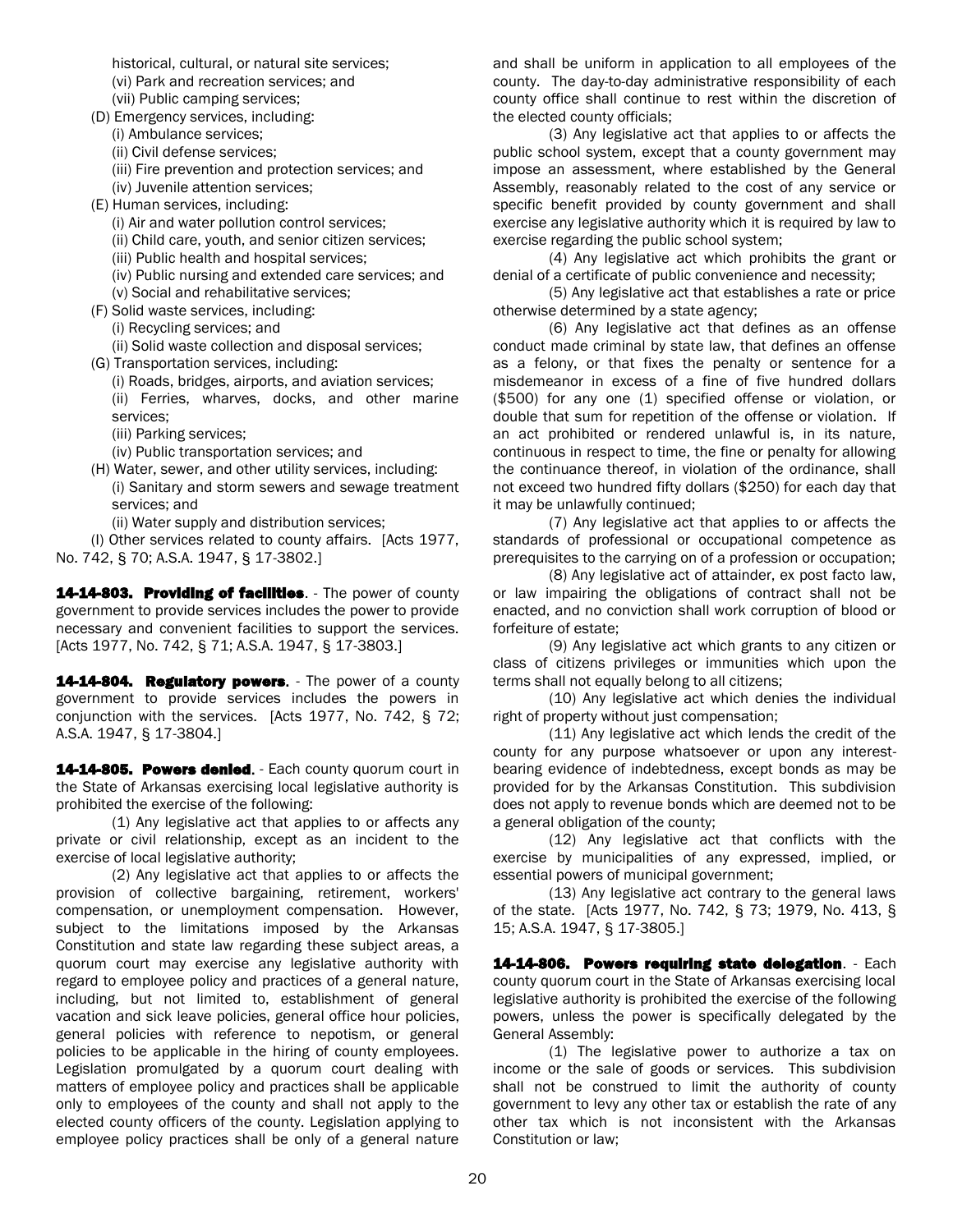historical, cultural, or natural site services;

(vi) Park and recreation services; and

(vii) Public camping services;

(D) Emergency services, including:

(i) Ambulance services;

(ii) Civil defense services;

(iii) Fire prevention and protection services; and

(iv) Juvenile attention services;

(E) Human services, including:

(i) Air and water pollution control services;

(ii) Child care, youth, and senior citizen services;

(iii) Public health and hospital services;

(iv) Public nursing and extended care services; and

(v) Social and rehabilitative services;

(F) Solid waste services, including:

(i) Recycling services; and

(ii) Solid waste collection and disposal services;

(G) Transportation services, including:

(i) Roads, bridges, airports, and aviation services;

(ii) Ferries, wharves, docks, and other marine services;

(iii) Parking services;

(iv) Public transportation services; and

(H) Water, sewer, and other utility services, including:

(i) Sanitary and storm sewers and sewage treatment services; and

(ii) Water supply and distribution services;

(I) Other services related to county affairs. [Acts 1977, No. 742, § 70; A.S.A. 1947, § 17-3802.]

**14-14-803. Providing of facilities**. - The power of county government to provide services includes the power to provide necessary and convenient facilities to support the services. [Acts 1977, No. 742, § 71; A.S.A. 1947, § 17-3803.]

**14-14-804. Regulatory powers**. - The power of a county government to provide services includes the powers in conjunction with the services. [Acts 1977, No. 742, § 72; A.S.A. 1947, § 17-3804.]

**14-14-805. Powers denied**. - Each county quorum court in the State of Arkansas exercising local legislative authority is prohibited the exercise of the following:

(1) Any legislative act that applies to or affects any private or civil relationship, except as an incident to the exercise of local legislative authority;

(2) Any legislative act that applies to or affects the provision of collective bargaining, retirement, workers' compensation, or unemployment compensation. However, subject to the limitations imposed by the Arkansas Constitution and state law regarding these subject areas, a quorum court may exercise any legislative authority with regard to employee policy and practices of a general nature, including, but not limited to, establishment of general vacation and sick leave policies, general office hour policies, general policies with reference to nepotism, or general policies to be applicable in the hiring of county employees. Legislation promulgated by a quorum court dealing with matters of employee policy and practices shall be applicable only to employees of the county and shall not apply to the elected county officers of the county. Legislation applying to employee policy practices shall be only of a general nature and shall be uniform in application to all employees of the county. The day-to-day administrative responsibility of each county office shall continue to rest within the discretion of the elected county officials;

(3) Any legislative act that applies to or affects the public school system, except that a county government may impose an assessment, where established by the General Assembly, reasonably related to the cost of any service or specific benefit provided by county government and shall exercise any legislative authority which it is required by law to exercise regarding the public school system;

(4) Any legislative act which prohibits the grant or denial of a certificate of public convenience and necessity;

(5) Any legislative act that establishes a rate or price otherwise determined by a state agency;

(6) Any legislative act that defines as an offense conduct made criminal by state law, that defines an offense as a felony, or that fixes the penalty or sentence for a misdemeanor in excess of a fine of five hundred dollars ($500) for any one (1) specified offense or violation, or double that sum for repetition of the offense or violation. If an act prohibited or rendered unlawful is, in its nature, continuous in respect to time, the fine or penalty for allowing the continuance thereof, in violation of the ordinance, shall not exceed two hundred fifty dollars ($250) for each day that it may be unlawfully continued;

(7) Any legislative act that applies to or affects the standards of professional or occupational competence as prerequisites to the carrying on of a profession or occupation;

(8) Any legislative act of attainder, ex post facto law, or law impairing the obligations of contract shall not be enacted, and no conviction shall work corruption of blood or forfeiture of estate;

(9) Any legislative act which grants to any citizen or class of citizens privileges or immunities which upon the terms shall not equally belong to all citizens;

(10) Any legislative act which denies the individual right of property without just compensation;

(11) Any legislative act which lends the credit of the county for any purpose whatsoever or upon any interest-bearing evidence of indebtedness, except bonds as may be provided for by the Arkansas Constitution. This subdivision does not apply to revenue bonds which are deemed not to be a general obligation of the county;

(12) Any legislative act that conflicts with the exercise by municipalities of any expressed, implied, or essential powers of municipal government;

(13) Any legislative act contrary to the general laws of the state. [Acts 1977, No. 742, § 73; 1979, No. 413, § 15; A.S.A. 1947, § 17-3805.]

**14-14-806. Powers requiring state delegation**. - Each county quorum court in the State of Arkansas exercising local legislative authority is prohibited the exercise of the following powers, unless the power is specifically delegated by the General Assembly:

(1) The legislative power to authorize a tax on income or the sale of goods or services. This subdivision shall not be construed to limit the authority of county government to levy any other tax or establish the rate of any other tax which is not inconsistent with the Arkansas Constitution or law;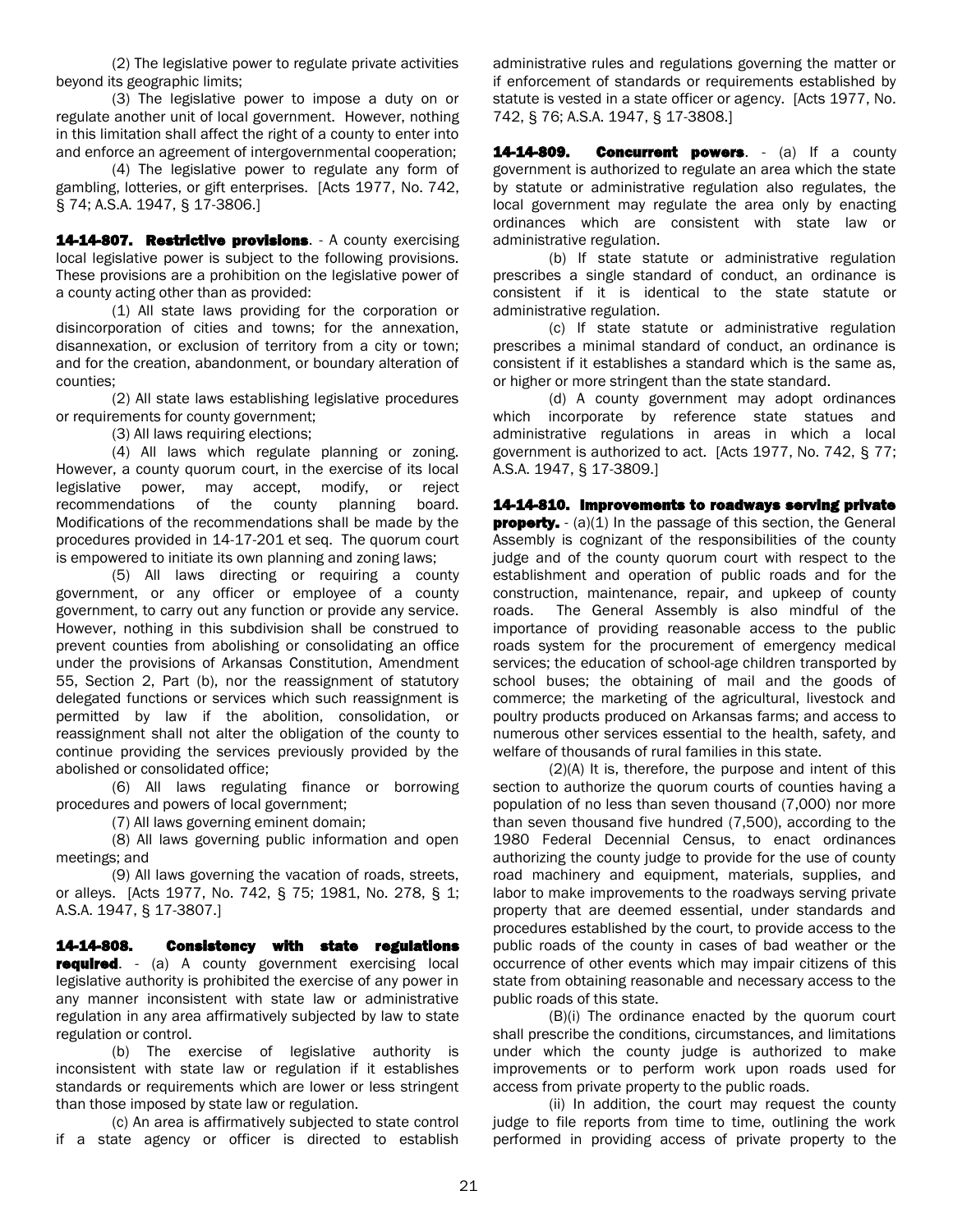(2) The legislative power to regulate private activities beyond its geographic limits;

(3) The legislative power to impose a duty on or regulate another unit of local government. However, nothing in this limitation shall affect the right of a county to enter into and enforce an agreement of intergovernmental cooperation;

(4) The legislative power to regulate any form of gambling, lotteries, or gift enterprises. [Acts 1977, No. 742, § 74; A.S.A. 1947, § 17-3806.]

**14-14-807. Restrictive provisions**. - A county exercising local legislative power is subject to the following provisions. These provisions are a prohibition on the legislative power of a county acting other than as provided:

(1) All state laws providing for the corporation or disincorporation of cities and towns; for the annexation, disannexation, or exclusion of territory from a city or town; and for the creation, abandonment, or boundary alteration of counties;

(2) All state laws establishing legislative procedures or requirements for county government;

(3) All laws requiring elections;

(4) All laws which regulate planning or zoning. However, a county quorum court, in the exercise of its local legislative power, may accept, modify, or reject recommendations of the county planning board. Modifications of the recommendations shall be made by the procedures provided in 14-17-201 et seq. The quorum court is empowered to initiate its own planning and zoning laws;

(5) All laws directing or requiring a county government, or any officer or employee of a county government, to carry out any function or provide any service. However, nothing in this subdivision shall be construed to prevent counties from abolishing or consolidating an office under the provisions of Arkansas Constitution, Amendment 55, Section 2, Part (b), nor the reassignment of statutory delegated functions or services which such reassignment is permitted by law if the abolition, consolidation, or reassignment shall not alter the obligation of the county to continue providing the services previously provided by the abolished or consolidated office;

(6) All laws regulating finance or borrowing procedures and powers of local government;

(7) All laws governing eminent domain;

(8) All laws governing public information and open meetings; and

(9) All laws governing the vacation of roads, streets, or alleys. [Acts 1977, No. 742, § 75; 1981, No. 278, § 1; A.S.A. 1947, § 17-3807.]

**14-14-808. Consistency with state regulations required**. - (a) A county government exercising local legislative authority is prohibited the exercise of any power in any manner inconsistent with state law or administrative regulation in any area affirmatively subjected by law to state regulation or control.

(b) The exercise of legislative authority is inconsistent with state law or regulation if it establishes standards or requirements which are lower or less stringent than those imposed by state law or regulation.

(c) An area is affirmatively subjected to state control if a state agency or officer is directed to establish administrative rules and regulations governing the matter or if enforcement of standards or requirements established by statute is vested in a state officer or agency. [Acts 1977, No. 742, § 76; A.S.A. 1947, § 17-3808.]

**14-14-809. Concurrent powers**. - (a) If a county government is authorized to regulate an area which the state by statute or administrative regulation also regulates, the local government may regulate the area only by enacting ordinances which are consistent with state law or administrative regulation.

(b) If state statute or administrative regulation prescribes a single standard of conduct, an ordinance is consistent if it is identical to the state statute or administrative regulation.

(c) If state statute or administrative regulation prescribes a minimal standard of conduct, an ordinance is consistent if it establishes a standard which is the same as, or higher or more stringent than the state standard.

(d) A county government may adopt ordinances which incorporate by reference state statues and administrative regulations in areas in which a local government is authorized to act. [Acts 1977, No. 742, § 77; A.S.A. 1947, § 17-3809.]

**14-14-810. Improvements to roadways serving private property.** - (a)(1) In the passage of this section, the General Assembly is cognizant of the responsibilities of the county judge and of the county quorum court with respect to the establishment and operation of public roads and for the construction, maintenance, repair, and upkeep of county roads. The General Assembly is also mindful of the importance of providing reasonable access to the public roads system for the procurement of emergency medical services; the education of school-age children transported by school buses; the obtaining of mail and the goods of commerce; the marketing of the agricultural, livestock and poultry products produced on Arkansas farms; and access to numerous other services essential to the health, safety, and welfare of thousands of rural families in this state.

(2)(A) It is, therefore, the purpose and intent of this section to authorize the quorum courts of counties having a population of no less than seven thousand (7,000) nor more than seven thousand five hundred (7,500), according to the 1980 Federal Decennial Census, to enact ordinances authorizing the county judge to provide for the use of county road machinery and equipment, materials, supplies, and labor to make improvements to the roadways serving private property that are deemed essential, under standards and procedures established by the court, to provide access to the public roads of the county in cases of bad weather or the occurrence of other events which may impair citizens of this state from obtaining reasonable and necessary access to the public roads of this state.

(B)(i) The ordinance enacted by the quorum court shall prescribe the conditions, circumstances, and limitations under which the county judge is authorized to make improvements or to perform work upon roads used for access from private property to the public roads.

(ii) In addition, the court may request the county judge to file reports from time to time, outlining the work performed in providing access of private property to the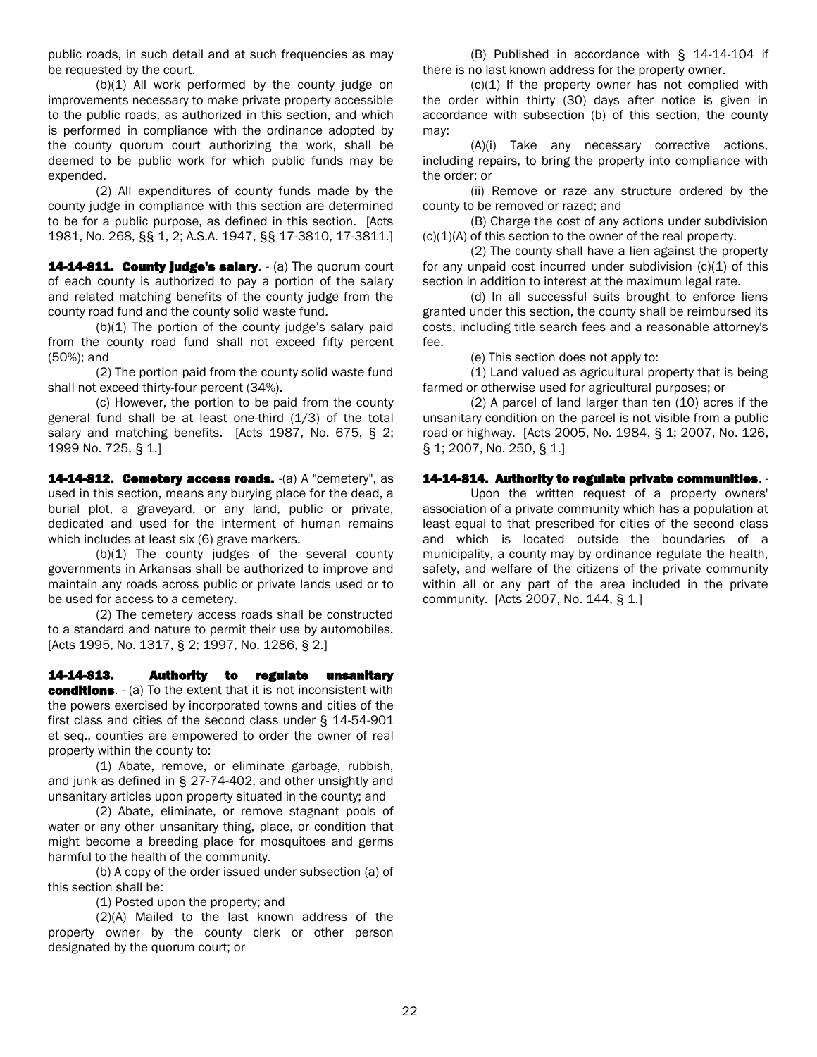public roads, in such detail and at such frequencies as may be requested by the court.

(b)(1) All work performed by the county judge on improvements necessary to make private property accessible to the public roads, as authorized in this section, and which is performed in compliance with the ordinance adopted by the county quorum court authorizing the work, shall be deemed to be public work for which public funds may be expended.

(2) All expenditures of county funds made by the county judge in compliance with this section are determined to be for a public purpose, as defined in this section. [Acts 1981, No. 268, §§ 1, 2; A.S.A. 1947, §§ 17-3810, 17-3811.]

**14-14-811. County judge's salary**. - (a) The quorum court of each county is authorized to pay a portion of the salary and related matching benefits of the county judge from the county road fund and the county solid waste fund.

(b)(1) The portion of the county judge's salary paid from the county road fund shall not exceed fifty percent (50%); and

(2) The portion paid from the county solid waste fund shall not exceed thirty-four percent (34%).

(c) However, the portion to be paid from the county general fund shall be at least one-third (1/3) of the total salary and matching benefits. [Acts 1987, No. 675, § 2; 1999 No. 725, § 1.]

**14-14-812. Cemetery access roads.** -(a) A "cemetery", as used in this section, means any burying place for the dead, a burial plot, a graveyard, or any land, public or private, dedicated and used for the interment of human remains which includes at least six (6) grave markers.

(b)(1) The county judges of the several county governments in Arkansas shall be authorized to improve and maintain any roads across public or private lands used or to be used for access to a cemetery.

(2) The cemetery access roads shall be constructed to a standard and nature to permit their use by automobiles. [Acts 1995, No. 1317, § 2; 1997, No. 1286, § 2.]

**14-14-813. Authority to regulate unsanitary conditions**. - (a) To the extent that it is not inconsistent with the powers exercised by incorporated towns and cities of the first class and cities of the second class under § 14-54-901 et seq., counties are empowered to order the owner of real property within the county to:

(1) Abate, remove, or eliminate garbage, rubbish, and junk as defined in § 27-74-402, and other unsightly and unsanitary articles upon property situated in the county; and

(2) Abate, eliminate, or remove stagnant pools of water or any other unsanitary thing, place, or condition that might become a breeding place for mosquitoes and germs harmful to the health of the community.

(b) A copy of the order issued under subsection (a) of this section shall be:

(1) Posted upon the property; and

(2)(A) Mailed to the last known address of the property owner by the county clerk or other person designated by the quorum court; or

(B) Published in accordance with § 14-14-104 if there is no last known address for the property owner.

(c)(1) If the property owner has not complied with the order within thirty (30) days after notice is given in accordance with subsection (b) of this section, the county may:

(A)(i) Take any necessary corrective actions, including repairs, to bring the property into compliance with the order; or

(ii) Remove or raze any structure ordered by the county to be removed or razed; and

(B) Charge the cost of any actions under subdivision (c)(1)(A) of this section to the owner of the real property.

(2) The county shall have a lien against the property for any unpaid cost incurred under subdivision (c)(1) of this section in addition to interest at the maximum legal rate.

(d) In all successful suits brought to enforce liens granted under this section, the county shall be reimbursed its costs, including title search fees and a reasonable attorney's fee.

(e) This section does not apply to:

(1) Land valued as agricultural property that is being farmed or otherwise used for agricultural purposes; or

(2) A parcel of land larger than ten (10) acres if the unsanitary condition on the parcel is not visible from a public road or highway. [Acts 2005, No. 1984, § 1; 2007, No. 126, § 1; 2007, No. 250, § 1.]

**14-14-814. Authority to regulate private communities**. - Upon the written request of a property owners' association of a private community which has a population at least equal to that prescribed for cities of the second class and which is located outside the boundaries of a municipality, a county may by ordinance regulate the health, safety, and welfare of the citizens of the private community within all or any part of the area included in the private community. [Acts 2007, No. 144, § 1.]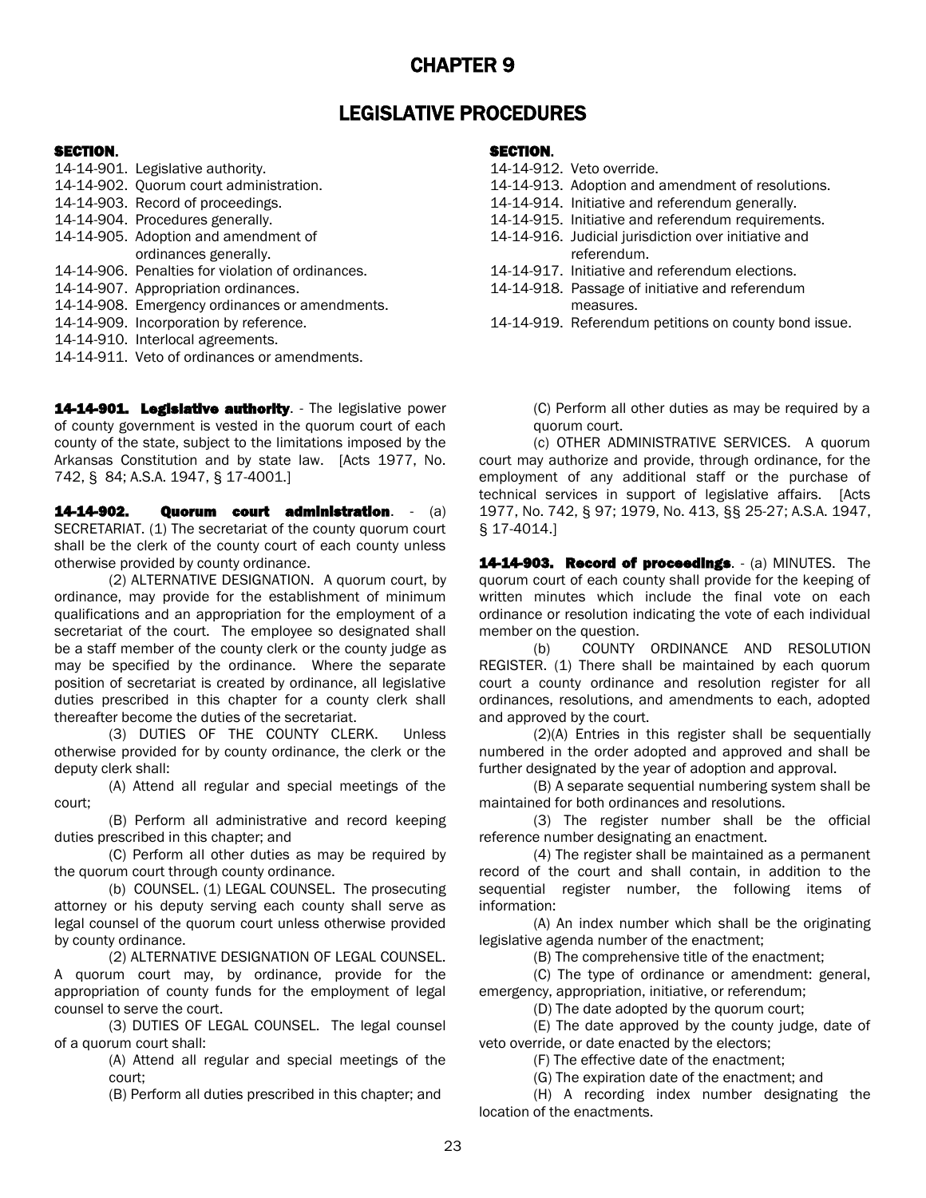# CHAPTER 9

## LEGISLATIVE PROCEDURES

**SECTION.**

14-14-901. Legislative authority.
14-14-902. Quorum court administration.
14-14-903. Record of proceedings.
14-14-904. Procedures generally.
14-14-905. Adoption and amendment of ordinances generally.
14-14-906. Penalties for violation of ordinances.
14-14-907. Appropriation ordinances.
14-14-908. Emergency ordinances or amendments.
14-14-909. Incorporation by reference.
14-14-910. Interlocal agreements.
14-14-911. Veto of ordinances or amendments.

**SECTION.**

14-14-912. Veto override.
14-14-913. Adoption and amendment of resolutions.
14-14-914. Initiative and referendum generally.
14-14-915. Initiative and referendum requirements.
14-14-916. Judicial jurisdiction over initiative and referendum.
14-14-917. Initiative and referendum elections.
14-14-918. Passage of initiative and referendum measures.
14-14-919. Referendum petitions on county bond issue.

**14-14-901. Legislative authority**. - The legislative power of county government is vested in the quorum court of each county of the state, subject to the limitations imposed by the Arkansas Constitution and by state law. [Acts 1977, No. 742, § 84; A.S.A. 1947, § 17-4001.]

**14-14-902. Quorum court administration**. - (a) SECRETARIAT. (1) The secretariat of the county quorum court shall be the clerk of the county court of each county unless otherwise provided by county ordinance.

(2) ALTERNATIVE DESIGNATION. A quorum court, by ordinance, may provide for the establishment of minimum qualifications and an appropriation for the employment of a secretariat of the court. The employee so designated shall be a staff member of the county clerk or the county judge as may be specified by the ordinance. Where the separate position of secretariat is created by ordinance, all legislative duties prescribed in this chapter for a county clerk shall thereafter become the duties of the secretariat.

(3) DUTIES OF THE COUNTY CLERK. Unless otherwise provided for by county ordinance, the clerk or the deputy clerk shall:

(A) Attend all regular and special meetings of the court;

(B) Perform all administrative and record keeping duties prescribed in this chapter; and

(C) Perform all other duties as may be required by the quorum court through county ordinance.

(b) COUNSEL. (1) LEGAL COUNSEL. The prosecuting attorney or his deputy serving each county shall serve as legal counsel of the quorum court unless otherwise provided by county ordinance.

(2) ALTERNATIVE DESIGNATION OF LEGAL COUNSEL. A quorum court may, by ordinance, provide for the appropriation of county funds for the employment of legal counsel to serve the court.

(3) DUTIES OF LEGAL COUNSEL. The legal counsel of a quorum court shall:

(A) Attend all regular and special meetings of the court;

(B) Perform all duties prescribed in this chapter; and

(C) Perform all other duties as may be required by a quorum court.

(c) OTHER ADMINISTRATIVE SERVICES. A quorum court may authorize and provide, through ordinance, for the employment of any additional staff or the purchase of technical services in support of legislative affairs. [Acts 1977, No. 742, § 97; 1979, No. 413, §§ 25-27; A.S.A. 1947, § 17-4014.]

**14-14-903. Record of proceedings**. - (a) MINUTES. The quorum court of each county shall provide for the keeping of written minutes which include the final vote on each ordinance or resolution indicating the vote of each individual member on the question.

(b) COUNTY ORDINANCE AND RESOLUTION REGISTER. (1) There shall be maintained by each quorum court a county ordinance and resolution register for all ordinances, resolutions, and amendments to each, adopted and approved by the court.

(2)(A) Entries in this register shall be sequentially numbered in the order adopted and approved and shall be further designated by the year of adoption and approval.

(B) A separate sequential numbering system shall be maintained for both ordinances and resolutions.

(3) The register number shall be the official reference number designating an enactment.

(4) The register shall be maintained as a permanent record of the court and shall contain, in addition to the sequential register number, the following items of information:

(A) An index number which shall be the originating legislative agenda number of the enactment;

(B) The comprehensive title of the enactment;

(C) The type of ordinance or amendment: general, emergency, appropriation, initiative, or referendum;

(D) The date adopted by the quorum court;

(E) The date approved by the county judge, date of veto override, or date enacted by the electors;

(F) The effective date of the enactment;

(G) The expiration date of the enactment; and

(H) A recording index number designating the location of the enactments.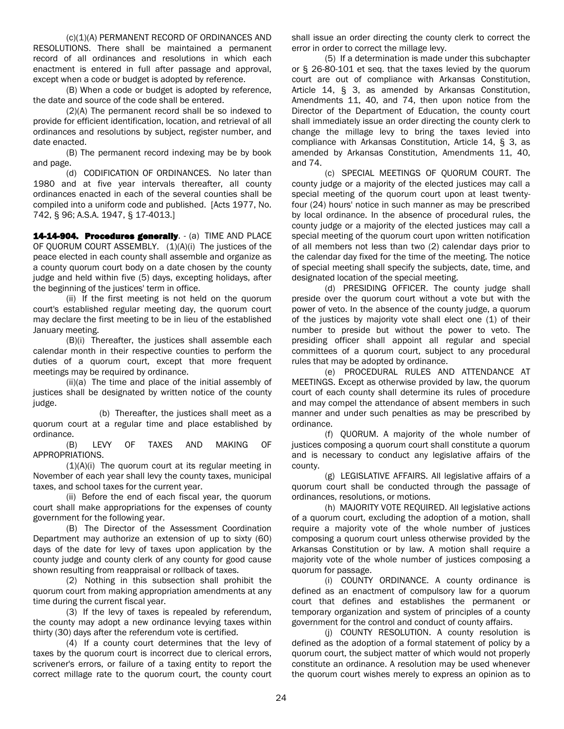(c)(1)(A) PERMANENT RECORD OF ORDINANCES AND RESOLUTIONS. There shall be maintained a permanent record of all ordinances and resolutions in which each enactment is entered in full after passage and approval, except when a code or budget is adopted by reference.

(B) When a code or budget is adopted by reference, the date and source of the code shall be entered.

(2)(A) The permanent record shall be so indexed to provide for efficient identification, location, and retrieval of all ordinances and resolutions by subject, register number, and date enacted.

(B) The permanent record indexing may be by book and page.

(d) CODIFICATION OF ORDINANCES. No later than 1980 and at five year intervals thereafter, all county ordinances enacted in each of the several counties shall be compiled into a uniform code and published. [Acts 1977, No. 742, § 96; A.S.A. 1947, § 17-4013.]

**14-14-904. Procedures generally**. - (a) TIME AND PLACE OF QUORUM COURT ASSEMBLY. (1)(A)(i) The justices of the peace elected in each county shall assemble and organize as a county quorum court body on a date chosen by the county judge and held within five (5) days, excepting holidays, after the beginning of the justices' term in office.

(ii) If the first meeting is not held on the quorum court's established regular meeting day, the quorum court may declare the first meeting to be in lieu of the established January meeting.

(B)(i) Thereafter, the justices shall assemble each calendar month in their respective counties to perform the duties of a quorum court, except that more frequent meetings may be required by ordinance.

(ii)(a) The time and place of the initial assembly of justices shall be designated by written notice of the county judge.

(b) Thereafter, the justices shall meet as a quorum court at a regular time and place established by ordinance.

(B) LEVY OF TAXES AND MAKING OF APPROPRIATIONS.

(1)(A)(i) The quorum court at its regular meeting in November of each year shall levy the county taxes, municipal taxes, and school taxes for the current year.

(ii) Before the end of each fiscal year, the quorum court shall make appropriations for the expenses of county government for the following year.

(B) The Director of the Assessment Coordination Department may authorize an extension of up to sixty (60) days of the date for levy of taxes upon application by the county judge and county clerk of any county for good cause shown resulting from reappraisal or rollback of taxes.

(2) Nothing in this subsection shall prohibit the quorum court from making appropriation amendments at any time during the current fiscal year.

(3) If the levy of taxes is repealed by referendum, the county may adopt a new ordinance levying taxes within thirty (30) days after the referendum vote is certified.

(4) If a county court determines that the levy of taxes by the quorum court is incorrect due to clerical errors, scrivener's errors, or failure of a taxing entity to report the correct millage rate to the quorum court, the county court shall issue an order directing the county clerk to correct the error in order to correct the millage levy.

(5) If a determination is made under this subchapter or § 26-80-101 et seq. that the taxes levied by the quorum court are out of compliance with Arkansas Constitution, Article 14, § 3, as amended by Arkansas Constitution, Amendments 11, 40, and 74, then upon notice from the Director of the Department of Education, the county court shall immediately issue an order directing the county clerk to change the millage levy to bring the taxes levied into compliance with Arkansas Constitution, Article 14, § 3, as amended by Arkansas Constitution, Amendments 11, 40, and 74.

(c) SPECIAL MEETINGS OF QUORUM COURT. The county judge or a majority of the elected justices may call a special meeting of the quorum court upon at least twenty-four (24) hours' notice in such manner as may be prescribed by local ordinance. In the absence of procedural rules, the county judge or a majority of the elected justices may call a special meeting of the quorum court upon written notification of all members not less than two (2) calendar days prior to the calendar day fixed for the time of the meeting. The notice of special meeting shall specify the subjects, date, time, and designated location of the special meeting.

(d) PRESIDING OFFICER. The county judge shall preside over the quorum court without a vote but with the power of veto. In the absence of the county judge, a quorum of the justices by majority vote shall elect one (1) of their number to preside but without the power to veto. The presiding officer shall appoint all regular and special committees of a quorum court, subject to any procedural rules that may be adopted by ordinance.

(e) PROCEDURAL RULES AND ATTENDANCE AT MEETINGS. Except as otherwise provided by law, the quorum court of each county shall determine its rules of procedure and may compel the attendance of absent members in such manner and under such penalties as may be prescribed by ordinance.

(f) QUORUM. A majority of the whole number of justices composing a quorum court shall constitute a quorum and is necessary to conduct any legislative affairs of the county.

(g) LEGISLATIVE AFFAIRS. All legislative affairs of a quorum court shall be conducted through the passage of ordinances, resolutions, or motions.

(h) MAJORITY VOTE REQUIRED. All legislative actions of a quorum court, excluding the adoption of a motion, shall require a majority vote of the whole number of justices composing a quorum court unless otherwise provided by the Arkansas Constitution or by law. A motion shall require a majority vote of the whole number of justices composing a quorum for passage.

(i) COUNTY ORDINANCE. A county ordinance is defined as an enactment of compulsory law for a quorum court that defines and establishes the permanent or temporary organization and system of principles of a county government for the control and conduct of county affairs.

(j) COUNTY RESOLUTION. A county resolution is defined as the adoption of a formal statement of policy by a quorum court, the subject matter of which would not properly constitute an ordinance. A resolution may be used whenever the quorum court wishes merely to express an opinion as to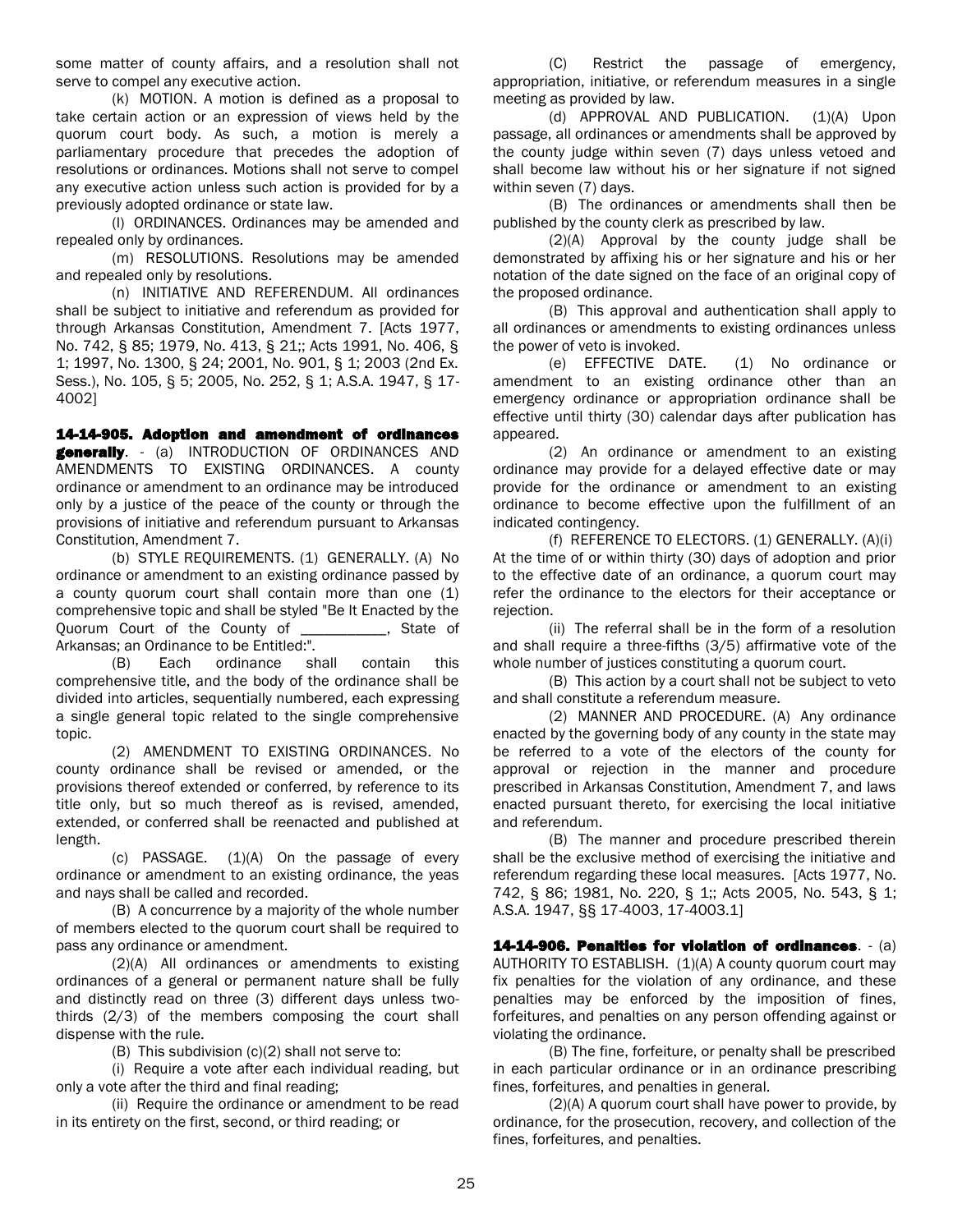some matter of county affairs, and a resolution shall not serve to compel any executive action.

(k) MOTION. A motion is defined as a proposal to take certain action or an expression of views held by the quorum court body. As such, a motion is merely a parliamentary procedure that precedes the adoption of resolutions or ordinances. Motions shall not serve to compel any executive action unless such action is provided for by a previously adopted ordinance or state law.

(l) ORDINANCES. Ordinances may be amended and repealed only by ordinances.

(m) RESOLUTIONS. Resolutions may be amended and repealed only by resolutions.

(n) INITIATIVE AND REFERENDUM. All ordinances shall be subject to initiative and referendum as provided for through Arkansas Constitution, Amendment 7. [Acts 1977, No. 742, § 85; 1979, No. 413, § 21;; Acts 1991, No. 406, § 1; 1997, No. 1300, § 24; 2001, No. 901, § 1; 2003 (2nd Ex. Sess.), No. 105, § 5; 2005, No. 252, § 1; A.S.A. 1947, § 17-4002]

**14-14-905. Adoption and amendment of ordinances generally**. - (a) INTRODUCTION OF ORDINANCES AND AMENDMENTS TO EXISTING ORDINANCES. A county ordinance or amendment to an ordinance may be introduced only by a justice of the peace of the county or through the provisions of initiative and referendum pursuant to Arkansas Constitution, Amendment 7.

(b) STYLE REQUIREMENTS. (1) GENERALLY. (A) No ordinance or amendment to an existing ordinance passed by a county quorum court shall contain more than one (1) comprehensive topic and shall be styled "Be It Enacted by the Quorum Court of the County of ___________, State of Arkansas; an Ordinance to be Entitled:".

(B) Each ordinance shall contain this comprehensive title, and the body of the ordinance shall be divided into articles, sequentially numbered, each expressing a single general topic related to the single comprehensive topic.

(2) AMENDMENT TO EXISTING ORDINANCES. No county ordinance shall be revised or amended, or the provisions thereof extended or conferred, by reference to its title only, but so much thereof as is revised, amended, extended, or conferred shall be reenacted and published at length.

(c) PASSAGE. (1)(A) On the passage of every ordinance or amendment to an existing ordinance, the yeas and nays shall be called and recorded.

(B) A concurrence by a majority of the whole number of members elected to the quorum court shall be required to pass any ordinance or amendment.

(2)(A) All ordinances or amendments to existing ordinances of a general or permanent nature shall be fully and distinctly read on three (3) different days unless two-thirds (2/3) of the members composing the court shall dispense with the rule.

(B) This subdivision (c)(2) shall not serve to:

(i) Require a vote after each individual reading, but only a vote after the third and final reading;

(ii) Require the ordinance or amendment to be read in its entirety on the first, second, or third reading; or

(C) Restrict the passage of emergency, appropriation, initiative, or referendum measures in a single meeting as provided by law.

(d) APPROVAL AND PUBLICATION. (1)(A) Upon passage, all ordinances or amendments shall be approved by the county judge within seven (7) days unless vetoed and shall become law without his or her signature if not signed within seven (7) days.

(B) The ordinances or amendments shall then be published by the county clerk as prescribed by law.

(2)(A) Approval by the county judge shall be demonstrated by affixing his or her signature and his or her notation of the date signed on the face of an original copy of the proposed ordinance.

(B) This approval and authentication shall apply to all ordinances or amendments to existing ordinances unless the power of veto is invoked.

(e) EFFECTIVE DATE. (1) No ordinance or amendment to an existing ordinance other than an emergency ordinance or appropriation ordinance shall be effective until thirty (30) calendar days after publication has appeared.

(2) An ordinance or amendment to an existing ordinance may provide for a delayed effective date or may provide for the ordinance or amendment to an existing ordinance to become effective upon the fulfillment of an indicated contingency.

(f) REFERENCE TO ELECTORS. (1) GENERALLY. (A)(i) At the time of or within thirty (30) days of adoption and prior to the effective date of an ordinance, a quorum court may refer the ordinance to the electors for their acceptance or rejection.

(ii) The referral shall be in the form of a resolution and shall require a three-fifths (3/5) affirmative vote of the whole number of justices constituting a quorum court.

(B) This action by a court shall not be subject to veto and shall constitute a referendum measure.

(2) MANNER AND PROCEDURE. (A) Any ordinance enacted by the governing body of any county in the state may be referred to a vote of the electors of the county for approval or rejection in the manner and procedure prescribed in Arkansas Constitution, Amendment 7, and laws enacted pursuant thereto, for exercising the local initiative and referendum.

(B) The manner and procedure prescribed therein shall be the exclusive method of exercising the initiative and referendum regarding these local measures. [Acts 1977, No. 742, § 86; 1981, No. 220, § 1;; Acts 2005, No. 543, § 1; A.S.A. 1947, §§ 17-4003, 17-4003.1]

**14-14-906. Penalties for violation of ordinances**. - (a) AUTHORITY TO ESTABLISH. (1)(A) A county quorum court may fix penalties for the violation of any ordinance, and these penalties may be enforced by the imposition of fines, forfeitures, and penalties on any person offending against or violating the ordinance.

(B) The fine, forfeiture, or penalty shall be prescribed in each particular ordinance or in an ordinance prescribing fines, forfeitures, and penalties in general.

(2)(A) A quorum court shall have power to provide, by ordinance, for the prosecution, recovery, and collection of the fines, forfeitures, and penalties.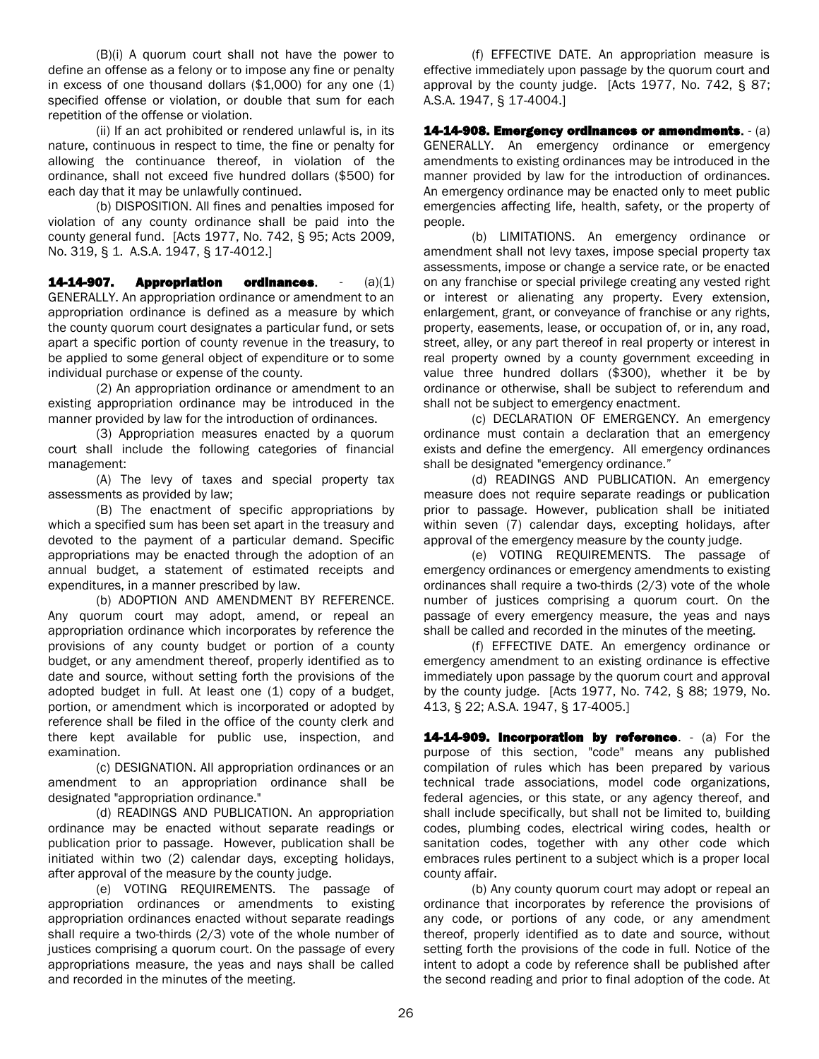(B)(i) A quorum court shall not have the power to define an offense as a felony or to impose any fine or penalty in excess of one thousand dollars ($1,000) for any one (1) specified offense or violation, or double that sum for each repetition of the offense or violation.

(ii) If an act prohibited or rendered unlawful is, in its nature, continuous in respect to time, the fine or penalty for allowing the continuance thereof, in violation of the ordinance, shall not exceed five hundred dollars ($500) for each day that it may be unlawfully continued.

(b) DISPOSITION. All fines and penalties imposed for violation of any county ordinance shall be paid into the county general fund. [Acts 1977, No. 742, § 95; Acts 2009, No. 319, § 1. A.S.A. 1947, § 17-4012.]

**14-14-907. Appropriation ordinances**. - (a)(1) GENERALLY. An appropriation ordinance or amendment to an appropriation ordinance is defined as a measure by which the county quorum court designates a particular fund, or sets apart a specific portion of county revenue in the treasury, to be applied to some general object of expenditure or to some individual purchase or expense of the county.

(2) An appropriation ordinance or amendment to an existing appropriation ordinance may be introduced in the manner provided by law for the introduction of ordinances.

(3) Appropriation measures enacted by a quorum court shall include the following categories of financial management:

(A) The levy of taxes and special property tax assessments as provided by law;

(B) The enactment of specific appropriations by which a specified sum has been set apart in the treasury and devoted to the payment of a particular demand. Specific appropriations may be enacted through the adoption of an annual budget, a statement of estimated receipts and expenditures, in a manner prescribed by law.

(b) ADOPTION AND AMENDMENT BY REFERENCE. Any quorum court may adopt, amend, or repeal an appropriation ordinance which incorporates by reference the provisions of any county budget or portion of a county budget, or any amendment thereof, properly identified as to date and source, without setting forth the provisions of the adopted budget in full. At least one (1) copy of a budget, portion, or amendment which is incorporated or adopted by reference shall be filed in the office of the county clerk and there kept available for public use, inspection, and examination.

(c) DESIGNATION. All appropriation ordinances or an amendment to an appropriation ordinance shall be designated "appropriation ordinance."

(d) READINGS AND PUBLICATION. An appropriation ordinance may be enacted without separate readings or publication prior to passage. However, publication shall be initiated within two (2) calendar days, excepting holidays, after approval of the measure by the county judge.

(e) VOTING REQUIREMENTS. The passage of appropriation ordinances or amendments to existing appropriation ordinances enacted without separate readings shall require a two-thirds (2/3) vote of the whole number of justices comprising a quorum court. On the passage of every appropriations measure, the yeas and nays shall be called and recorded in the minutes of the meeting.

(f) EFFECTIVE DATE. An appropriation measure is effective immediately upon passage by the quorum court and approval by the county judge. [Acts 1977, No. 742, § 87; A.S.A. 1947, § 17-4004.]

**14-14-908. Emergency ordinances or amendments**. - (a) GENERALLY. An emergency ordinance or emergency amendments to existing ordinances may be introduced in the manner provided by law for the introduction of ordinances. An emergency ordinance may be enacted only to meet public emergencies affecting life, health, safety, or the property of people.

(b) LIMITATIONS. An emergency ordinance or amendment shall not levy taxes, impose special property tax assessments, impose or change a service rate, or be enacted on any franchise or special privilege creating any vested right or interest or alienating any property. Every extension, enlargement, grant, or conveyance of franchise or any rights, property, easements, lease, or occupation of, or in, any road, street, alley, or any part thereof in real property or interest in real property owned by a county government exceeding in value three hundred dollars ($300), whether it be by ordinance or otherwise, shall be subject to referendum and shall not be subject to emergency enactment.

(c) DECLARATION OF EMERGENCY. An emergency ordinance must contain a declaration that an emergency exists and define the emergency. All emergency ordinances shall be designated "emergency ordinance."

(d) READINGS AND PUBLICATION. An emergency measure does not require separate readings or publication prior to passage. However, publication shall be initiated within seven (7) calendar days, excepting holidays, after approval of the emergency measure by the county judge.

(e) VOTING REQUIREMENTS. The passage of emergency ordinances or emergency amendments to existing ordinances shall require a two-thirds (2/3) vote of the whole number of justices comprising a quorum court. On the passage of every emergency measure, the yeas and nays shall be called and recorded in the minutes of the meeting.

(f) EFFECTIVE DATE. An emergency ordinance or emergency amendment to an existing ordinance is effective immediately upon passage by the quorum court and approval by the county judge. [Acts 1977, No. 742, § 88; 1979, No. 413, § 22; A.S.A. 1947, § 17-4005.]

**14-14-909. Incorporation by reference**. - (a) For the purpose of this section, "code" means any published compilation of rules which has been prepared by various technical trade associations, model code organizations, federal agencies, or this state, or any agency thereof, and shall include specifically, but shall not be limited to, building codes, plumbing codes, electrical wiring codes, health or sanitation codes, together with any other code which embraces rules pertinent to a subject which is a proper local county affair.

(b) Any county quorum court may adopt or repeal an ordinance that incorporates by reference the provisions of any code, or portions of any code, or any amendment thereof, properly identified as to date and source, without setting forth the provisions of the code in full. Notice of the intent to adopt a code by reference shall be published after the second reading and prior to final adoption of the code. At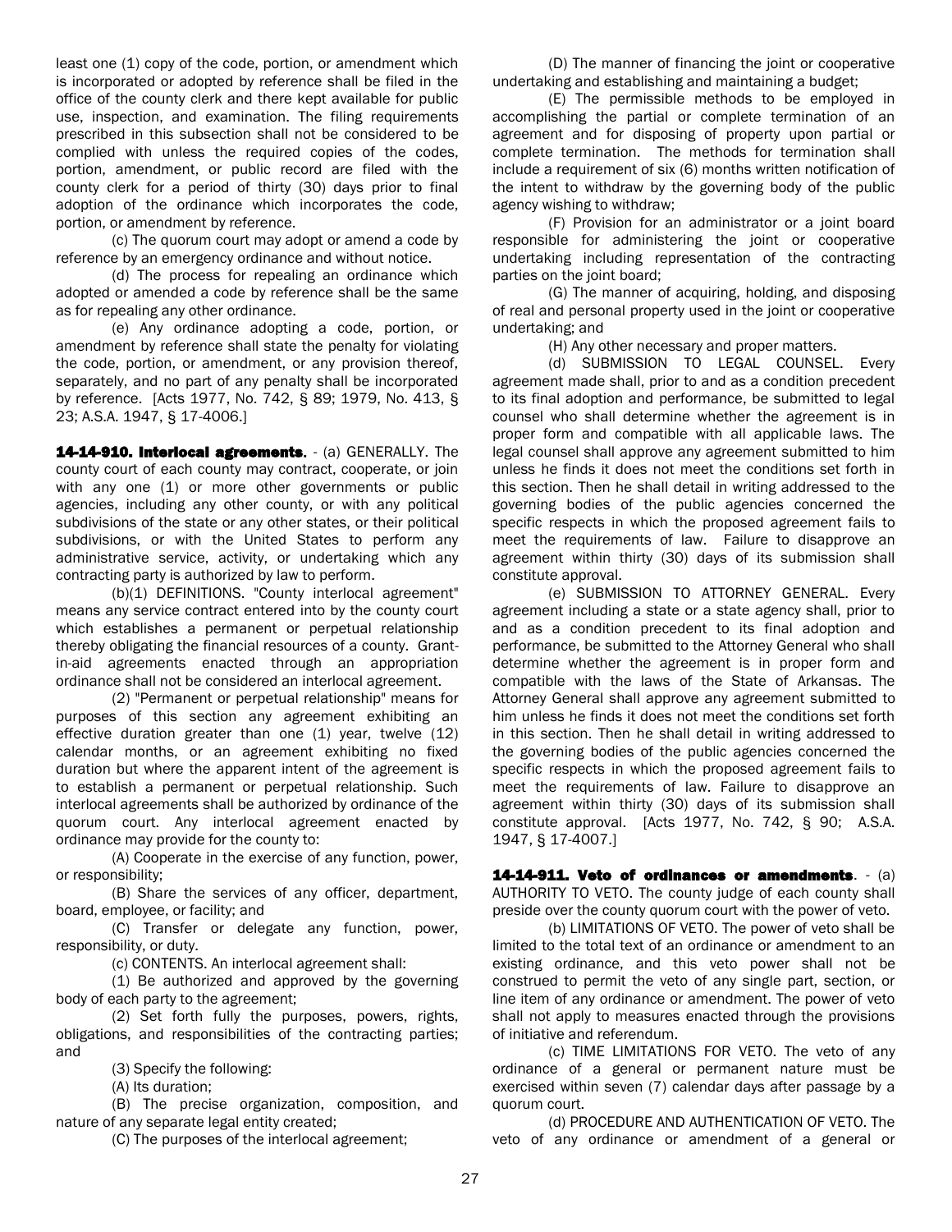least one (1) copy of the code, portion, or amendment which is incorporated or adopted by reference shall be filed in the office of the county clerk and there kept available for public use, inspection, and examination. The filing requirements prescribed in this subsection shall not be considered to be complied with unless the required copies of the codes, portion, amendment, or public record are filed with the county clerk for a period of thirty (30) days prior to final adoption of the ordinance which incorporates the code, portion, or amendment by reference.

(c) The quorum court may adopt or amend a code by reference by an emergency ordinance and without notice.

(d) The process for repealing an ordinance which adopted or amended a code by reference shall be the same as for repealing any other ordinance.

(e) Any ordinance adopting a code, portion, or amendment by reference shall state the penalty for violating the code, portion, or amendment, or any provision thereof, separately, and no part of any penalty shall be incorporated by reference. [Acts 1977, No. 742, § 89; 1979, No. 413, § 23; A.S.A. 1947, § 17-4006.]

**14-14-910. Interlocal agreements**. - (a) GENERALLY. The county court of each county may contract, cooperate, or join with any one (1) or more other governments or public agencies, including any other county, or with any political subdivisions of the state or any other states, or their political subdivisions, or with the United States to perform any administrative service, activity, or undertaking which any contracting party is authorized by law to perform.

(b)(1) DEFINITIONS. "County interlocal agreement" means any service contract entered into by the county court which establishes a permanent or perpetual relationship thereby obligating the financial resources of a county. Grant-in-aid agreements enacted through an appropriation ordinance shall not be considered an interlocal agreement.

(2) "Permanent or perpetual relationship" means for purposes of this section any agreement exhibiting an effective duration greater than one (1) year, twelve (12) calendar months, or an agreement exhibiting no fixed duration but where the apparent intent of the agreement is to establish a permanent or perpetual relationship. Such interlocal agreements shall be authorized by ordinance of the quorum court. Any interlocal agreement enacted by ordinance may provide for the county to:

(A) Cooperate in the exercise of any function, power, or responsibility;

(B) Share the services of any officer, department, board, employee, or facility; and

(C) Transfer or delegate any function, power, responsibility, or duty.

(c) CONTENTS. An interlocal agreement shall:

(1) Be authorized and approved by the governing body of each party to the agreement;

(2) Set forth fully the purposes, powers, rights, obligations, and responsibilities of the contracting parties; and

(3) Specify the following:

(A) Its duration;

(B) The precise organization, composition, and nature of any separate legal entity created;

(C) The purposes of the interlocal agreement;

(D) The manner of financing the joint or cooperative undertaking and establishing and maintaining a budget;

(E) The permissible methods to be employed in accomplishing the partial or complete termination of an agreement and for disposing of property upon partial or complete termination. The methods for termination shall include a requirement of six (6) months written notification of the intent to withdraw by the governing body of the public agency wishing to withdraw;

(F) Provision for an administrator or a joint board responsible for administering the joint or cooperative undertaking including representation of the contracting parties on the joint board;

(G) The manner of acquiring, holding, and disposing of real and personal property used in the joint or cooperative undertaking; and

(H) Any other necessary and proper matters.

(d) SUBMISSION TO LEGAL COUNSEL. Every agreement made shall, prior to and as a condition precedent to its final adoption and performance, be submitted to legal counsel who shall determine whether the agreement is in proper form and compatible with all applicable laws. The legal counsel shall approve any agreement submitted to him unless he finds it does not meet the conditions set forth in this section. Then he shall detail in writing addressed to the governing bodies of the public agencies concerned the specific respects in which the proposed agreement fails to meet the requirements of law. Failure to disapprove an agreement within thirty (30) days of its submission shall constitute approval.

(e) SUBMISSION TO ATTORNEY GENERAL. Every agreement including a state or a state agency shall, prior to and as a condition precedent to its final adoption and performance, be submitted to the Attorney General who shall determine whether the agreement is in proper form and compatible with the laws of the State of Arkansas. The Attorney General shall approve any agreement submitted to him unless he finds it does not meet the conditions set forth in this section. Then he shall detail in writing addressed to the governing bodies of the public agencies concerned the specific respects in which the proposed agreement fails to meet the requirements of law. Failure to disapprove an agreement within thirty (30) days of its submission shall constitute approval. [Acts 1977, No. 742, § 90; A.S.A. 1947, § 17-4007.]

**14-14-911. Veto of ordinances or amendments**. - (a) AUTHORITY TO VETO. The county judge of each county shall preside over the county quorum court with the power of veto.

(b) LIMITATIONS OF VETO. The power of veto shall be limited to the total text of an ordinance or amendment to an existing ordinance, and this veto power shall not be construed to permit the veto of any single part, section, or line item of any ordinance or amendment. The power of veto shall not apply to measures enacted through the provisions of initiative and referendum.

(c) TIME LIMITATIONS FOR VETO. The veto of any ordinance of a general or permanent nature must be exercised within seven (7) calendar days after passage by a quorum court.

(d) PROCEDURE AND AUTHENTICATION OF VETO. The veto of any ordinance or amendment of a general or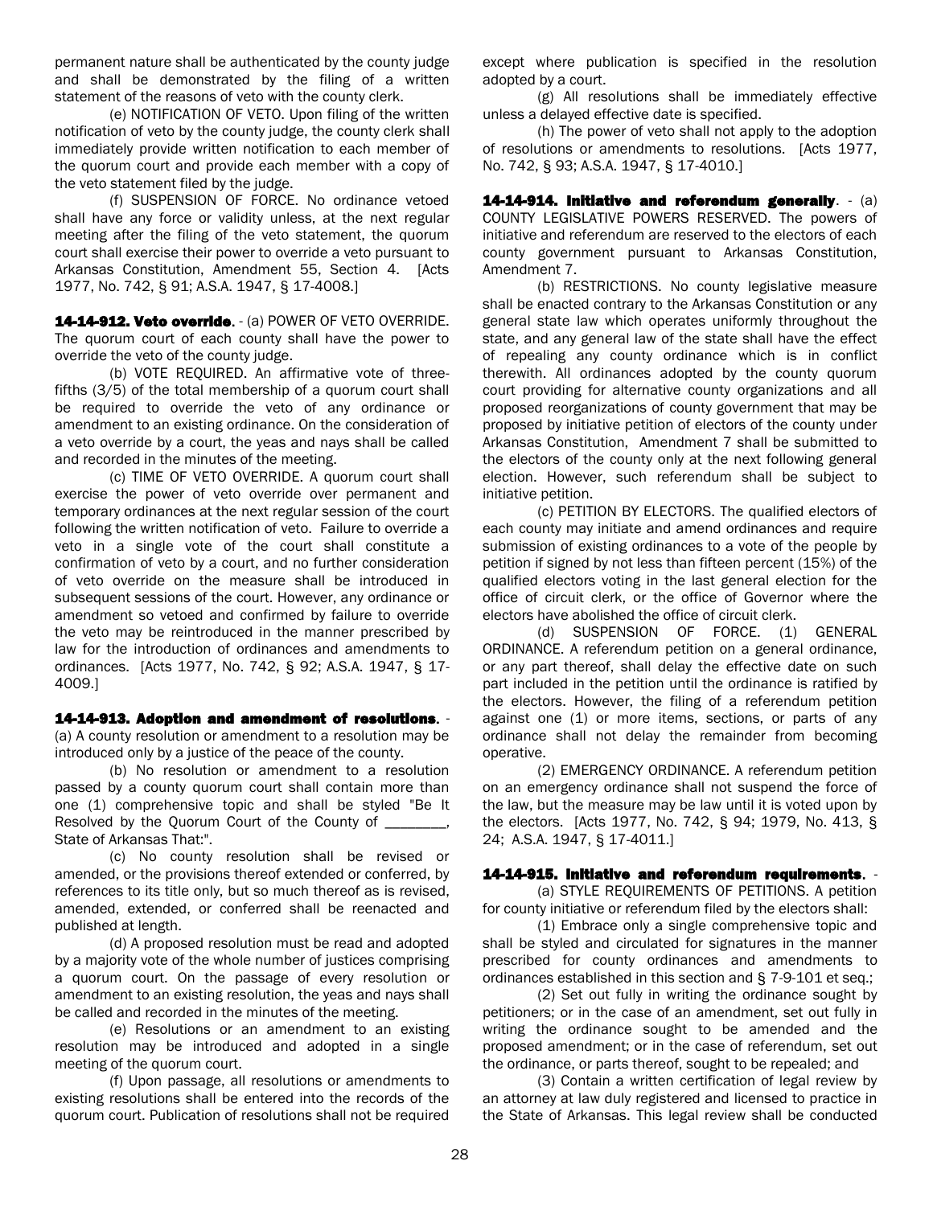permanent nature shall be authenticated by the county judge and shall be demonstrated by the filing of a written statement of the reasons of veto with the county clerk.

(e) NOTIFICATION OF VETO. Upon filing of the written notification of veto by the county judge, the county clerk shall immediately provide written notification to each member of the quorum court and provide each member with a copy of the veto statement filed by the judge.

(f) SUSPENSION OF FORCE. No ordinance vetoed shall have any force or validity unless, at the next regular meeting after the filing of the veto statement, the quorum court shall exercise their power to override a veto pursuant to Arkansas Constitution, Amendment 55, Section 4. [Acts 1977, No. 742, § 91; A.S.A. 1947, § 17-4008.]

**14-14-912. Veto override**. - (a) POWER OF VETO OVERRIDE. The quorum court of each county shall have the power to override the veto of the county judge.

(b) VOTE REQUIRED. An affirmative vote of three-fifths (3/5) of the total membership of a quorum court shall be required to override the veto of any ordinance or amendment to an existing ordinance. On the consideration of a veto override by a court, the yeas and nays shall be called and recorded in the minutes of the meeting.

(c) TIME OF VETO OVERRIDE. A quorum court shall exercise the power of veto override over permanent and temporary ordinances at the next regular session of the court following the written notification of veto. Failure to override a veto in a single vote of the court shall constitute a confirmation of veto by a court, and no further consideration of veto override on the measure shall be introduced in subsequent sessions of the court. However, any ordinance or amendment so vetoed and confirmed by failure to override the veto may be reintroduced in the manner prescribed by law for the introduction of ordinances and amendments to ordinances. [Acts 1977, No. 742, § 92; A.S.A. 1947, § 17-4009.]

**14-14-913. Adoption and amendment of resolutions**. - (a) A county resolution or amendment to a resolution may be introduced only by a justice of the peace of the county.

(b) No resolution or amendment to a resolution passed by a county quorum court shall contain more than one (1) comprehensive topic and shall be styled "Be It Resolved by the Quorum Court of the County of ________, State of Arkansas That:".

(c) No county resolution shall be revised or amended, or the provisions thereof extended or conferred, by references to its title only, but so much thereof as is revised, amended, extended, or conferred shall be reenacted and published at length.

(d) A proposed resolution must be read and adopted by a majority vote of the whole number of justices comprising a quorum court. On the passage of every resolution or amendment to an existing resolution, the yeas and nays shall be called and recorded in the minutes of the meeting.

(e) Resolutions or an amendment to an existing resolution may be introduced and adopted in a single meeting of the quorum court.

(f) Upon passage, all resolutions or amendments to existing resolutions shall be entered into the records of the quorum court. Publication of resolutions shall not be required except where publication is specified in the resolution adopted by a court.

(g) All resolutions shall be immediately effective unless a delayed effective date is specified.

(h) The power of veto shall not apply to the adoption of resolutions or amendments to resolutions. [Acts 1977, No. 742, § 93; A.S.A. 1947, § 17-4010.]

**14-14-914. Initiative and referendum generally**. - (a) COUNTY LEGISLATIVE POWERS RESERVED. The powers of initiative and referendum are reserved to the electors of each county government pursuant to Arkansas Constitution, Amendment 7.

(b) RESTRICTIONS. No county legislative measure shall be enacted contrary to the Arkansas Constitution or any general state law which operates uniformly throughout the state, and any general law of the state shall have the effect of repealing any county ordinance which is in conflict therewith. All ordinances adopted by the county quorum court providing for alternative county organizations and all proposed reorganizations of county government that may be proposed by initiative petition of electors of the county under Arkansas Constitution, Amendment 7 shall be submitted to the electors of the county only at the next following general election. However, such referendum shall be subject to initiative petition.

(c) PETITION BY ELECTORS. The qualified electors of each county may initiate and amend ordinances and require submission of existing ordinances to a vote of the people by petition if signed by not less than fifteen percent (15%) of the qualified electors voting in the last general election for the office of circuit clerk, or the office of Governor where the electors have abolished the office of circuit clerk.

(d) SUSPENSION OF FORCE. (1) GENERAL ORDINANCE. A referendum petition on a general ordinance, or any part thereof, shall delay the effective date on such part included in the petition until the ordinance is ratified by the electors. However, the filing of a referendum petition against one (1) or more items, sections, or parts of any ordinance shall not delay the remainder from becoming operative.

(2) EMERGENCY ORDINANCE. A referendum petition on an emergency ordinance shall not suspend the force of the law, but the measure may be law until it is voted upon by the electors. [Acts 1977, No. 742, § 94; 1979, No. 413, § 24; A.S.A. 1947, § 17-4011.]

**14-14-915. Initiative and referendum requirements**. -

(a) STYLE REQUIREMENTS OF PETITIONS. A petition for county initiative or referendum filed by the electors shall:

(1) Embrace only a single comprehensive topic and shall be styled and circulated for signatures in the manner prescribed for county ordinances and amendments to ordinances established in this section and § 7-9-101 et seq.;

(2) Set out fully in writing the ordinance sought by petitioners; or in the case of an amendment, set out fully in writing the ordinance sought to be amended and the proposed amendment; or in the case of referendum, set out the ordinance, or parts thereof, sought to be repealed; and

(3) Contain a written certification of legal review by an attorney at law duly registered and licensed to practice in the State of Arkansas. This legal review shall be conducted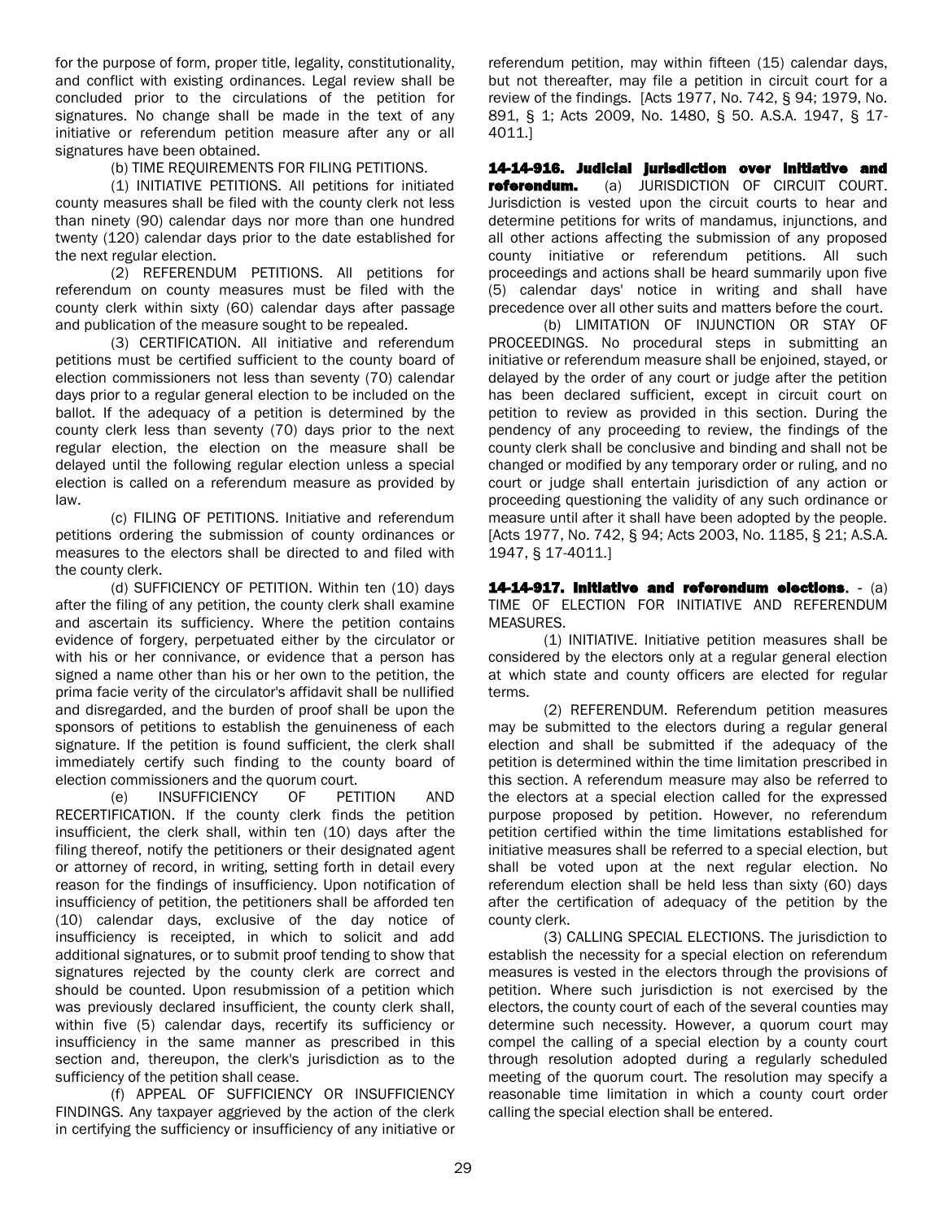for the purpose of form, proper title, legality, constitutionality, and conflict with existing ordinances. Legal review shall be concluded prior to the circulations of the petition for signatures. No change shall be made in the text of any initiative or referendum petition measure after any or all signatures have been obtained.

(b) TIME REQUIREMENTS FOR FILING PETITIONS.

(1) INITIATIVE PETITIONS. All petitions for initiated county measures shall be filed with the county clerk not less than ninety (90) calendar days nor more than one hundred twenty (120) calendar days prior to the date established for the next regular election.

(2) REFERENDUM PETITIONS. All petitions for referendum on county measures must be filed with the county clerk within sixty (60) calendar days after passage and publication of the measure sought to be repealed.

(3) CERTIFICATION. All initiative and referendum petitions must be certified sufficient to the county board of election commissioners not less than seventy (70) calendar days prior to a regular general election to be included on the ballot. If the adequacy of a petition is determined by the county clerk less than seventy (70) days prior to the next regular election, the election on the measure shall be delayed until the following regular election unless a special election is called on a referendum measure as provided by law.

(c) FILING OF PETITIONS. Initiative and referendum petitions ordering the submission of county ordinances or measures to the electors shall be directed to and filed with the county clerk.

(d) SUFFICIENCY OF PETITION. Within ten (10) days after the filing of any petition, the county clerk shall examine and ascertain its sufficiency. Where the petition contains evidence of forgery, perpetuated either by the circulator or with his or her connivance, or evidence that a person has signed a name other than his or her own to the petition, the prima facie verity of the circulator's affidavit shall be nullified and disregarded, and the burden of proof shall be upon the sponsors of petitions to establish the genuineness of each signature. If the petition is found sufficient, the clerk shall immediately certify such finding to the county board of election commissioners and the quorum court.

(e) INSUFFICIENCY OF PETITION AND RECERTIFICATION. If the county clerk finds the petition insufficient, the clerk shall, within ten (10) days after the filing thereof, notify the petitioners or their designated agent or attorney of record, in writing, setting forth in detail every reason for the findings of insufficiency. Upon notification of insufficiency of petition, the petitioners shall be afforded ten (10) calendar days, exclusive of the day notice of insufficiency is receipted, in which to solicit and add additional signatures, or to submit proof tending to show that signatures rejected by the county clerk are correct and should be counted. Upon resubmission of a petition which was previously declared insufficient, the county clerk shall, within five (5) calendar days, recertify its sufficiency or insufficiency in the same manner as prescribed in this section and, thereupon, the clerk's jurisdiction as to the sufficiency of the petition shall cease.

(f) APPEAL OF SUFFICIENCY OR INSUFFICIENCY FINDINGS. Any taxpayer aggrieved by the action of the clerk in certifying the sufficiency or insufficiency of any initiative or referendum petition, may within fifteen (15) calendar days, but not thereafter, may file a petition in circuit court for a review of the findings. [Acts 1977, No. 742, § 94; 1979, No. 891, § 1; Acts 2009, No. 1480, § 50. A.S.A. 1947, § 17-4011.]

**14-14-916. Judicial jurisdiction over initiative and referendum.** (a) JURISDICTION OF CIRCUIT COURT. Jurisdiction is vested upon the circuit courts to hear and determine petitions for writs of mandamus, injunctions, and all other actions affecting the submission of any proposed county initiative or referendum petitions. All such proceedings and actions shall be heard summarily upon five (5) calendar days' notice in writing and shall have precedence over all other suits and matters before the court.

(b) LIMITATION OF INJUNCTION OR STAY OF PROCEEDINGS. No procedural steps in submitting an initiative or referendum measure shall be enjoined, stayed, or delayed by the order of any court or judge after the petition has been declared sufficient, except in circuit court on petition to review as provided in this section. During the pendency of any proceeding to review, the findings of the county clerk shall be conclusive and binding and shall not be changed or modified by any temporary order or ruling, and no court or judge shall entertain jurisdiction of any action or proceeding questioning the validity of any such ordinance or measure until after it shall have been adopted by the people. [Acts 1977, No. 742, § 94; Acts 2003, No. 1185, § 21; A.S.A. 1947, § 17-4011.]

**14-14-917. Initiative and referendum elections.** - (a) TIME OF ELECTION FOR INITIATIVE AND REFERENDUM MEASURES.

(1) INITIATIVE. Initiative petition measures shall be considered by the electors only at a regular general election at which state and county officers are elected for regular terms.

(2) REFERENDUM. Referendum petition measures may be submitted to the electors during a regular general election and shall be submitted if the adequacy of the petition is determined within the time limitation prescribed in this section. A referendum measure may also be referred to the electors at a special election called for the expressed purpose proposed by petition. However, no referendum petition certified within the time limitations established for initiative measures shall be referred to a special election, but shall be voted upon at the next regular election. No referendum election shall be held less than sixty (60) days after the certification of adequacy of the petition by the county clerk.

(3) CALLING SPECIAL ELECTIONS. The jurisdiction to establish the necessity for a special election on referendum measures is vested in the electors through the provisions of petition. Where such jurisdiction is not exercised by the electors, the county court of each of the several counties may determine such necessity. However, a quorum court may compel the calling of a special election by a county court through resolution adopted during a regularly scheduled meeting of the quorum court. The resolution may specify a reasonable time limitation in which a county court order calling the special election shall be entered.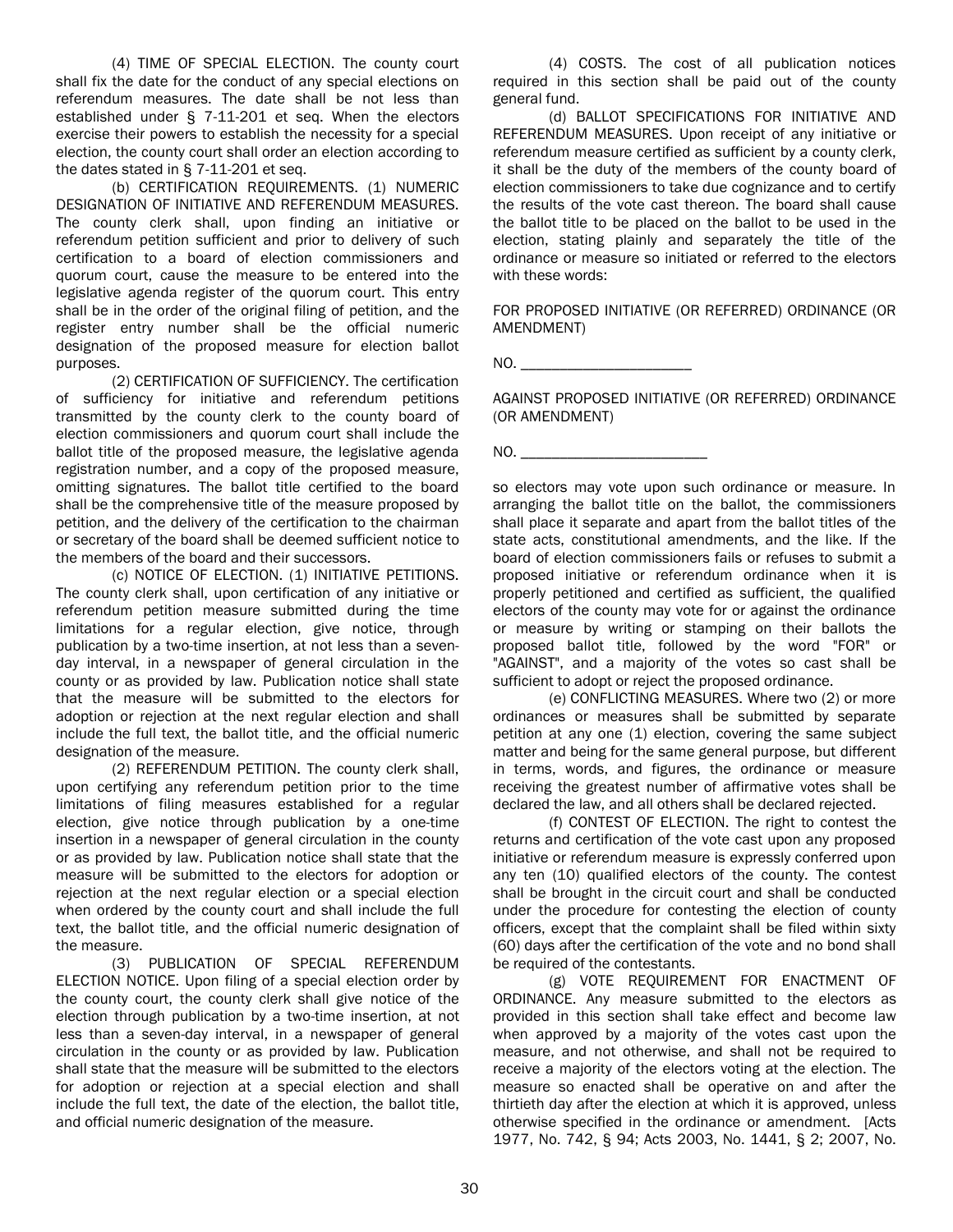(4) TIME OF SPECIAL ELECTION. The county court shall fix the date for the conduct of any special elections on referendum measures. The date shall be not less than established under § 7-11-201 et seq. When the electors exercise their powers to establish the necessity for a special election, the county court shall order an election according to the dates stated in § 7-11-201 et seq.

(b) CERTIFICATION REQUIREMENTS. (1) NUMERIC DESIGNATION OF INITIATIVE AND REFERENDUM MEASURES. The county clerk shall, upon finding an initiative or referendum petition sufficient and prior to delivery of such certification to a board of election commissioners and quorum court, cause the measure to be entered into the legislative agenda register of the quorum court. This entry shall be in the order of the original filing of petition, and the register entry number shall be the official numeric designation of the proposed measure for election ballot purposes.

(2) CERTIFICATION OF SUFFICIENCY. The certification of sufficiency for initiative and referendum petitions transmitted by the county clerk to the county board of election commissioners and quorum court shall include the ballot title of the proposed measure, the legislative agenda registration number, and a copy of the proposed measure, omitting signatures. The ballot title certified to the board shall be the comprehensive title of the measure proposed by petition, and the delivery of the certification to the chairman or secretary of the board shall be deemed sufficient notice to the members of the board and their successors.

(c) NOTICE OF ELECTION. (1) INITIATIVE PETITIONS. The county clerk shall, upon certification of any initiative or referendum petition measure submitted during the time limitations for a regular election, give notice, through publication by a two-time insertion, at not less than a seven-day interval, in a newspaper of general circulation in the county or as provided by law. Publication notice shall state that the measure will be submitted to the electors for adoption or rejection at the next regular election and shall include the full text, the ballot title, and the official numeric designation of the measure.

(2) REFERENDUM PETITION. The county clerk shall, upon certifying any referendum petition prior to the time limitations of filing measures established for a regular election, give notice through publication by a one-time insertion in a newspaper of general circulation in the county or as provided by law. Publication notice shall state that the measure will be submitted to the electors for adoption or rejection at the next regular election or a special election when ordered by the county court and shall include the full text, the ballot title, and the official numeric designation of the measure.

(3) PUBLICATION OF SPECIAL REFERENDUM ELECTION NOTICE. Upon filing of a special election order by the county court, the county clerk shall give notice of the election through publication by a two-time insertion, at not less than a seven-day interval, in a newspaper of general circulation in the county or as provided by law. Publication shall state that the measure will be submitted to the electors for adoption or rejection at a special election and shall include the full text, the date of the election, the ballot title, and official numeric designation of the measure.

(4) COSTS. The cost of all publication notices required in this section shall be paid out of the county general fund.

(d) BALLOT SPECIFICATIONS FOR INITIATIVE AND REFERENDUM MEASURES. Upon receipt of any initiative or referendum measure certified as sufficient by a county clerk, it shall be the duty of the members of the county board of election commissioners to take due cognizance and to certify the results of the vote cast thereon. The board shall cause the ballot title to be placed on the ballot to be used in the election, stating plainly and separately the title of the ordinance or measure so initiated or referred to the electors with these words:

FOR PROPOSED INITIATIVE (OR REFERRED) ORDINANCE (OR AMENDMENT)

NO. ______________________

AGAINST PROPOSED INITIATIVE (OR REFERRED) ORDINANCE (OR AMENDMENT)

NO. ________________________

so electors may vote upon such ordinance or measure. In arranging the ballot title on the ballot, the commissioners shall place it separate and apart from the ballot titles of the state acts, constitutional amendments, and the like. If the board of election commissioners fails or refuses to submit a proposed initiative or referendum ordinance when it is properly petitioned and certified as sufficient, the qualified electors of the county may vote for or against the ordinance or measure by writing or stamping on their ballots the proposed ballot title, followed by the word "FOR" or "AGAINST", and a majority of the votes so cast shall be sufficient to adopt or reject the proposed ordinance.

(e) CONFLICTING MEASURES. Where two (2) or more ordinances or measures shall be submitted by separate petition at any one (1) election, covering the same subject matter and being for the same general purpose, but different in terms, words, and figures, the ordinance or measure receiving the greatest number of affirmative votes shall be declared the law, and all others shall be declared rejected.

(f) CONTEST OF ELECTION. The right to contest the returns and certification of the vote cast upon any proposed initiative or referendum measure is expressly conferred upon any ten (10) qualified electors of the county. The contest shall be brought in the circuit court and shall be conducted under the procedure for contesting the election of county officers, except that the complaint shall be filed within sixty (60) days after the certification of the vote and no bond shall be required of the contestants.

(g) VOTE REQUIREMENT FOR ENACTMENT OF ORDINANCE. Any measure submitted to the electors as provided in this section shall take effect and become law when approved by a majority of the votes cast upon the measure, and not otherwise, and shall not be required to receive a majority of the electors voting at the election. The measure so enacted shall be operative on and after the thirtieth day after the election at which it is approved, unless otherwise specified in the ordinance or amendment. [Acts 1977, No. 742, § 94; Acts 2003, No. 1441, § 2; 2007, No.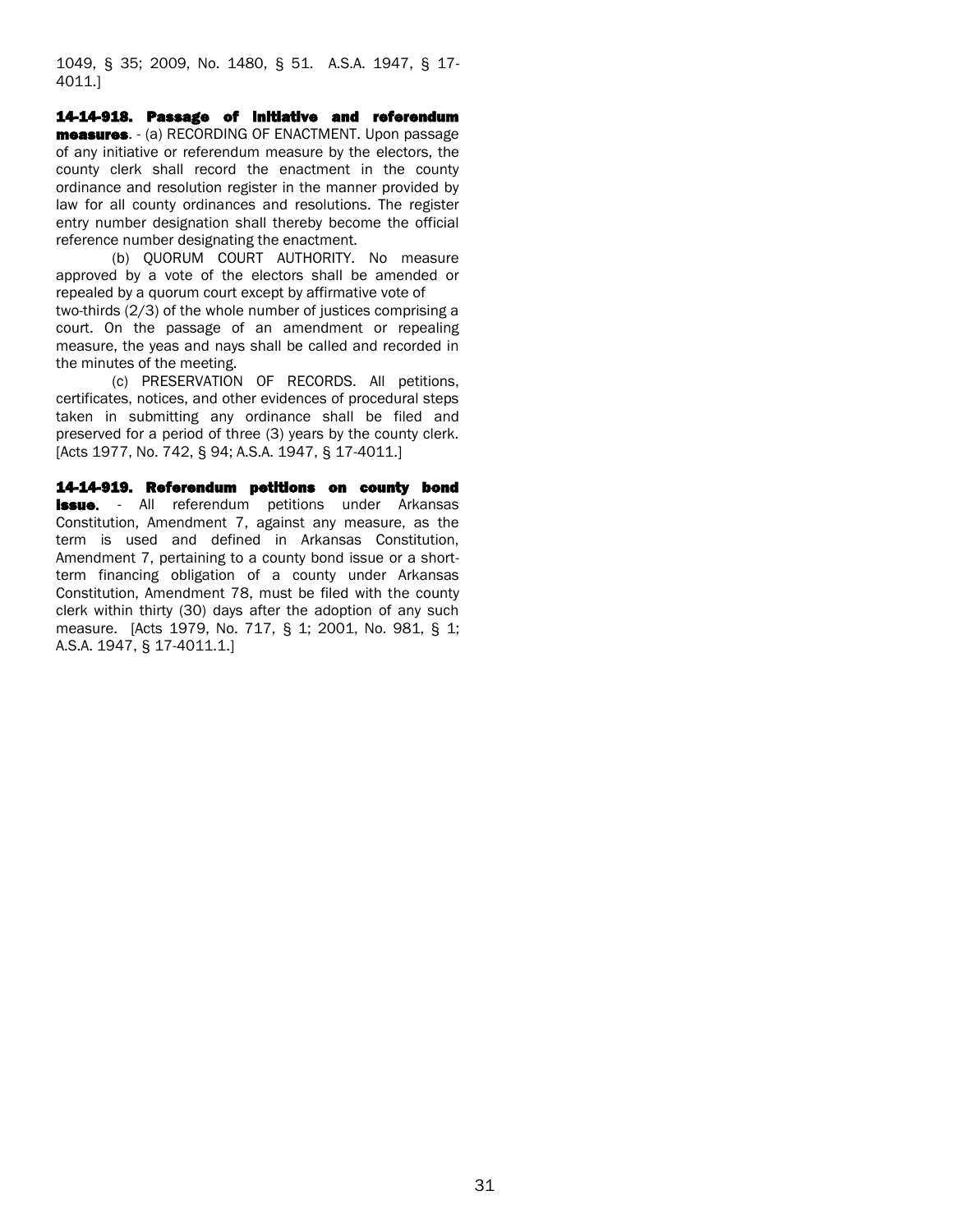1049, § 35; 2009, No. 1480, § 51. A.S.A. 1947, § 17-4011.]

**14-14-918. Passage of initiative and referendum measures**. - (a) RECORDING OF ENACTMENT. Upon passage of any initiative or referendum measure by the electors, the county clerk shall record the enactment in the county ordinance and resolution register in the manner provided by law for all county ordinances and resolutions. The register entry number designation shall thereby become the official reference number designating the enactment.

(b) QUORUM COURT AUTHORITY. No measure approved by a vote of the electors shall be amended or repealed by a quorum court except by affirmative vote of two-thirds (2/3) of the whole number of justices comprising a court. On the passage of an amendment or repealing measure, the yeas and nays shall be called and recorded in the minutes of the meeting.

(c) PRESERVATION OF RECORDS. All petitions, certificates, notices, and other evidences of procedural steps taken in submitting any ordinance shall be filed and preserved for a period of three (3) years by the county clerk. [Acts 1977, No. 742, § 94; A.S.A. 1947, § 17-4011.]

**14-14-919. Referendum petitions on county bond issue**. - All referendum petitions under Arkansas Constitution, Amendment 7, against any measure, as the term is used and defined in Arkansas Constitution, Amendment 7, pertaining to a county bond issue or a short-term financing obligation of a county under Arkansas Constitution, Amendment 78, must be filed with the county clerk within thirty (30) days after the adoption of any such measure. [Acts 1979, No. 717, § 1; 2001, No. 981, § 1; A.S.A. 1947, § 17-4011.1.]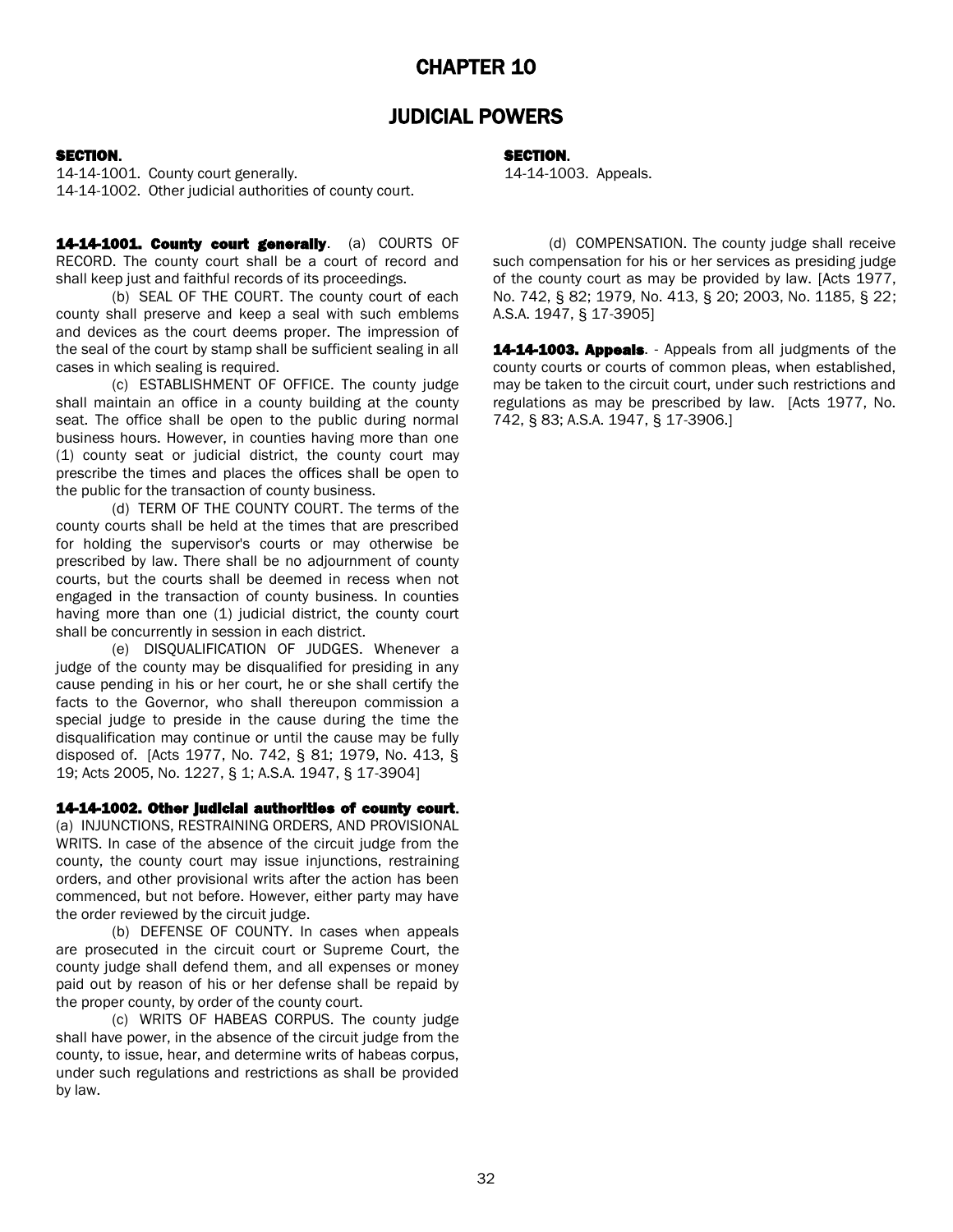# CHAPTER 10

# JUDICIAL POWERS

**SECTION.**

14-14-1001. County court generally.

14-14-1002. Other judicial authorities of county court.

14-14-1003. Appeals.

**14-14-1001. County court generally**. (a) COURTS OF RECORD. The county court shall be a court of record and shall keep just and faithful records of its proceedings.

(b) SEAL OF THE COURT. The county court of each county shall preserve and keep a seal with such emblems and devices as the court deems proper. The impression of the seal of the court by stamp shall be sufficient sealing in all cases in which sealing is required.

(c) ESTABLISHMENT OF OFFICE. The county judge shall maintain an office in a county building at the county seat. The office shall be open to the public during normal business hours. However, in counties having more than one (1) county seat or judicial district, the county court may prescribe the times and places the offices shall be open to the public for the transaction of county business.

(d) TERM OF THE COUNTY COURT. The terms of the county courts shall be held at the times that are prescribed for holding the supervisor's courts or may otherwise be prescribed by law. There shall be no adjournment of county courts, but the courts shall be deemed in recess when not engaged in the transaction of county business. In counties having more than one (1) judicial district, the county court shall be concurrently in session in each district.

(e) DISQUALIFICATION OF JUDGES. Whenever a judge of the county may be disqualified for presiding in any cause pending in his or her court, he or she shall certify the facts to the Governor, who shall thereupon commission a special judge to preside in the cause during the time the disqualification may continue or until the cause may be fully disposed of. [Acts 1977, No. 742, § 81; 1979, No. 413, § 19; Acts 2005, No. 1227, § 1; A.S.A. 1947, § 17-3904]

**14-14-1002. Other judicial authorities of county court**.
(a) INJUNCTIONS, RESTRAINING ORDERS, AND PROVISIONAL WRITS. In case of the absence of the circuit judge from the county, the county court may issue injunctions, restraining orders, and other provisional writs after the action has been commenced, but not before. However, either party may have the order reviewed by the circuit judge.

(b) DEFENSE OF COUNTY. In cases when appeals are prosecuted in the circuit court or Supreme Court, the county judge shall defend them, and all expenses or money paid out by reason of his or her defense shall be repaid by the proper county, by order of the county court.

(c) WRITS OF HABEAS CORPUS. The county judge shall have power, in the absence of the circuit judge from the county, to issue, hear, and determine writs of habeas corpus, under such regulations and restrictions as shall be provided by law.

(d) COMPENSATION. The county judge shall receive such compensation for his or her services as presiding judge of the county court as may be provided by law. [Acts 1977, No. 742, § 82; 1979, No. 413, § 20; 2003, No. 1185, § 22; A.S.A. 1947, § 17-3905]

**14-14-1003. Appeals**. - Appeals from all judgments of the county courts or courts of common pleas, when established, may be taken to the circuit court, under such restrictions and regulations as may be prescribed by law. [Acts 1977, No. 742, § 83; A.S.A. 1947, § 17-3906.]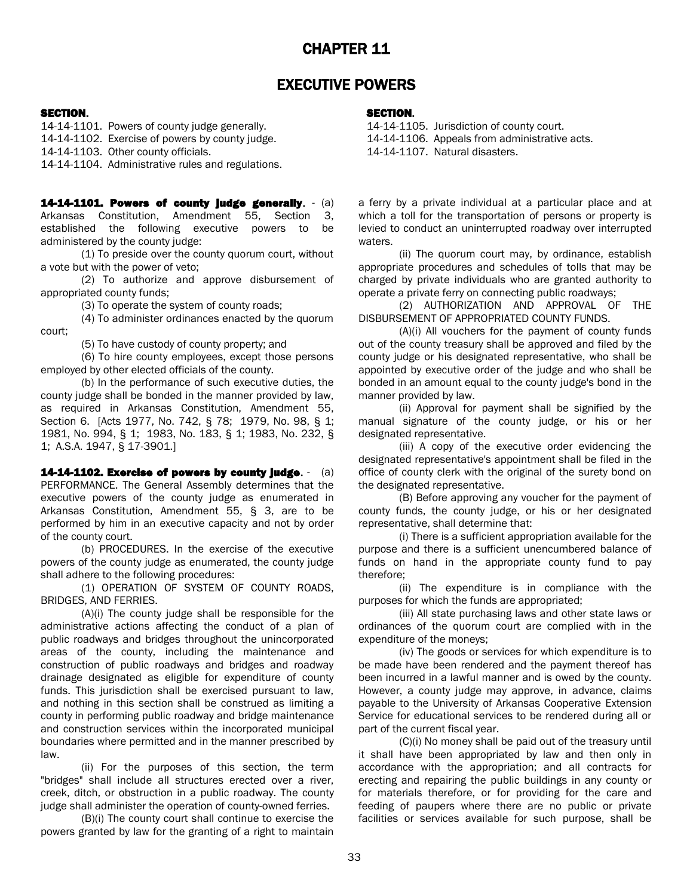# CHAPTER 11

## EXECUTIVE POWERS

**SECTION.**

14-14-1101. Powers of county judge generally.
14-14-1102. Exercise of powers by county judge.
14-14-1103. Other county officials.
14-14-1104. Administrative rules and regulations.

**SECTION.**

14-14-1105. Jurisdiction of county court.
14-14-1106. Appeals from administrative acts.
14-14-1107. Natural disasters.

**14-14-1101. Powers of county judge generally**. - (a) Arkansas Constitution, Amendment 55, Section 3, established the following executive powers to be administered by the county judge:

(1) To preside over the county quorum court, without a vote but with the power of veto;

(2) To authorize and approve disbursement of appropriated county funds;

(3) To operate the system of county roads;

(4) To administer ordinances enacted by the quorum court;

(5) To have custody of county property; and

(6) To hire county employees, except those persons employed by other elected officials of the county.

(b) In the performance of such executive duties, the county judge shall be bonded in the manner provided by law, as required in Arkansas Constitution, Amendment 55, Section 6. [Acts 1977, No. 742, § 78; 1979, No. 98, § 1; 1981, No. 994, § 1; 1983, No. 183, § 1; 1983, No. 232, § 1; A.S.A. 1947, § 17-3901.]

**14-14-1102. Exercise of powers by county judge**. - (a) PERFORMANCE. The General Assembly determines that the executive powers of the county judge as enumerated in Arkansas Constitution, Amendment 55, § 3, are to be performed by him in an executive capacity and not by order of the county court.

(b) PROCEDURES. In the exercise of the executive powers of the county judge as enumerated, the county judge shall adhere to the following procedures:

(1) OPERATION OF SYSTEM OF COUNTY ROADS, BRIDGES, AND FERRIES.

(A)(i) The county judge shall be responsible for the administrative actions affecting the conduct of a plan of public roadways and bridges throughout the unincorporated areas of the county, including the maintenance and construction of public roadways and bridges and roadway drainage designated as eligible for expenditure of county funds. This jurisdiction shall be exercised pursuant to law, and nothing in this section shall be construed as limiting a county in performing public roadway and bridge maintenance and construction services within the incorporated municipal boundaries where permitted and in the manner prescribed by law.

(ii) For the purposes of this section, the term "bridges" shall include all structures erected over a river, creek, ditch, or obstruction in a public roadway. The county judge shall administer the operation of county-owned ferries.

(B)(i) The county court shall continue to exercise the powers granted by law for the granting of a right to maintain a ferry by a private individual at a particular place and at which a toll for the transportation of persons or property is levied to conduct an uninterrupted roadway over interrupted waters.

(ii) The quorum court may, by ordinance, establish appropriate procedures and schedules of tolls that may be charged by private individuals who are granted authority to operate a private ferry on connecting public roadways;

(2) AUTHORIZATION AND APPROVAL OF THE DISBURSEMENT OF APPROPRIATED COUNTY FUNDS.

(A)(i) All vouchers for the payment of county funds out of the county treasury shall be approved and filed by the county judge or his designated representative, who shall be appointed by executive order of the judge and who shall be bonded in an amount equal to the county judge's bond in the manner provided by law.

(ii) Approval for payment shall be signified by the manual signature of the county judge, or his or her designated representative.

(iii) A copy of the executive order evidencing the designated representative's appointment shall be filed in the office of county clerk with the original of the surety bond on the designated representative.

(B) Before approving any voucher for the payment of county funds, the county judge, or his or her designated representative, shall determine that:

(i) There is a sufficient appropriation available for the purpose and there is a sufficient unencumbered balance of funds on hand in the appropriate county fund to pay therefore;

(ii) The expenditure is in compliance with the purposes for which the funds are appropriated;

(iii) All state purchasing laws and other state laws or ordinances of the quorum court are complied with in the expenditure of the moneys;

(iv) The goods or services for which expenditure is to be made have been rendered and the payment thereof has been incurred in a lawful manner and is owed by the county. However, a county judge may approve, in advance, claims payable to the University of Arkansas Cooperative Extension Service for educational services to be rendered during all or part of the current fiscal year.

(C)(i) No money shall be paid out of the treasury until it shall have been appropriated by law and then only in accordance with the appropriation; and all contracts for erecting and repairing the public buildings in any county or for materials therefore, or for providing for the care and feeding of paupers where there are no public or private facilities or services available for such purpose, shall be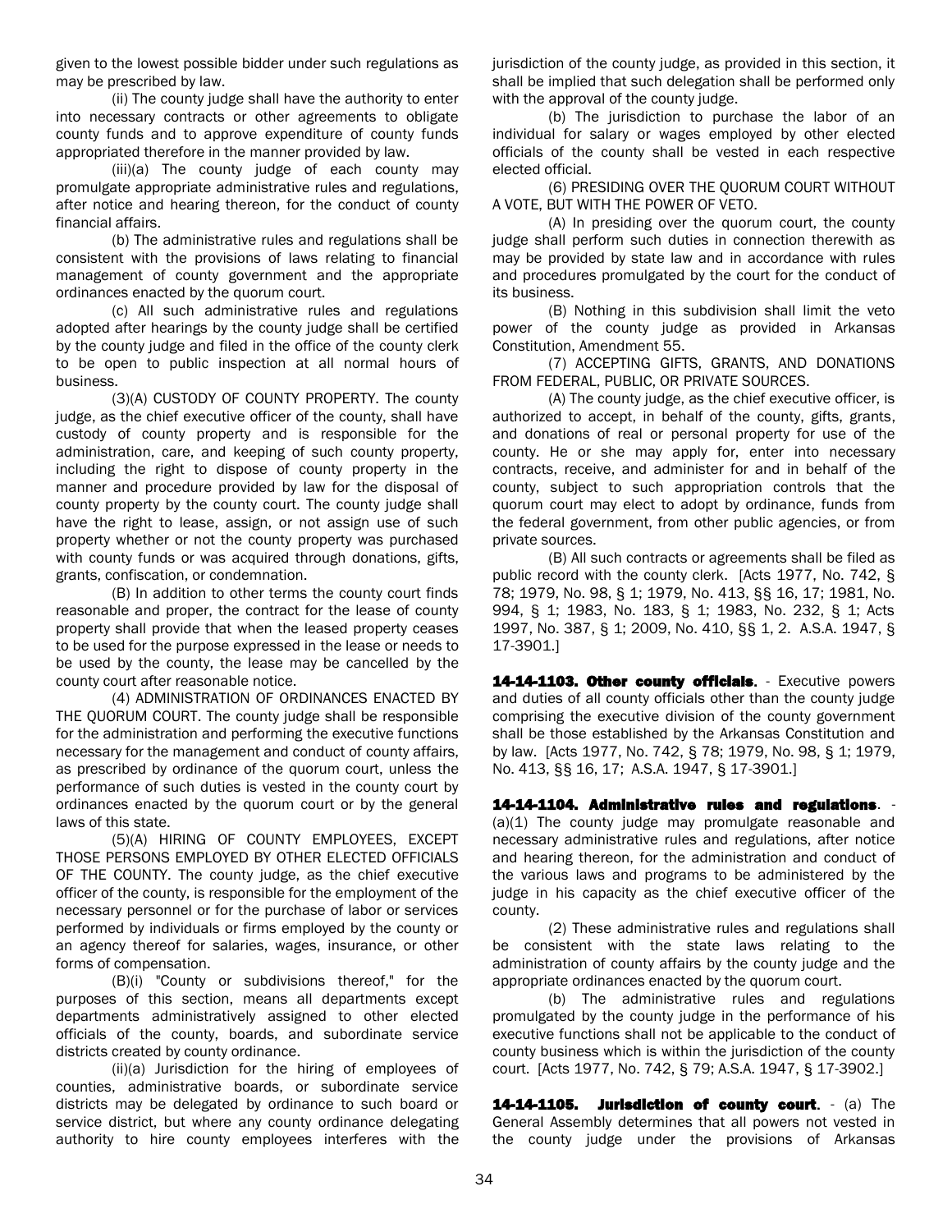given to the lowest possible bidder under such regulations as may be prescribed by law.

(ii) The county judge shall have the authority to enter into necessary contracts or other agreements to obligate county funds and to approve expenditure of county funds appropriated therefore in the manner provided by law.

(iii)(a) The county judge of each county may promulgate appropriate administrative rules and regulations, after notice and hearing thereon, for the conduct of county financial affairs.

(b) The administrative rules and regulations shall be consistent with the provisions of laws relating to financial management of county government and the appropriate ordinances enacted by the quorum court.

(c) All such administrative rules and regulations adopted after hearings by the county judge shall be certified by the county judge and filed in the office of the county clerk to be open to public inspection at all normal hours of business.

(3)(A) CUSTODY OF COUNTY PROPERTY. The county judge, as the chief executive officer of the county, shall have custody of county property and is responsible for the administration, care, and keeping of such county property, including the right to dispose of county property in the manner and procedure provided by law for the disposal of county property by the county court. The county judge shall have the right to lease, assign, or not assign use of such property whether or not the county property was purchased with county funds or was acquired through donations, gifts, grants, confiscation, or condemnation.

(B) In addition to other terms the county court finds reasonable and proper, the contract for the lease of county property shall provide that when the leased property ceases to be used for the purpose expressed in the lease or needs to be used by the county, the lease may be cancelled by the county court after reasonable notice.

(4) ADMINISTRATION OF ORDINANCES ENACTED BY THE QUORUM COURT. The county judge shall be responsible for the administration and performing the executive functions necessary for the management and conduct of county affairs, as prescribed by ordinance of the quorum court, unless the performance of such duties is vested in the county court by ordinances enacted by the quorum court or by the general laws of this state.

(5)(A) HIRING OF COUNTY EMPLOYEES, EXCEPT THOSE PERSONS EMPLOYED BY OTHER ELECTED OFFICIALS OF THE COUNTY. The county judge, as the chief executive officer of the county, is responsible for the employment of the necessary personnel or for the purchase of labor or services performed by individuals or firms employed by the county or an agency thereof for salaries, wages, insurance, or other forms of compensation.

(B)(i) "County or subdivisions thereof," for the purposes of this section, means all departments except departments administratively assigned to other elected officials of the county, boards, and subordinate service districts created by county ordinance.

(ii)(a) Jurisdiction for the hiring of employees of counties, administrative boards, or subordinate service districts may be delegated by ordinance to such board or service district, but where any county ordinance delegating authority to hire county employees interferes with the jurisdiction of the county judge, as provided in this section, it shall be implied that such delegation shall be performed only with the approval of the county judge.

(b) The jurisdiction to purchase the labor of an individual for salary or wages employed by other elected officials of the county shall be vested in each respective elected official.

(6) PRESIDING OVER THE QUORUM COURT WITHOUT A VOTE, BUT WITH THE POWER OF VETO.

(A) In presiding over the quorum court, the county judge shall perform such duties in connection therewith as may be provided by state law and in accordance with rules and procedures promulgated by the court for the conduct of its business.

(B) Nothing in this subdivision shall limit the veto power of the county judge as provided in Arkansas Constitution, Amendment 55.

(7) ACCEPTING GIFTS, GRANTS, AND DONATIONS FROM FEDERAL, PUBLIC, OR PRIVATE SOURCES.

(A) The county judge, as the chief executive officer, is authorized to accept, in behalf of the county, gifts, grants, and donations of real or personal property for use of the county. He or she may apply for, enter into necessary contracts, receive, and administer for and in behalf of the county, subject to such appropriation controls that the quorum court may elect to adopt by ordinance, funds from the federal government, from other public agencies, or from private sources.

(B) All such contracts or agreements shall be filed as public record with the county clerk. [Acts 1977, No. 742, § 78; 1979, No. 98, § 1; 1979, No. 413, §§ 16, 17; 1981, No. 994, § 1; 1983, No. 183, § 1; 1983, No. 232, § 1; Acts 1997, No. 387, § 1; 2009, No. 410, §§ 1, 2. A.S.A. 1947, § 17-3901.]

**14-14-1103. Other county officials**. - Executive powers and duties of all county officials other than the county judge comprising the executive division of the county government shall be those established by the Arkansas Constitution and by law. [Acts 1977, No. 742, § 78; 1979, No. 98, § 1; 1979, No. 413, §§ 16, 17; A.S.A. 1947, § 17-3901.]

**14-14-1104. Administrative rules and regulations**. - (a)(1) The county judge may promulgate reasonable and necessary administrative rules and regulations, after notice and hearing thereon, for the administration and conduct of the various laws and programs to be administered by the judge in his capacity as the chief executive officer of the county.

(2) These administrative rules and regulations shall be consistent with the state laws relating to the administration of county affairs by the county judge and the appropriate ordinances enacted by the quorum court.

(b) The administrative rules and regulations promulgated by the county judge in the performance of his executive functions shall not be applicable to the conduct of county business which is within the jurisdiction of the county court. [Acts 1977, No. 742, § 79; A.S.A. 1947, § 17-3902.]

**14-14-1105. Jurisdiction of county court**. - (a) The General Assembly determines that all powers not vested in the county judge under the provisions of Arkansas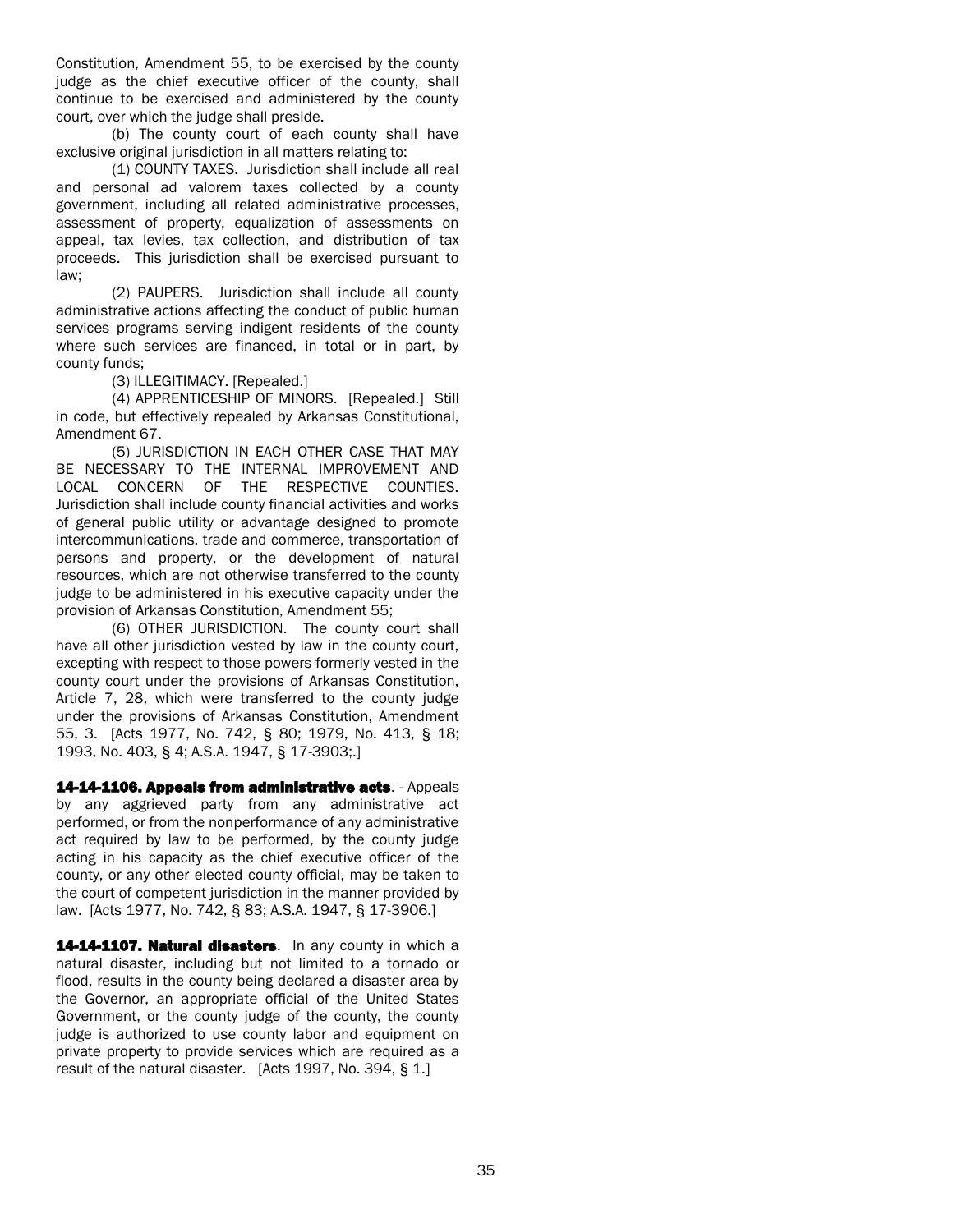Constitution, Amendment 55, to be exercised by the county judge as the chief executive officer of the county, shall continue to be exercised and administered by the county court, over which the judge shall preside.

(b) The county court of each county shall have exclusive original jurisdiction in all matters relating to:

(1) COUNTY TAXES. Jurisdiction shall include all real and personal ad valorem taxes collected by a county government, including all related administrative processes, assessment of property, equalization of assessments on appeal, tax levies, tax collection, and distribution of tax proceeds. This jurisdiction shall be exercised pursuant to law;

(2) PAUPERS. Jurisdiction shall include all county administrative actions affecting the conduct of public human services programs serving indigent residents of the county where such services are financed, in total or in part, by county funds;

(3) ILLEGITIMACY. [Repealed.]

(4) APPRENTICESHIP OF MINORS. [Repealed.] Still in code, but effectively repealed by Arkansas Constitutional, Amendment 67.

(5) JURISDICTION IN EACH OTHER CASE THAT MAY BE NECESSARY TO THE INTERNAL IMPROVEMENT AND LOCAL CONCERN OF THE RESPECTIVE COUNTIES. Jurisdiction shall include county financial activities and works of general public utility or advantage designed to promote intercommunications, trade and commerce, transportation of persons and property, or the development of natural resources, which are not otherwise transferred to the county judge to be administered in his executive capacity under the provision of Arkansas Constitution, Amendment 55;

(6) OTHER JURISDICTION. The county court shall have all other jurisdiction vested by law in the county court, excepting with respect to those powers formerly vested in the county court under the provisions of Arkansas Constitution, Article 7, 28, which were transferred to the county judge under the provisions of Arkansas Constitution, Amendment 55, 3. [Acts 1977, No. 742, § 80; 1979, No. 413, § 18; 1993, No. 403, § 4; A.S.A. 1947, § 17-3903;.]

**14-14-1106. Appeals from administrative acts**. - Appeals by any aggrieved party from any administrative act performed, or from the nonperformance of any administrative act required by law to be performed, by the county judge acting in his capacity as the chief executive officer of the county, or any other elected county official, may be taken to the court of competent jurisdiction in the manner provided by law. [Acts 1977, No. 742, § 83; A.S.A. 1947, § 17-3906.]

**14-14-1107. Natural disasters**. In any county in which a natural disaster, including but not limited to a tornado or flood, results in the county being declared a disaster area by the Governor, an appropriate official of the United States Government, or the county judge of the county, the county judge is authorized to use county labor and equipment on private property to provide services which are required as a result of the natural disaster. [Acts 1997, No. 394, § 1.]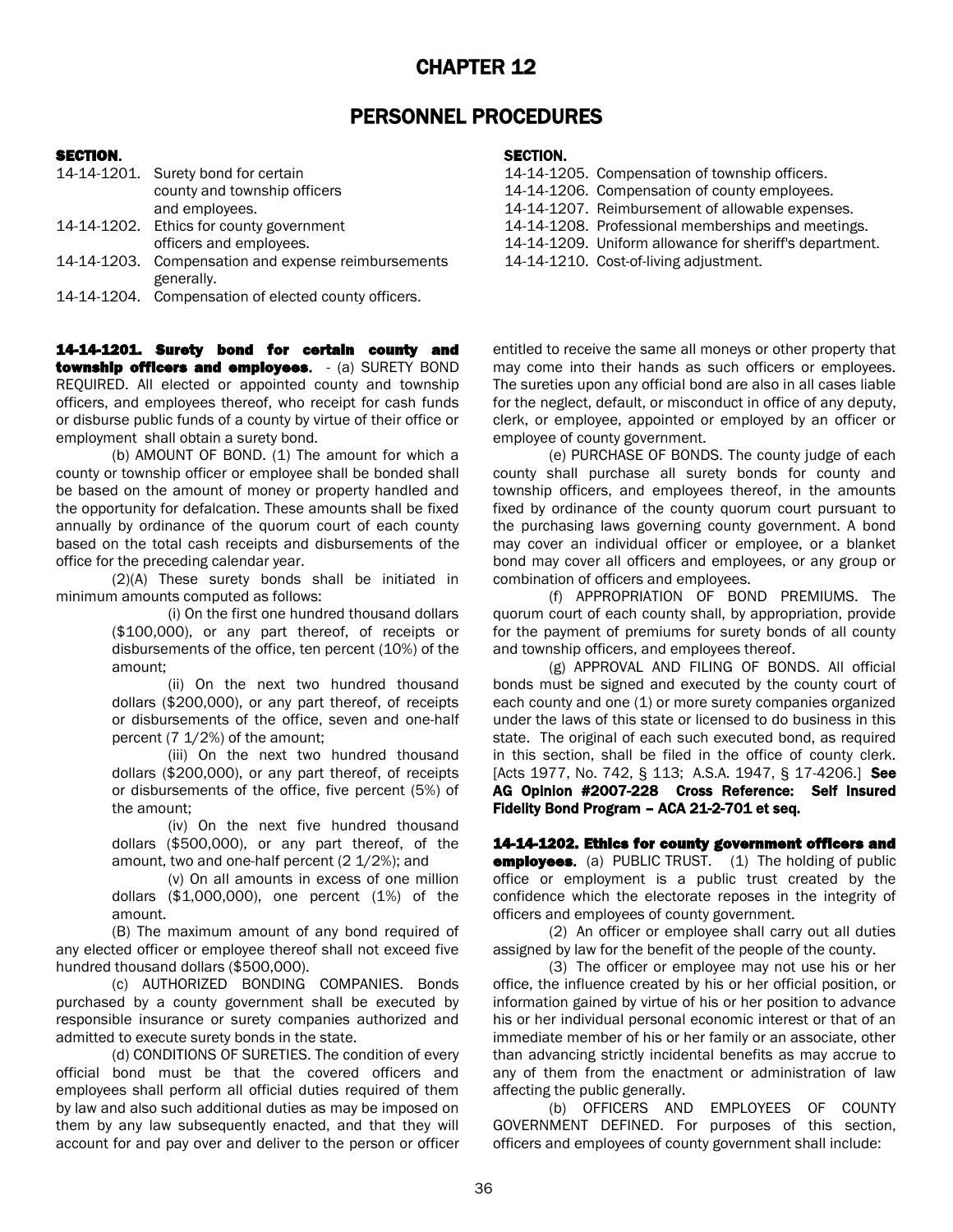# CHAPTER 12

## PERSONNEL PROCEDURES

**SECTION.**

14-14-1201. Surety bond for certain county and township officers and employees.
14-14-1202. Ethics for county government officers and employees.
14-14-1203. Compensation and expense reimbursements generally.
14-14-1204. Compensation of elected county officers.

**SECTION.**

14-14-1205. Compensation of township officers.
14-14-1206. Compensation of county employees.
14-14-1207. Reimbursement of allowable expenses.
14-14-1208. Professional memberships and meetings.
14-14-1209. Uniform allowance for sheriff's department.
14-14-1210. Cost-of-living adjustment.

**14-14-1201. Surety bond for certain county and township officers and employees.** - (a) SURETY BOND REQUIRED. All elected or appointed county and township officers, and employees thereof, who receipt for cash funds or disburse public funds of a county by virtue of their office or employment shall obtain a surety bond.

(b) AMOUNT OF BOND. (1) The amount for which a county or township officer or employee shall be bonded shall be based on the amount of money or property handled and the opportunity for defalcation. These amounts shall be fixed annually by ordinance of the quorum court of each county based on the total cash receipts and disbursements of the office for the preceding calendar year.

(2)(A) These surety bonds shall be initiated in minimum amounts computed as follows:

(i) On the first one hundred thousand dollars ($100,000), or any part thereof, of receipts or disbursements of the office, ten percent (10%) of the amount;

(ii) On the next two hundred thousand dollars ($200,000), or any part thereof, of receipts or disbursements of the office, seven and one-half percent (7 1/2%) of the amount;

(iii) On the next two hundred thousand dollars ($200,000), or any part thereof, of receipts or disbursements of the office, five percent (5%) of the amount;

(iv) On the next five hundred thousand dollars ($500,000), or any part thereof, of the amount, two and one-half percent (2 1/2%); and

(v) On all amounts in excess of one million dollars ($1,000,000), one percent (1%) of the amount.

(B) The maximum amount of any bond required of any elected officer or employee thereof shall not exceed five hundred thousand dollars ($500,000).

(c) AUTHORIZED BONDING COMPANIES. Bonds purchased by a county government shall be executed by responsible insurance or surety companies authorized and admitted to execute surety bonds in the state.

(d) CONDITIONS OF SURETIES. The condition of every official bond must be that the covered officers and employees shall perform all official duties required of them by law and also such additional duties as may be imposed on them by any law subsequently enacted, and that they will account for and pay over and deliver to the person or officer entitled to receive the same all moneys or other property that may come into their hands as such officers or employees. The sureties upon any official bond are also in all cases liable for the neglect, default, or misconduct in office of any deputy, clerk, or employee, appointed or employed by an officer or employee of county government.

(e) PURCHASE OF BONDS. The county judge of each county shall purchase all surety bonds for county and township officers, and employees thereof, in the amounts fixed by ordinance of the county quorum court pursuant to the purchasing laws governing county government. A bond may cover an individual officer or employee, or a blanket bond may cover all officers and employees, or any group or combination of officers and employees.

(f) APPROPRIATION OF BOND PREMIUMS. The quorum court of each county shall, by appropriation, provide for the payment of premiums for surety bonds of all county and township officers, and employees thereof.

(g) APPROVAL AND FILING OF BONDS. All official bonds must be signed and executed by the county court of each county and one (1) or more surety companies organized under the laws of this state or licensed to do business in this state. The original of each such executed bond, as required in this section, shall be filed in the office of county clerk. [Acts 1977, No. 742, § 113; A.S.A. 1947, § 17-4206.] **See AG Opinion #2007-228 Cross Reference: Self Insured Fidelity Bond Program – ACA 21-2-701 et seq.**

**14-14-1202. Ethics for county government officers and employees.** (a) PUBLIC TRUST. (1) The holding of public office or employment is a public trust created by the confidence which the electorate reposes in the integrity of officers and employees of county government.

(2) An officer or employee shall carry out all duties assigned by law for the benefit of the people of the county.

(3) The officer or employee may not use his or her office, the influence created by his or her official position, or information gained by virtue of his or her position to advance his or her individual personal economic interest or that of an immediate member of his or her family or an associate, other than advancing strictly incidental benefits as may accrue to any of them from the enactment or administration of law affecting the public generally.

(b) OFFICERS AND EMPLOYEES OF COUNTY GOVERNMENT DEFINED. For purposes of this section, officers and employees of county government shall include: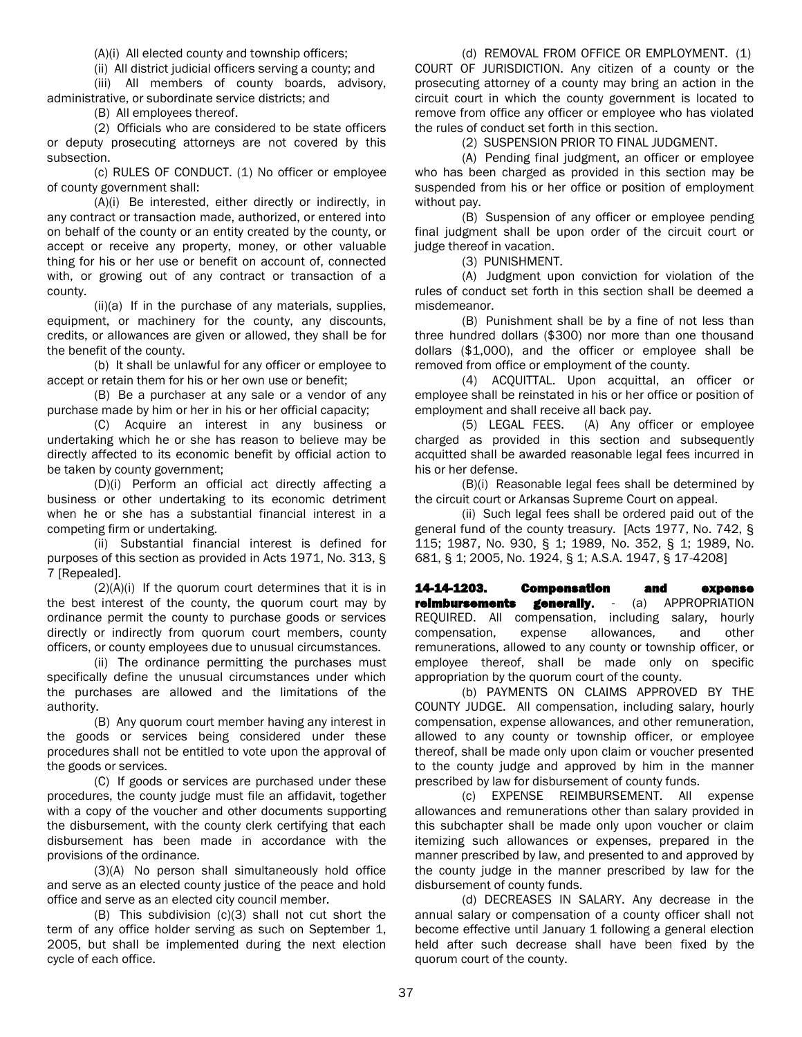(A)(i) All elected county and township officers;

(ii) All district judicial officers serving a county; and

(iii) All members of county boards, advisory, administrative, or subordinate service districts; and

(B) All employees thereof.

(2) Officials who are considered to be state officers or deputy prosecuting attorneys are not covered by this subsection.

(c) RULES OF CONDUCT. (1) No officer or employee of county government shall:

(A)(i) Be interested, either directly or indirectly, in any contract or transaction made, authorized, or entered into on behalf of the county or an entity created by the county, or accept or receive any property, money, or other valuable thing for his or her use or benefit on account of, connected with, or growing out of any contract or transaction of a county.

(ii)(a) If in the purchase of any materials, supplies, equipment, or machinery for the county, any discounts, credits, or allowances are given or allowed, they shall be for the benefit of the county.

(b) It shall be unlawful for any officer or employee to accept or retain them for his or her own use or benefit;

(B) Be a purchaser at any sale or a vendor of any purchase made by him or her in his or her official capacity;

(C) Acquire an interest in any business or undertaking which he or she has reason to believe may be directly affected to its economic benefit by official action to be taken by county government;

(D)(i) Perform an official act directly affecting a business or other undertaking to its economic detriment when he or she has a substantial financial interest in a competing firm or undertaking.

(ii) Substantial financial interest is defined for purposes of this section as provided in Acts 1971, No. 313, § 7 [Repealed].

(2)(A)(i) If the quorum court determines that it is in the best interest of the county, the quorum court may by ordinance permit the county to purchase goods or services directly or indirectly from quorum court members, county officers, or county employees due to unusual circumstances.

(ii) The ordinance permitting the purchases must specifically define the unusual circumstances under which the purchases are allowed and the limitations of the authority.

(B) Any quorum court member having any interest in the goods or services being considered under these procedures shall not be entitled to vote upon the approval of the goods or services.

(C) If goods or services are purchased under these procedures, the county judge must file an affidavit, together with a copy of the voucher and other documents supporting the disbursement, with the county clerk certifying that each disbursement has been made in accordance with the provisions of the ordinance.

(3)(A) No person shall simultaneously hold office and serve as an elected county justice of the peace and hold office and serve as an elected city council member.

(B) This subdivision (c)(3) shall not cut short the term of any office holder serving as such on September 1, 2005, but shall be implemented during the next election cycle of each office.

(d) REMOVAL FROM OFFICE OR EMPLOYMENT. (1) COURT OF JURISDICTION. Any citizen of a county or the prosecuting attorney of a county may bring an action in the circuit court in which the county government is located to remove from office any officer or employee who has violated the rules of conduct set forth in this section.

(2) SUSPENSION PRIOR TO FINAL JUDGMENT.

(A) Pending final judgment, an officer or employee who has been charged as provided in this section may be suspended from his or her office or position of employment without pay.

(B) Suspension of any officer or employee pending final judgment shall be upon order of the circuit court or judge thereof in vacation.

(3) PUNISHMENT.

(A) Judgment upon conviction for violation of the rules of conduct set forth in this section shall be deemed a misdemeanor.

(B) Punishment shall be by a fine of not less than three hundred dollars ($300) nor more than one thousand dollars ($1,000), and the officer or employee shall be removed from office or employment of the county.

(4) ACQUITTAL. Upon acquittal, an officer or employee shall be reinstated in his or her office or position of employment and shall receive all back pay.

(5) LEGAL FEES. (A) Any officer or employee charged as provided in this section and subsequently acquitted shall be awarded reasonable legal fees incurred in his or her defense.

(B)(i) Reasonable legal fees shall be determined by the circuit court or Arkansas Supreme Court on appeal.

(ii) Such legal fees shall be ordered paid out of the general fund of the county treasury. [Acts 1977, No. 742, § 115; 1987, No. 930, § 1; 1989, No. 352, § 1; 1989, No. 681, § 1; 2005, No. 1924, § 1; A.S.A. 1947, § 17-4208]

**14-14-1203. Compensation and expense reimbursements generally.** - (a) APPROPRIATION REQUIRED. All compensation, including salary, hourly compensation, expense allowances, and other remunerations, allowed to any county or township officer, or employee thereof, shall be made only on specific appropriation by the quorum court of the county.

(b) PAYMENTS ON CLAIMS APPROVED BY THE COUNTY JUDGE. All compensation, including salary, hourly compensation, expense allowances, and other remuneration, allowed to any county or township officer, or employee thereof, shall be made only upon claim or voucher presented to the county judge and approved by him in the manner prescribed by law for disbursement of county funds.

(c) EXPENSE REIMBURSEMENT. All expense allowances and remunerations other than salary provided in this subchapter shall be made only upon voucher or claim itemizing such allowances or expenses, prepared in the manner prescribed by law, and presented to and approved by the county judge in the manner prescribed by law for the disbursement of county funds.

(d) DECREASES IN SALARY. Any decrease in the annual salary or compensation of a county officer shall not become effective until January 1 following a general election held after such decrease shall have been fixed by the quorum court of the county.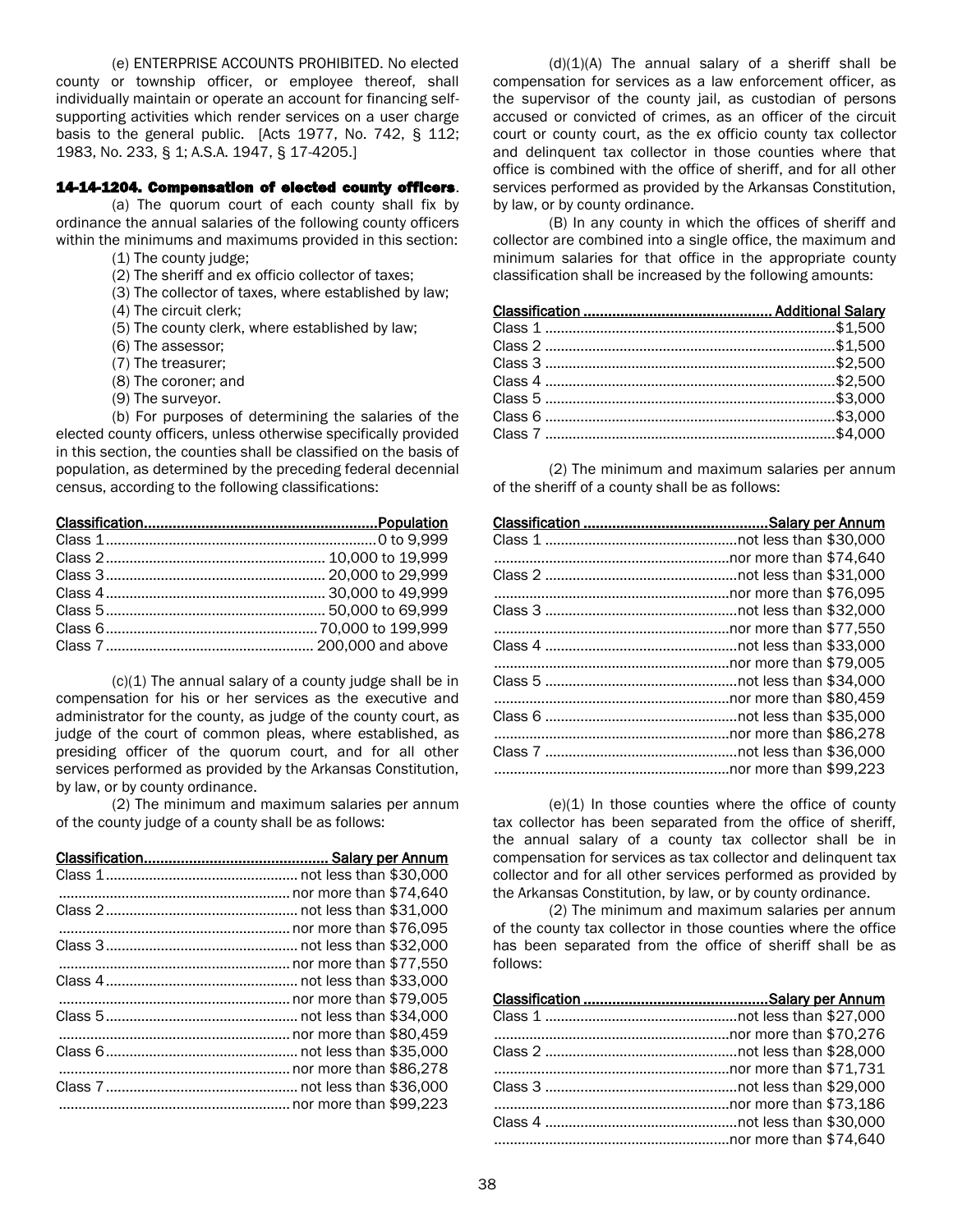(e) ENTERPRISE ACCOUNTS PROHIBITED. No elected county or township officer, or employee thereof, shall individually maintain or operate an account for financing self-supporting activities which render services on a user charge basis to the general public. [Acts 1977, No. 742, § 112; 1983, No. 233, § 1; A.S.A. 1947, § 17-4205.]

**14-14-1204. Compensation of elected county officers**.

(a) The quorum court of each county shall fix by ordinance the annual salaries of the following county officers within the minimums and maximums provided in this section:

(1) The county judge;
(2) The sheriff and ex officio collector of taxes;
(3) The collector of taxes, where established by law;
(4) The circuit clerk;
(5) The county clerk, where established by law;
(6) The assessor;
(7) The treasurer;
(8) The coroner; and
(9) The surveyor.

(b) For purposes of determining the salaries of the elected county officers, unless otherwise specifically provided in this section, the counties shall be classified on the basis of population, as determined by the preceding federal decennial census, according to the following classifications:

| Classification | Population |
|---|---|
| Class 1 | 0 to 9,999 |
| Class 2 | 10,000 to 19,999 |
| Class 3 | 20,000 to 29,999 |
| Class 4 | 30,000 to 49,999 |
| Class 5 | 50,000 to 69,999 |
| Class 6 | 70,000 to 199,999 |
| Class 7 | 200,000 and above |

(c)(1) The annual salary of a county judge shall be in compensation for his or her services as the executive and administrator for the county, as judge of the county court, as judge of the court of common pleas, where established, as presiding officer of the quorum court, and for all other services performed as provided by the Arkansas Constitution, by law, or by county ordinance.

(2) The minimum and maximum salaries per annum of the county judge of a county shall be as follows:

| Classification | Salary per Annum |
|---|---|
| Class 1 | not less than $30,000 |
| | nor more than $74,640 |
| Class 2 | not less than $31,000 |
| | nor more than $76,095 |
| Class 3 | not less than $32,000 |
| | nor more than $77,550 |
| Class 4 | not less than $33,000 |
| | nor more than $79,005 |
| Class 5 | not less than $34,000 |
| | nor more than $80,459 |
| Class 6 | not less than $35,000 |
| | nor more than $86,278 |
| Class 7 | not less than $36,000 |
| | nor more than $99,223 |

(d)(1)(A) The annual salary of a sheriff shall be compensation for services as a law enforcement officer, as the supervisor of the county jail, as custodian of persons accused or convicted of crimes, as an officer of the circuit court or county court, as the ex officio county tax collector and delinquent tax collector in those counties where that office is combined with the office of sheriff, and for all other services performed as provided by the Arkansas Constitution, by law, or by county ordinance.

(B) In any county in which the offices of sheriff and collector are combined into a single office, the maximum and minimum salaries for that office in the appropriate county classification shall be increased by the following amounts:

| Classification | Additional Salary |
|---|---|
| Class 1 | $1,500 |
| Class 2 | $1,500 |
| Class 3 | $2,500 |
| Class 4 | $2,500 |
| Class 5 | $3,000 |
| Class 6 | $3,000 |
| Class 7 | $4,000 |

(2) The minimum and maximum salaries per annum of the sheriff of a county shall be as follows:

| Classification | Salary per Annum |
|---|---|
| Class 1 | not less than $30,000 |
| | nor more than $74,640 |
| Class 2 | not less than $31,000 |
| | nor more than $76,095 |
| Class 3 | not less than $32,000 |
| | nor more than $77,550 |
| Class 4 | not less than $33,000 |
| | nor more than $79,005 |
| Class 5 | not less than $34,000 |
| | nor more than $80,459 |
| Class 6 | not less than $35,000 |
| | nor more than $86,278 |
| Class 7 | not less than $36,000 |
| | nor more than $99,223 |

(e)(1) In those counties where the office of county tax collector has been separated from the office of sheriff, the annual salary of a county tax collector shall be in compensation for services as tax collector and delinquent tax collector and for all other services performed as provided by the Arkansas Constitution, by law, or by county ordinance.

(2) The minimum and maximum salaries per annum of the county tax collector in those counties where the office has been separated from the office of sheriff shall be as follows:

| Classification | Salary per Annum |
|---|---|
| Class 1 | not less than $27,000 |
| | nor more than $70,276 |
| Class 2 | not less than $28,000 |
| | nor more than $71,731 |
| Class 3 | not less than $29,000 |
| | nor more than $73,186 |
| Class 4 | not less than $30,000 |
| | nor more than $74,640 |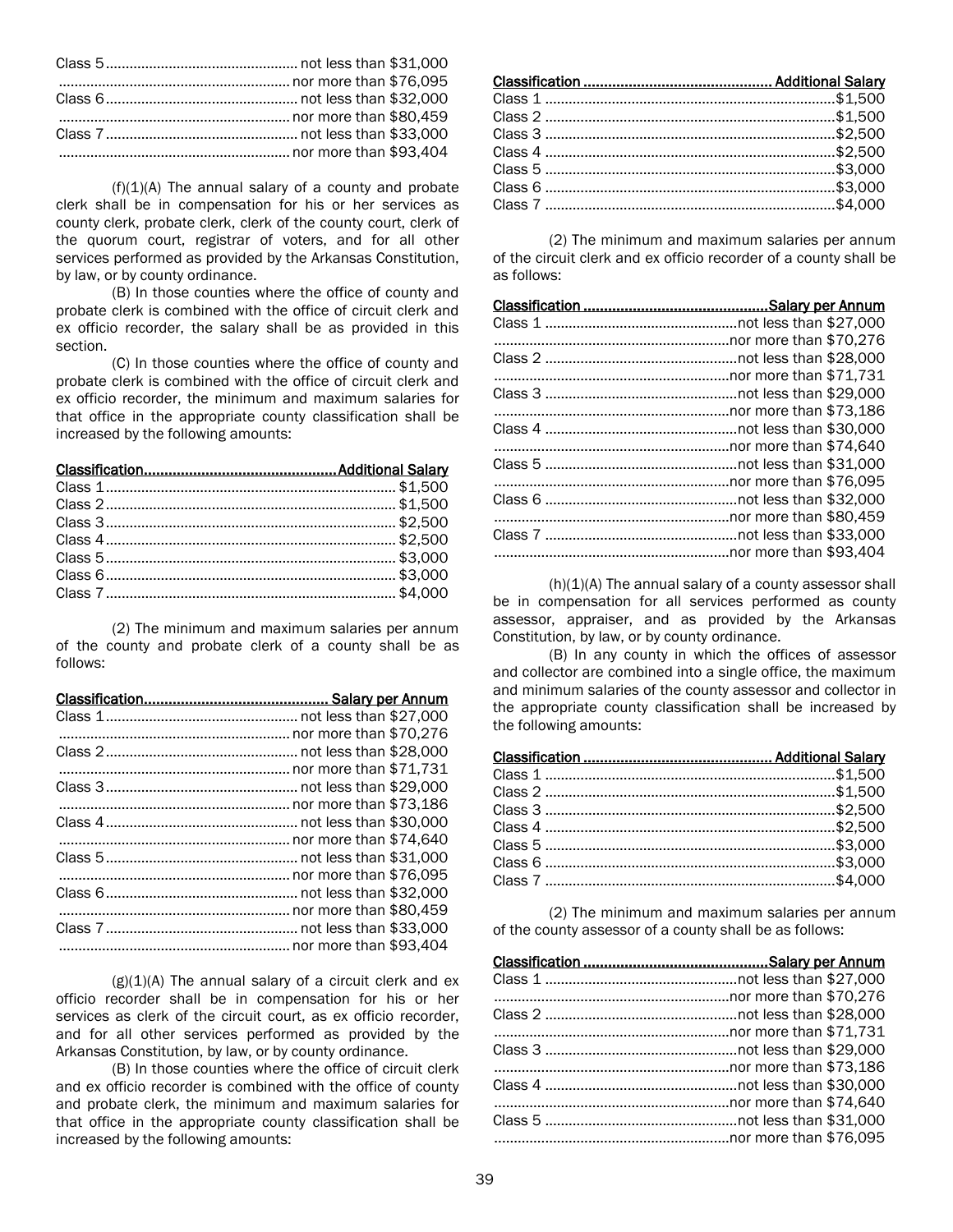| | |
|---|---|
| Class 5 | not less than $31,000 |
| | nor more than $76,095 |
| Class 6 | not less than $32,000 |
| | nor more than $80,459 |
| Class 7 | not less than $33,000 |
| | nor more than $93,404 |

(f)(1)(A) The annual salary of a county and probate clerk shall be in compensation for his or her services as county clerk, probate clerk, clerk of the county court, clerk of the quorum court, registrar of voters, and for all other services performed as provided by the Arkansas Constitution, by law, or by county ordinance.

(B) In those counties where the office of county and probate clerk is combined with the office of circuit clerk and ex officio recorder, the salary shall be as provided in this section.

(C) In those counties where the office of county and probate clerk is combined with the office of circuit clerk and ex officio recorder, the minimum and maximum salaries for that office in the appropriate county classification shall be increased by the following amounts:

| Classification | Additional Salary |
|---|---|
| Class 1 | $1,500 |
| Class 2 | $1,500 |
| Class 3 | $2,500 |
| Class 4 | $2,500 |
| Class 5 | $3,000 |
| Class 6 | $3,000 |
| Class 7 | $4,000 |

(2) The minimum and maximum salaries per annum of the county and probate clerk of a county shall be as follows:

| Classification | Salary per Annum |
|---|---|
| Class 1 | not less than $27,000 |
| | nor more than $70,276 |
| Class 2 | not less than $28,000 |
| | nor more than $71,731 |
| Class 3 | not less than $29,000 |
| | nor more than $73,186 |
| Class 4 | not less than $30,000 |
| | nor more than $74,640 |
| Class 5 | not less than $31,000 |
| | nor more than $76,095 |
| Class 6 | not less than $32,000 |
| | nor more than $80,459 |
| Class 7 | not less than $33,000 |
| | nor more than $93,404 |

(g)(1)(A) The annual salary of a circuit clerk and ex officio recorder shall be in compensation for his or her services as clerk of the circuit court, as ex officio recorder, and for all other services performed as provided by the Arkansas Constitution, by law, or by county ordinance.

(B) In those counties where the office of circuit clerk and ex officio recorder is combined with the office of county and probate clerk, the minimum and maximum salaries for that office in the appropriate county classification shall be increased by the following amounts:

| Classification | Additional Salary |
|---|---|
| Class 1 | $1,500 |
| Class 2 | $1,500 |
| Class 3 | $2,500 |
| Class 4 | $2,500 |
| Class 5 | $3,000 |
| Class 6 | $3,000 |
| Class 7 | $4,000 |

(2) The minimum and maximum salaries per annum of the circuit clerk and ex officio recorder of a county shall be as follows:

| Classification | Salary per Annum |
|---|---|
| Class 1 | not less than $27,000 |
| | nor more than $70,276 |
| Class 2 | not less than $28,000 |
| | nor more than $71,731 |
| Class 3 | not less than $29,000 |
| | nor more than $73,186 |
| Class 4 | not less than $30,000 |
| | nor more than $74,640 |
| Class 5 | not less than $31,000 |
| | nor more than $76,095 |
| Class 6 | not less than $32,000 |
| | nor more than $80,459 |
| Class 7 | not less than $33,000 |
| | nor more than $93,404 |

(h)(1)(A) The annual salary of a county assessor shall be in compensation for all services performed as county assessor, appraiser, and as provided by the Arkansas Constitution, by law, or by county ordinance.

(B) In any county in which the offices of assessor and collector are combined into a single office, the maximum and minimum salaries of the county assessor and collector in the appropriate county classification shall be increased by the following amounts:

| Classification | Additional Salary |
|---|---|
| Class 1 | $1,500 |
| Class 2 | $1,500 |
| Class 3 | $2,500 |
| Class 4 | $2,500 |
| Class 5 | $3,000 |
| Class 6 | $3,000 |
| Class 7 | $4,000 |

(2) The minimum and maximum salaries per annum of the county assessor of a county shall be as follows:

| Classification | Salary per Annum |
|---|---|
| Class 1 | not less than $27,000 |
| | nor more than $70,276 |
| Class 2 | not less than $28,000 |
| | nor more than $71,731 |
| Class 3 | not less than $29,000 |
| | nor more than $73,186 |
| Class 4 | not less than $30,000 |
| | nor more than $74,640 |
| Class 5 | not less than $31,000 |
| | nor more than $76,095 |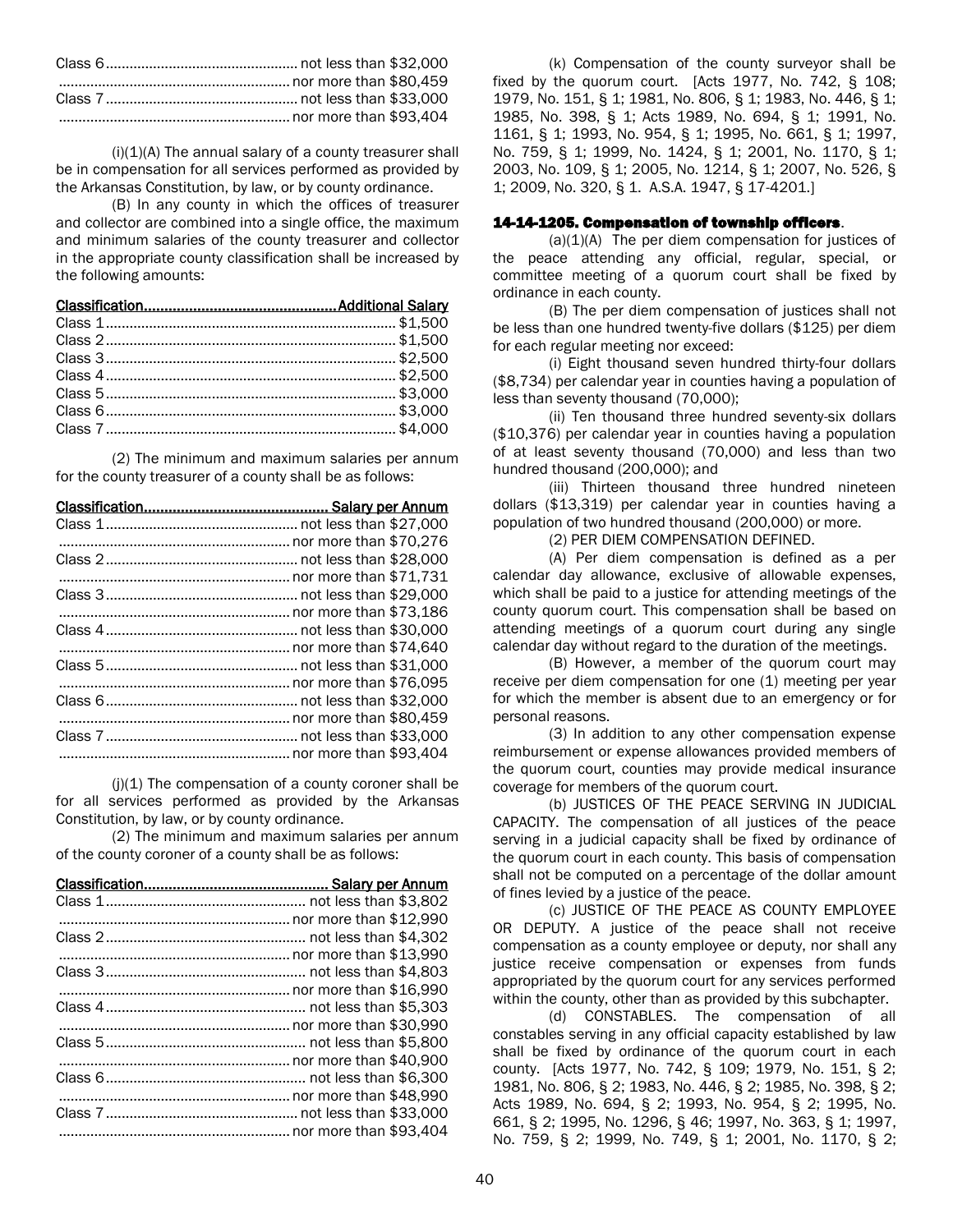| | |
|---|---|
| Class 6 | not less than $32,000 |
| | nor more than $80,459 |
| Class 7 | not less than $33,000 |
| | nor more than $93,404 |

(i)(1)(A) The annual salary of a county treasurer shall be in compensation for all services performed as provided by the Arkansas Constitution, by law, or by county ordinance.

(B) In any county in which the offices of treasurer and collector are combined into a single office, the maximum and minimum salaries of the county treasurer and collector in the appropriate county classification shall be increased by the following amounts:

| Classification | Additional Salary |
|---|---|
| Class 1 | $1,500 |
| Class 2 | $1,500 |
| Class 3 | $2,500 |
| Class 4 | $2,500 |
| Class 5 | $3,000 |
| Class 6 | $3,000 |
| Class 7 | $4,000 |

(2) The minimum and maximum salaries per annum for the county treasurer of a county shall be as follows:

| Classification | Salary per Annum |
|---|---|
| Class 1 | not less than $27,000 |
| | nor more than $70,276 |
| Class 2 | not less than $28,000 |
| | nor more than $71,731 |
| Class 3 | not less than $29,000 |
| | nor more than $73,186 |
| Class 4 | not less than $30,000 |
| | nor more than $74,640 |
| Class 5 | not less than $31,000 |
| | nor more than $76,095 |
| Class 6 | not less than $32,000 |
| | nor more than $80,459 |
| Class 7 | not less than $33,000 |
| | nor more than $93,404 |

(j)(1) The compensation of a county coroner shall be for all services performed as provided by the Arkansas Constitution, by law, or by county ordinance.

(2) The minimum and maximum salaries per annum of the county coroner of a county shall be as follows:

| Classification | Salary per Annum |
|---|---|
| Class 1 | not less than $3,802 |
| | nor more than $12,990 |
| Class 2 | not less than $4,302 |
| | nor more than $13,990 |
| Class 3 | not less than $4,803 |
| | nor more than $16,990 |
| Class 4 | not less than $5,303 |
| | nor more than $30,990 |
| Class 5 | not less than $5,800 |
| | nor more than $40,900 |
| Class 6 | not less than $6,300 |
| | nor more than $48,990 |
| Class 7 | not less than $33,000 |
| | nor more than $93,404 |

(k) Compensation of the county surveyor shall be fixed by the quorum court. [Acts 1977, No. 742, § 108; 1979, No. 151, § 1; 1981, No. 806, § 1; 1983, No. 446, § 1; 1985, No. 398, § 1; Acts 1989, No. 694, § 1; 1991, No. 1161, § 1; 1993, No. 954, § 1; 1995, No. 661, § 1; 1997, No. 759, § 1; 1999, No. 1424, § 1; 2001, No. 1170, § 1; 2003, No. 109, § 1; 2005, No. 1214, § 1; 2007, No. 526, § 1; 2009, No. 320, § 1. A.S.A. 1947, § 17-4201.]

**14-14-1205. Compensation of township officers**.

(a)(1)(A) The per diem compensation for justices of the peace attending any official, regular, special, or committee meeting of a quorum court shall be fixed by ordinance in each county.

(B) The per diem compensation of justices shall not be less than one hundred twenty-five dollars ($125) per diem for each regular meeting nor exceed:

(i) Eight thousand seven hundred thirty-four dollars ($8,734) per calendar year in counties having a population of less than seventy thousand (70,000);

(ii) Ten thousand three hundred seventy-six dollars ($10,376) per calendar year in counties having a population of at least seventy thousand (70,000) and less than two hundred thousand (200,000); and

(iii) Thirteen thousand three hundred nineteen dollars ($13,319) per calendar year in counties having a population of two hundred thousand (200,000) or more.

(2) PER DIEM COMPENSATION DEFINED.

(A) Per diem compensation is defined as a per calendar day allowance, exclusive of allowable expenses, which shall be paid to a justice for attending meetings of the county quorum court. This compensation shall be based on attending meetings of a quorum court during any single calendar day without regard to the duration of the meetings.

(B) However, a member of the quorum court may receive per diem compensation for one (1) meeting per year for which the member is absent due to an emergency or for personal reasons.

(3) In addition to any other compensation expense reimbursement or expense allowances provided members of the quorum court, counties may provide medical insurance coverage for members of the quorum court.

(b) JUSTICES OF THE PEACE SERVING IN JUDICIAL CAPACITY. The compensation of all justices of the peace serving in a judicial capacity shall be fixed by ordinance of the quorum court in each county. This basis of compensation shall not be computed on a percentage of the dollar amount of fines levied by a justice of the peace.

(c) JUSTICE OF THE PEACE AS COUNTY EMPLOYEE OR DEPUTY. A justice of the peace shall not receive compensation as a county employee or deputy, nor shall any justice receive compensation or expenses from funds appropriated by the quorum court for any services performed within the county, other than as provided by this subchapter.

(d) CONSTABLES. The compensation of all constables serving in any official capacity established by law shall be fixed by ordinance of the quorum court in each county. [Acts 1977, No. 742, § 109; 1979, No. 151, § 2; 1981, No. 806, § 2; 1983, No. 446, § 2; 1985, No. 398, § 2; Acts 1989, No. 694, § 2; 1993, No. 954, § 2; 1995, No. 661, § 2; 1995, No. 1296, § 46; 1997, No. 363, § 1; 1997, No. 759, § 2; 1999, No. 749, § 1; 2001, No. 1170, § 2;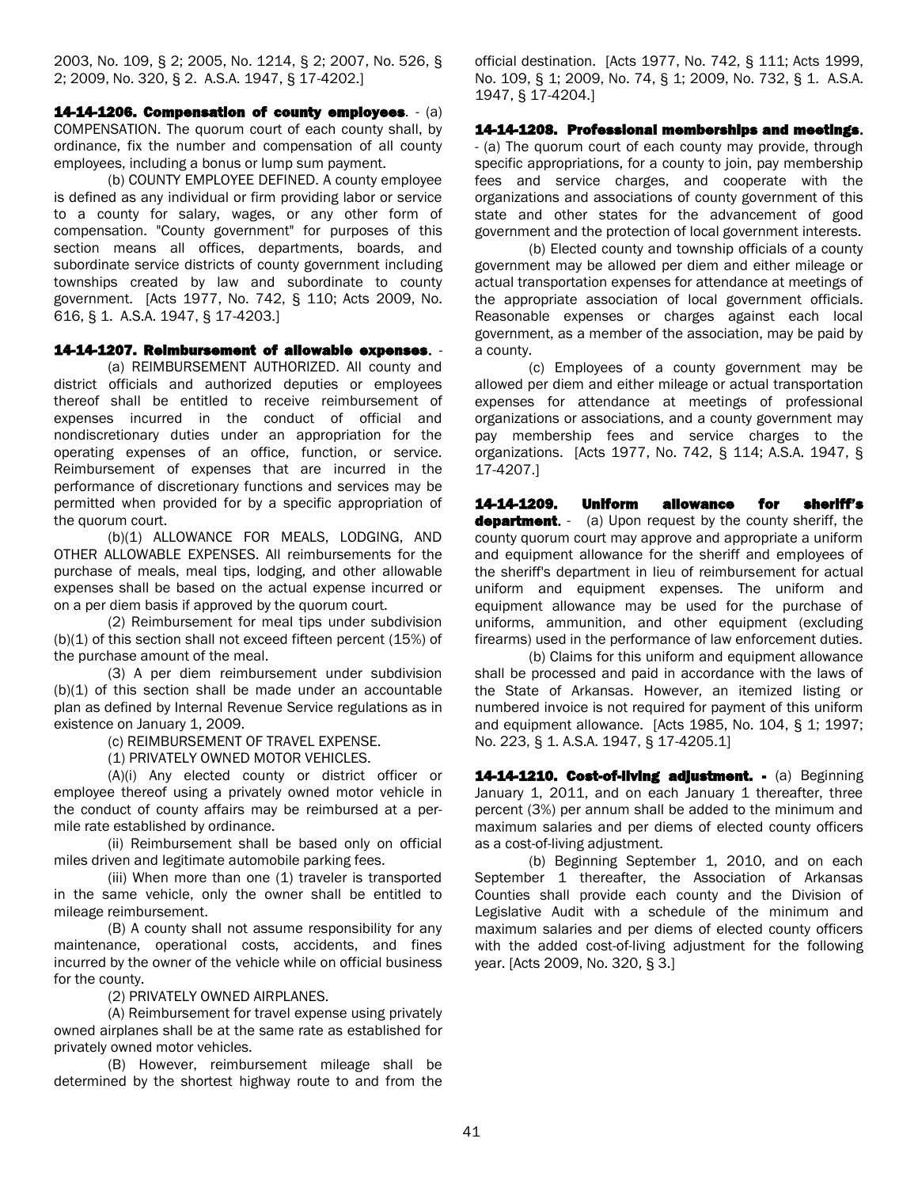2003, No. 109, § 2; 2005, No. 1214, § 2; 2007, No. 526, § 2; 2009, No. 320, § 2. A.S.A. 1947, § 17-4202.]

**14-14-1206. Compensation of county employees**. - (a) COMPENSATION. The quorum court of each county shall, by ordinance, fix the number and compensation of all county employees, including a bonus or lump sum payment.

(b) COUNTY EMPLOYEE DEFINED. A county employee is defined as any individual or firm providing labor or service to a county for salary, wages, or any other form of compensation. "County government" for purposes of this section means all offices, departments, boards, and subordinate service districts of county government including townships created by law and subordinate to county government. [Acts 1977, No. 742, § 110; Acts 2009, No. 616, § 1. A.S.A. 1947, § 17-4203.]

**14-14-1207. Reimbursement of allowable expenses**. -

(a) REIMBURSEMENT AUTHORIZED. All county and district officials and authorized deputies or employees thereof shall be entitled to receive reimbursement of expenses incurred in the conduct of official and nondiscretionary duties under an appropriation for the operating expenses of an office, function, or service. Reimbursement of expenses that are incurred in the performance of discretionary functions and services may be permitted when provided for by a specific appropriation of the quorum court.

(b)(1) ALLOWANCE FOR MEALS, LODGING, AND OTHER ALLOWABLE EXPENSES. All reimbursements for the purchase of meals, meal tips, lodging, and other allowable expenses shall be based on the actual expense incurred or on a per diem basis if approved by the quorum court.

(2) Reimbursement for meal tips under subdivision (b)(1) of this section shall not exceed fifteen percent (15%) of the purchase amount of the meal.

(3) A per diem reimbursement under subdivision (b)(1) of this section shall be made under an accountable plan as defined by Internal Revenue Service regulations as in existence on January 1, 2009.

(c) REIMBURSEMENT OF TRAVEL EXPENSE.

(1) PRIVATELY OWNED MOTOR VEHICLES.

(A)(i) Any elected county or district officer or employee thereof using a privately owned motor vehicle in the conduct of county affairs may be reimbursed at a per-mile rate established by ordinance.

(ii) Reimbursement shall be based only on official miles driven and legitimate automobile parking fees.

(iii) When more than one (1) traveler is transported in the same vehicle, only the owner shall be entitled to mileage reimbursement.

(B) A county shall not assume responsibility for any maintenance, operational costs, accidents, and fines incurred by the owner of the vehicle while on official business for the county.

(2) PRIVATELY OWNED AIRPLANES.

(A) Reimbursement for travel expense using privately owned airplanes shall be at the same rate as established for privately owned motor vehicles.

(B) However, reimbursement mileage shall be determined by the shortest highway route to and from the official destination. [Acts 1977, No. 742, § 111; Acts 1999, No. 109, § 1; 2009, No. 74, § 1; 2009, No. 732, § 1. A.S.A. 1947, § 17-4204.]

**14-14-1208. Professional memberships and meetings**. - (a) The quorum court of each county may provide, through specific appropriations, for a county to join, pay membership fees and service charges, and cooperate with the organizations and associations of county government of this state and other states for the advancement of good government and the protection of local government interests.

(b) Elected county and township officials of a county government may be allowed per diem and either mileage or actual transportation expenses for attendance at meetings of the appropriate association of local government officials. Reasonable expenses or charges against each local government, as a member of the association, may be paid by a county.

(c) Employees of a county government may be allowed per diem and either mileage or actual transportation expenses for attendance at meetings of professional organizations or associations, and a county government may pay membership fees and service charges to the organizations. [Acts 1977, No. 742, § 114; A.S.A. 1947, § 17-4207.]

**14-14-1209. Uniform allowance for sheriff's department**. - (a) Upon request by the county sheriff, the county quorum court may approve and appropriate a uniform and equipment allowance for the sheriff and employees of the sheriff's department in lieu of reimbursement for actual uniform and equipment expenses. The uniform and equipment allowance may be used for the purchase of uniforms, ammunition, and other equipment (excluding firearms) used in the performance of law enforcement duties.

(b) Claims for this uniform and equipment allowance shall be processed and paid in accordance with the laws of the State of Arkansas. However, an itemized listing or numbered invoice is not required for payment of this uniform and equipment allowance. [Acts 1985, No. 104, § 1; 1997; No. 223, § 1. A.S.A. 1947, § 17-4205.1]

**14-14-1210. Cost-of-living adjustment. -** (a) Beginning January 1, 2011, and on each January 1 thereafter, three percent (3%) per annum shall be added to the minimum and maximum salaries and per diems of elected county officers as a cost-of-living adjustment.

(b) Beginning September 1, 2010, and on each September 1 thereafter, the Association of Arkansas Counties shall provide each county and the Division of Legislative Audit with a schedule of the minimum and maximum salaries and per diems of elected county officers with the added cost-of-living adjustment for the following year. [Acts 2009, No. 320, § 3.]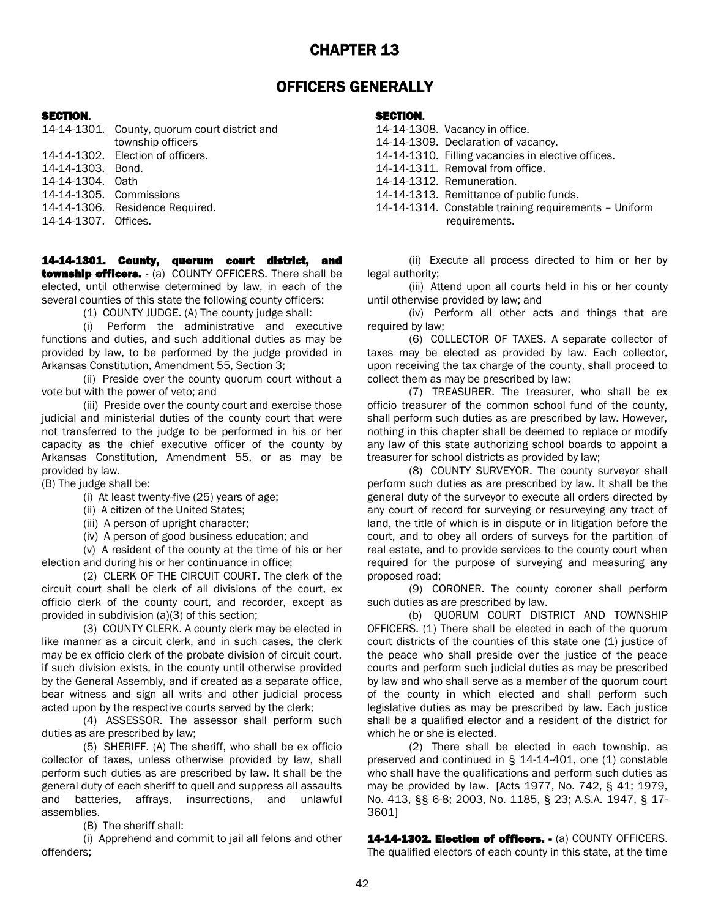# CHAPTER 13

## OFFICERS GENERALLY

**SECTION.**
14-14-1301. County, quorum court district and township officers
14-14-1302. Election of officers.
14-14-1303. Bond.
14-14-1304. Oath
14-14-1305. Commissions
14-14-1306. Residence Required.
14-14-1307. Offices.

**SECTION.**
14-14-1308. Vacancy in office.
14-14-1309. Declaration of vacancy.
14-14-1310. Filling vacancies in elective offices.
14-14-1311. Removal from office.
14-14-1312. Remuneration.
14-14-1313. Remittance of public funds.
14-14-1314. Constable training requirements – Uniform requirements.

**14-14-1301. County, quorum court district, and township officers.** - (a) COUNTY OFFICERS. There shall be elected, until otherwise determined by law, in each of the several counties of this state the following county officers:

(1) COUNTY JUDGE. (A) The county judge shall:

(i) Perform the administrative and executive functions and duties, and such additional duties as may be provided by law, to be performed by the judge provided in Arkansas Constitution, Amendment 55, Section 3;

(ii) Preside over the county quorum court without a vote but with the power of veto; and

(iii) Preside over the county court and exercise those judicial and ministerial duties of the county court that were not transferred to the judge to be performed in his or her capacity as the chief executive officer of the county by Arkansas Constitution, Amendment 55, or as may be provided by law.

(B) The judge shall be:

(i) At least twenty-five (25) years of age;

(ii) A citizen of the United States;

(iii) A person of upright character;

(iv) A person of good business education; and

(v) A resident of the county at the time of his or her election and during his or her continuance in office;

(2) CLERK OF THE CIRCUIT COURT. The clerk of the circuit court shall be clerk of all divisions of the court, ex officio clerk of the county court, and recorder, except as provided in subdivision (a)(3) of this section;

(3) COUNTY CLERK. A county clerk may be elected in like manner as a circuit clerk, and in such cases, the clerk may be ex officio clerk of the probate division of circuit court, if such division exists, in the county until otherwise provided by the General Assembly, and if created as a separate office, bear witness and sign all writs and other judicial process acted upon by the respective courts served by the clerk;

(4) ASSESSOR. The assessor shall perform such duties as are prescribed by law;

(5) SHERIFF. (A) The sheriff, who shall be ex officio collector of taxes, unless otherwise provided by law, shall perform such duties as are prescribed by law. It shall be the general duty of each sheriff to quell and suppress all assaults and batteries, affrays, insurrections, and unlawful assemblies.

(B) The sheriff shall:

(i) Apprehend and commit to jail all felons and other offenders;

(ii) Execute all process directed to him or her by legal authority;

(iii) Attend upon all courts held in his or her county until otherwise provided by law; and

(iv) Perform all other acts and things that are required by law;

(6) COLLECTOR OF TAXES. A separate collector of taxes may be elected as provided by law. Each collector, upon receiving the tax charge of the county, shall proceed to collect them as may be prescribed by law;

(7) TREASURER. The treasurer, who shall be ex officio treasurer of the common school fund of the county, shall perform such duties as are prescribed by law. However, nothing in this chapter shall be deemed to replace or modify any law of this state authorizing school boards to appoint a treasurer for school districts as provided by law;

(8) COUNTY SURVEYOR. The county surveyor shall perform such duties as are prescribed by law. It shall be the general duty of the surveyor to execute all orders directed by any court of record for surveying or resurveying any tract of land, the title of which is in dispute or in litigation before the court, and to obey all orders of surveys for the partition of real estate, and to provide services to the county court when required for the purpose of surveying and measuring any proposed road;

(9) CORONER. The county coroner shall perform such duties as are prescribed by law.

(b) QUORUM COURT DISTRICT AND TOWNSHIP OFFICERS. (1) There shall be elected in each of the quorum court districts of the counties of this state one (1) justice of the peace who shall preside over the justice of the peace courts and perform such judicial duties as may be prescribed by law and who shall serve as a member of the quorum court of the county in which elected and shall perform such legislative duties as may be prescribed by law. Each justice shall be a qualified elector and a resident of the district for which he or she is elected.

(2) There shall be elected in each township, as preserved and continued in § 14-14-401, one (1) constable who shall have the qualifications and perform such duties as may be provided by law. [Acts 1977, No. 742, § 41; 1979, No. 413, §§ 6-8; 2003, No. 1185, § 23; A.S.A. 1947, § 17-3601]

**14-14-1302. Election of officers.** - (a) COUNTY OFFICERS. The qualified electors of each county in this state, at the time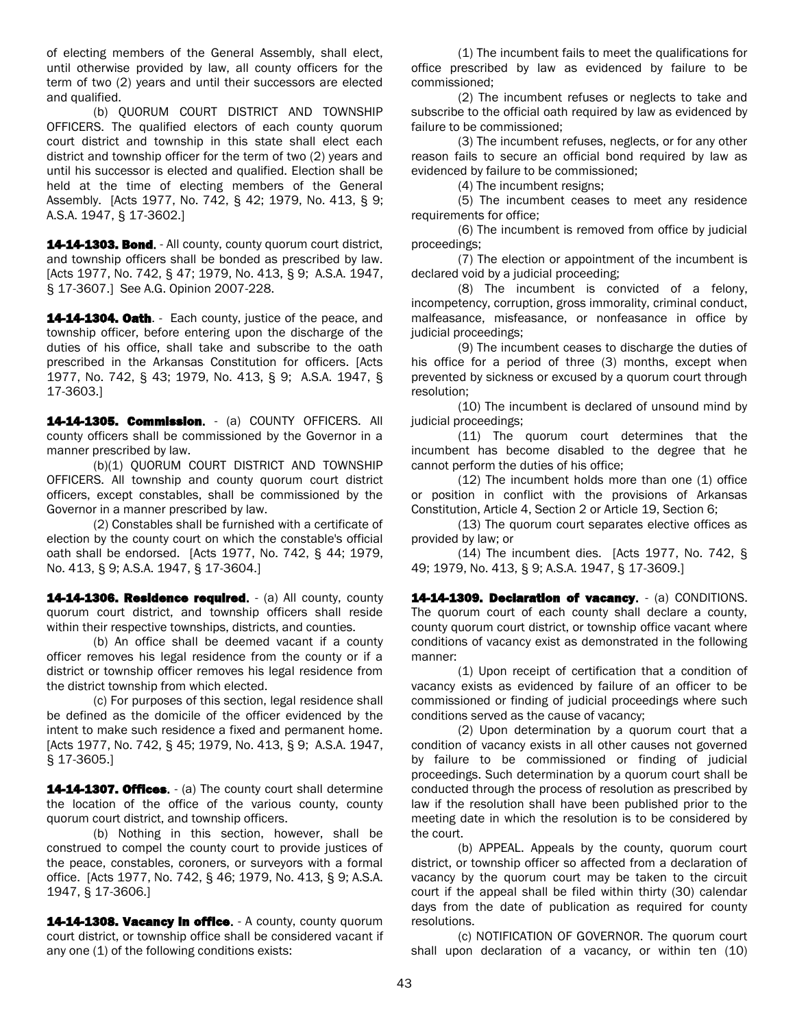of electing members of the General Assembly, shall elect, until otherwise provided by law, all county officers for the term of two (2) years and until their successors are elected and qualified.

(b) QUORUM COURT DISTRICT AND TOWNSHIP OFFICERS. The qualified electors of each county quorum court district and township in this state shall elect each district and township officer for the term of two (2) years and until his successor is elected and qualified. Election shall be held at the time of electing members of the General Assembly. [Acts 1977, No. 742, § 42; 1979, No. 413, § 9; A.S.A. 1947, § 17-3602.]

**14-14-1303. Bond**. - All county, county quorum court district, and township officers shall be bonded as prescribed by law. [Acts 1977, No. 742, § 47; 1979, No. 413, § 9; A.S.A. 1947, § 17-3607.] See A.G. Opinion 2007-228.

**14-14-1304. Oath**. - Each county, justice of the peace, and township officer, before entering upon the discharge of the duties of his office, shall take and subscribe to the oath prescribed in the Arkansas Constitution for officers. [Acts 1977, No. 742, § 43; 1979, No. 413, § 9; A.S.A. 1947, § 17-3603.]

**14-14-1305. Commission**. - (a) COUNTY OFFICERS. All county officers shall be commissioned by the Governor in a manner prescribed by law.

(b)(1) QUORUM COURT DISTRICT AND TOWNSHIP OFFICERS. All township and county quorum court district officers, except constables, shall be commissioned by the Governor in a manner prescribed by law.

(2) Constables shall be furnished with a certificate of election by the county court on which the constable's official oath shall be endorsed. [Acts 1977, No. 742, § 44; 1979, No. 413, § 9; A.S.A. 1947, § 17-3604.]

**14-14-1306. Residence required**. - (a) All county, county quorum court district, and township officers shall reside within their respective townships, districts, and counties.

(b) An office shall be deemed vacant if a county officer removes his legal residence from the county or if a district or township officer removes his legal residence from the district township from which elected.

(c) For purposes of this section, legal residence shall be defined as the domicile of the officer evidenced by the intent to make such residence a fixed and permanent home. [Acts 1977, No. 742, § 45; 1979, No. 413, § 9; A.S.A. 1947, § 17-3605.]

**14-14-1307. Offices**. - (a) The county court shall determine the location of the office of the various county, county quorum court district, and township officers.

(b) Nothing in this section, however, shall be construed to compel the county court to provide justices of the peace, constables, coroners, or surveyors with a formal office. [Acts 1977, No. 742, § 46; 1979, No. 413, § 9; A.S.A. 1947, § 17-3606.]

**14-14-1308. Vacancy in office**. - A county, county quorum court district, or township office shall be considered vacant if any one (1) of the following conditions exists:

(1) The incumbent fails to meet the qualifications for office prescribed by law as evidenced by failure to be commissioned;

(2) The incumbent refuses or neglects to take and subscribe to the official oath required by law as evidenced by failure to be commissioned;

(3) The incumbent refuses, neglects, or for any other reason fails to secure an official bond required by law as evidenced by failure to be commissioned;

(4) The incumbent resigns;

(5) The incumbent ceases to meet any residence requirements for office;

(6) The incumbent is removed from office by judicial proceedings;

(7) The election or appointment of the incumbent is declared void by a judicial proceeding;

(8) The incumbent is convicted of a felony, incompetency, corruption, gross immorality, criminal conduct, malfeasance, misfeasance, or nonfeasance in office by judicial proceedings;

(9) The incumbent ceases to discharge the duties of his office for a period of three (3) months, except when prevented by sickness or excused by a quorum court through resolution;

(10) The incumbent is declared of unsound mind by judicial proceedings;

(11) The quorum court determines that the incumbent has become disabled to the degree that he cannot perform the duties of his office;

(12) The incumbent holds more than one (1) office or position in conflict with the provisions of Arkansas Constitution, Article 4, Section 2 or Article 19, Section 6;

(13) The quorum court separates elective offices as provided by law; or

(14) The incumbent dies. [Acts 1977, No. 742, § 49; 1979, No. 413, § 9; A.S.A. 1947, § 17-3609.]

**14-14-1309. Declaration of vacancy**. - (a) CONDITIONS. The quorum court of each county shall declare a county, county quorum court district, or township office vacant where conditions of vacancy exist as demonstrated in the following manner:

(1) Upon receipt of certification that a condition of vacancy exists as evidenced by failure of an officer to be commissioned or finding of judicial proceedings where such conditions served as the cause of vacancy;

(2) Upon determination by a quorum court that a condition of vacancy exists in all other causes not governed by failure to be commissioned or finding of judicial proceedings. Such determination by a quorum court shall be conducted through the process of resolution as prescribed by law if the resolution shall have been published prior to the meeting date in which the resolution is to be considered by the court.

(b) APPEAL. Appeals by the county, quorum court district, or township officer so affected from a declaration of vacancy by the quorum court may be taken to the circuit court if the appeal shall be filed within thirty (30) calendar days from the date of publication as required for county resolutions.

(c) NOTIFICATION OF GOVERNOR. The quorum court shall upon declaration of a vacancy, or within ten (10)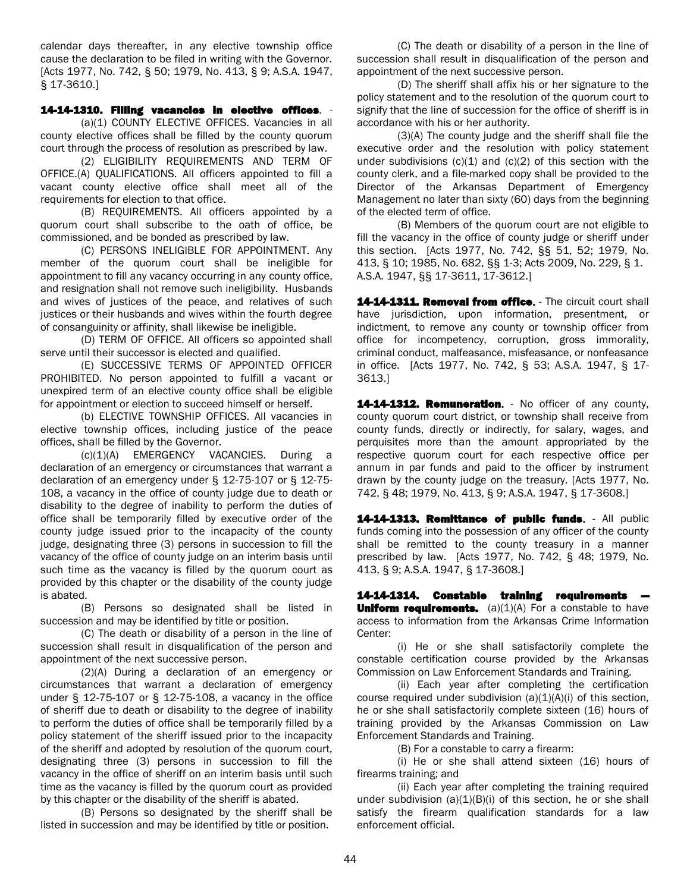calendar days thereafter, in any elective township office cause the declaration to be filed in writing with the Governor. [Acts 1977, No. 742, § 50; 1979, No. 413, § 9; A.S.A. 1947, § 17-3610.]

**14-14-1310. Filling vacancies in elective offices**. -

(a)(1) COUNTY ELECTIVE OFFICES. Vacancies in all county elective offices shall be filled by the county quorum court through the process of resolution as prescribed by law.

(2) ELIGIBILITY REQUIREMENTS AND TERM OF OFFICE.(A) QUALIFICATIONS. All officers appointed to fill a vacant county elective office shall meet all of the requirements for election to that office.

(B) REQUIREMENTS. All officers appointed by a quorum court shall subscribe to the oath of office, be commissioned, and be bonded as prescribed by law.

(C) PERSONS INELIGIBLE FOR APPOINTMENT. Any member of the quorum court shall be ineligible for appointment to fill any vacancy occurring in any county office, and resignation shall not remove such ineligibility. Husbands and wives of justices of the peace, and relatives of such justices or their husbands and wives within the fourth degree of consanguinity or affinity, shall likewise be ineligible.

(D) TERM OF OFFICE. All officers so appointed shall serve until their successor is elected and qualified.

(E) SUCCESSIVE TERMS OF APPOINTED OFFICER PROHIBITED. No person appointed to fulfill a vacant or unexpired term of an elective county office shall be eligible for appointment or election to succeed himself or herself.

(b) ELECTIVE TOWNSHIP OFFICES. All vacancies in elective township offices, including justice of the peace offices, shall be filled by the Governor.

(c)(1)(A) EMERGENCY VACANCIES. During a declaration of an emergency or circumstances that warrant a declaration of an emergency under § 12-75-107 or § 12-75-108, a vacancy in the office of county judge due to death or disability to the degree of inability to perform the duties of office shall be temporarily filled by executive order of the county judge issued prior to the incapacity of the county judge, designating three (3) persons in succession to fill the vacancy of the office of county judge on an interim basis until such time as the vacancy is filled by the quorum court as provided by this chapter or the disability of the county judge is abated.

(B) Persons so designated shall be listed in succession and may be identified by title or position.

(C) The death or disability of a person in the line of succession shall result in disqualification of the person and appointment of the next successive person.

(2)(A) During a declaration of an emergency or circumstances that warrant a declaration of emergency under § 12-75-107 or § 12-75-108, a vacancy in the office of sheriff due to death or disability to the degree of inability to perform the duties of office shall be temporarily filled by a policy statement of the sheriff issued prior to the incapacity of the sheriff and adopted by resolution of the quorum court, designating three (3) persons in succession to fill the vacancy in the office of sheriff on an interim basis until such time as the vacancy is filled by the quorum court as provided by this chapter or the disability of the sheriff is abated.

(B) Persons so designated by the sheriff shall be listed in succession and may be identified by title or position.

(C) The death or disability of a person in the line of succession shall result in disqualification of the person and appointment of the next successive person.

(D) The sheriff shall affix his or her signature to the policy statement and to the resolution of the quorum court to signify that the line of succession for the office of sheriff is in accordance with his or her authority.

(3)(A) The county judge and the sheriff shall file the executive order and the resolution with policy statement under subdivisions (c)(1) and (c)(2) of this section with the county clerk, and a file-marked copy shall be provided to the Director of the Arkansas Department of Emergency Management no later than sixty (60) days from the beginning of the elected term of office.

(B) Members of the quorum court are not eligible to fill the vacancy in the office of county judge or sheriff under this section. [Acts 1977, No. 742, §§ 51, 52; 1979, No. 413, § 10; 1985, No. 682, §§ 1-3; Acts 2009, No. 229, § 1. A.S.A. 1947, §§ 17-3611, 17-3612.]

**14-14-1311. Removal from office**. - The circuit court shall have jurisdiction, upon information, presentment, or indictment, to remove any county or township officer from office for incompetency, corruption, gross immorality, criminal conduct, malfeasance, misfeasance, or nonfeasance in office. [Acts 1977, No. 742, § 53; A.S.A. 1947, § 17-3613.]

**14-14-1312. Remuneration**. - No officer of any county, county quorum court district, or township shall receive from county funds, directly or indirectly, for salary, wages, and perquisites more than the amount appropriated by the respective quorum court for each respective office per annum in par funds and paid to the officer by instrument drawn by the county judge on the treasury. [Acts 1977, No. 742, § 48; 1979, No. 413, § 9; A.S.A. 1947, § 17-3608.]

**14-14-1313. Remittance of public funds**. - All public funds coming into the possession of any officer of the county shall be remitted to the county treasury in a manner prescribed by law. [Acts 1977, No. 742, § 48; 1979, No. 413, § 9; A.S.A. 1947, § 17-3608.]

**14-14-1314. Constable training requirements — Uniform requirements.** (a)(1)(A) For a constable to have access to information from the Arkansas Crime Information Center:

(i) He or she shall satisfactorily complete the constable certification course provided by the Arkansas Commission on Law Enforcement Standards and Training.

(ii) Each year after completing the certification course required under subdivision (a)(1)(A)(i) of this section, he or she shall satisfactorily complete sixteen (16) hours of training provided by the Arkansas Commission on Law Enforcement Standards and Training.

(B) For a constable to carry a firearm:

(i) He or she shall attend sixteen (16) hours of firearms training; and

(ii) Each year after completing the training required under subdivision (a)(1)(B)(i) of this section, he or she shall satisfy the firearm qualification standards for a law enforcement official.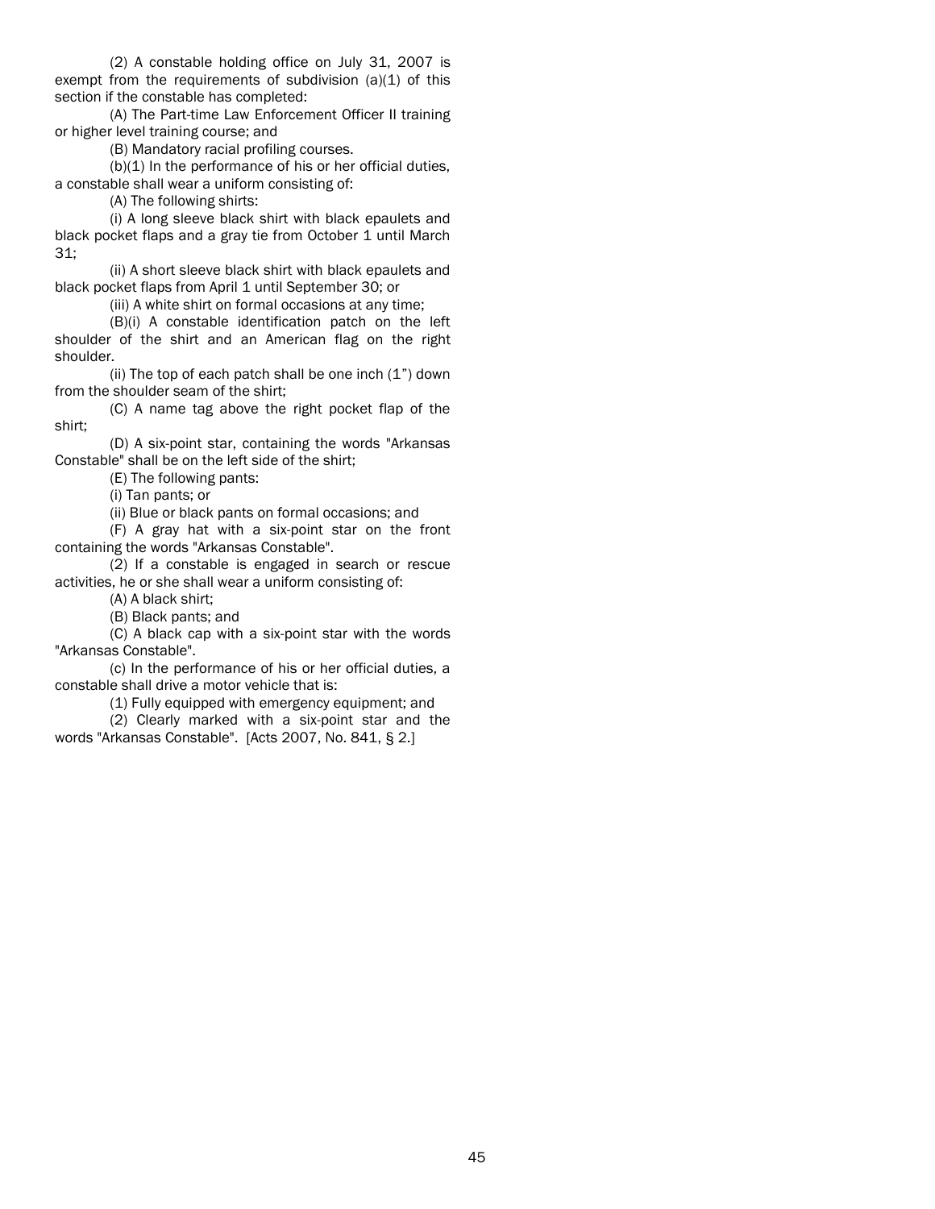(2) A constable holding office on July 31, 2007 is exempt from the requirements of subdivision (a)(1) of this section if the constable has completed:

(A) The Part-time Law Enforcement Officer II training or higher level training course; and

(B) Mandatory racial profiling courses.

(b)(1) In the performance of his or her official duties, a constable shall wear a uniform consisting of:

(A) The following shirts:

(i) A long sleeve black shirt with black epaulets and black pocket flaps and a gray tie from October 1 until March 31;

(ii) A short sleeve black shirt with black epaulets and black pocket flaps from April 1 until September 30; or

(iii) A white shirt on formal occasions at any time;

(B)(i) A constable identification patch on the left shoulder of the shirt and an American flag on the right shoulder.

(ii) The top of each patch shall be one inch (1") down from the shoulder seam of the shirt;

(C) A name tag above the right pocket flap of the shirt;

(D) A six-point star, containing the words "Arkansas Constable" shall be on the left side of the shirt;

(E) The following pants:

(i) Tan pants; or

(ii) Blue or black pants on formal occasions; and

(F) A gray hat with a six-point star on the front containing the words "Arkansas Constable".

(2) If a constable is engaged in search or rescue activities, he or she shall wear a uniform consisting of:

(A) A black shirt;

(B) Black pants; and

(C) A black cap with a six-point star with the words "Arkansas Constable".

(c) In the performance of his or her official duties, a constable shall drive a motor vehicle that is:

(1) Fully equipped with emergency equipment; and

(2) Clearly marked with a six-point star and the words "Arkansas Constable". [Acts 2007, No. 841, § 2.]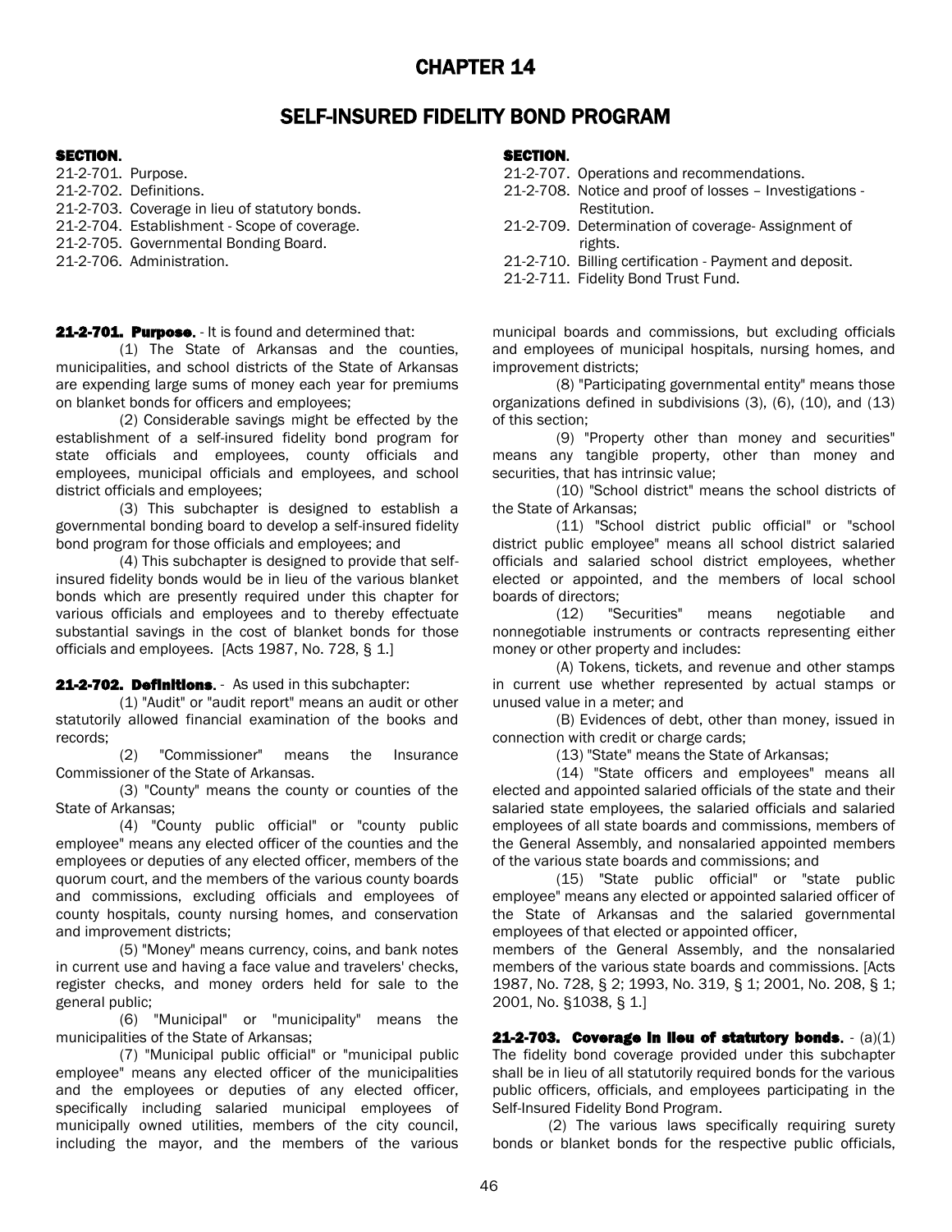# CHAPTER 14

## SELF-INSURED FIDELITY BOND PROGRAM

**SECTION.**

21-2-701. Purpose.
21-2-702. Definitions.
21-2-703. Coverage in lieu of statutory bonds.
21-2-704. Establishment - Scope of coverage.
21-2-705. Governmental Bonding Board.
21-2-706. Administration.
21-2-707. Operations and recommendations.
21-2-708. Notice and proof of losses – Investigations - Restitution.
21-2-709. Determination of coverage- Assignment of rights.
21-2-710. Billing certification - Payment and deposit.
21-2-711. Fidelity Bond Trust Fund.

**21-2-701. Purpose.** - It is found and determined that:

(1) The State of Arkansas and the counties, municipalities, and school districts of the State of Arkansas are expending large sums of money each year for premiums on blanket bonds for officers and employees;

(2) Considerable savings might be effected by the establishment of a self-insured fidelity bond program for state officials and employees, county officials and employees, municipal officials and employees, and school district officials and employees;

(3) This subchapter is designed to establish a governmental bonding board to develop a self-insured fidelity bond program for those officials and employees; and

(4) This subchapter is designed to provide that self-insured fidelity bonds would be in lieu of the various blanket bonds which are presently required under this chapter for various officials and employees and to thereby effectuate substantial savings in the cost of blanket bonds for those officials and employees. [Acts 1987, No. 728, § 1.]

**21-2-702. Definitions.** - As used in this subchapter:

(1) "Audit" or "audit report" means an audit or other statutorily allowed financial examination of the books and records;

(2) "Commissioner" means the Insurance Commissioner of the State of Arkansas.

(3) "County" means the county or counties of the State of Arkansas;

(4) "County public official" or "county public employee" means any elected officer of the counties and the employees or deputies of any elected officer, members of the quorum court, and the members of the various county boards and commissions, excluding officials and employees of county hospitals, county nursing homes, and conservation and improvement districts;

(5) "Money" means currency, coins, and bank notes in current use and having a face value and travelers' checks, register checks, and money orders held for sale to the general public;

(6) "Municipal" or "municipality" means the municipalities of the State of Arkansas;

(7) "Municipal public official" or "municipal public employee" means any elected officer of the municipalities and the employees or deputies of any elected officer, specifically including salaried municipal employees of municipally owned utilities, members of the city council, including the mayor, and the members of the various municipal boards and commissions, but excluding officials and employees of municipal hospitals, nursing homes, and improvement districts;

(8) "Participating governmental entity" means those organizations defined in subdivisions (3), (6), (10), and (13) of this section;

(9) "Property other than money and securities" means any tangible property, other than money and securities, that has intrinsic value;

(10) "School district" means the school districts of the State of Arkansas;

(11) "School district public official" or "school district public employee" means all school district salaried officials and salaried school district employees, whether elected or appointed, and the members of local school boards of directors;

(12) "Securities" means negotiable and nonnegotiable instruments or contracts representing either money or other property and includes:

(A) Tokens, tickets, and revenue and other stamps in current use whether represented by actual stamps or unused value in a meter; and

(B) Evidences of debt, other than money, issued in connection with credit or charge cards;

(13) "State" means the State of Arkansas;

(14) "State officers and employees" means all elected and appointed salaried officials of the state and their salaried state employees, the salaried officials and salaried employees of all state boards and commissions, members of the General Assembly, and nonsalaried appointed members of the various state boards and commissions; and

(15) "State public official" or "state public employee" means any elected or appointed salaried officer of the State of Arkansas and the salaried governmental employees of that elected or appointed officer, members of the General Assembly, and the nonsalaried members of the various state boards and commissions. [Acts 1987, No. 728, § 2; 1993, No. 319, § 1; 2001, No. 208, § 1; 2001, No. §1038, § 1.]

**21-2-703. Coverage in lieu of statutory bonds.** - (a)(1) The fidelity bond coverage provided under this subchapter shall be in lieu of all statutorily required bonds for the various public officers, officials, and employees participating in the Self-Insured Fidelity Bond Program.

(2) The various laws specifically requiring surety bonds or blanket bonds for the respective public officials,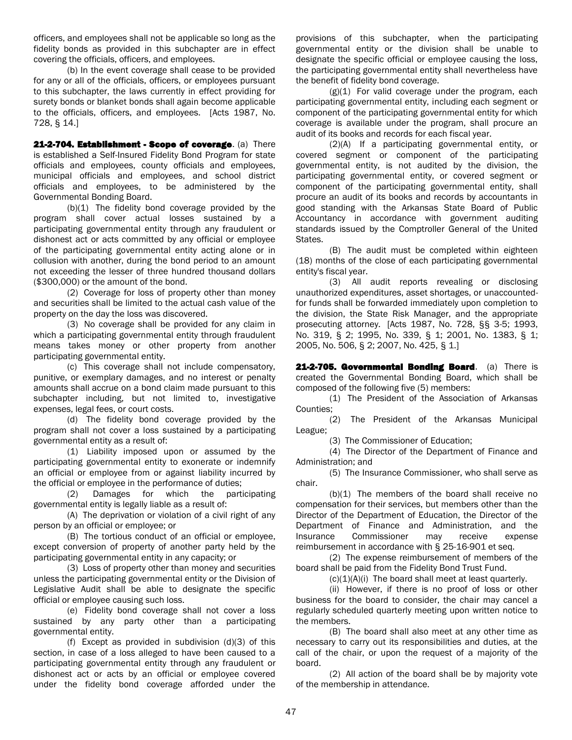officers, and employees shall not be applicable so long as the fidelity bonds as provided in this subchapter are in effect covering the officials, officers, and employees.

(b) In the event coverage shall cease to be provided for any or all of the officials, officers, or employees pursuant to this subchapter, the laws currently in effect providing for surety bonds or blanket bonds shall again become applicable to the officials, officers, and employees. [Acts 1987, No. 728, § 14.]

**21-2-704. Establishment - Scope of coverage**. (a) There is established a Self-Insured Fidelity Bond Program for state officials and employees, county officials and employees, municipal officials and employees, and school district officials and employees, to be administered by the Governmental Bonding Board.

(b)(1) The fidelity bond coverage provided by the program shall cover actual losses sustained by a participating governmental entity through any fraudulent or dishonest act or acts committed by any official or employee of the participating governmental entity acting alone or in collusion with another, during the bond period to an amount not exceeding the lesser of three hundred thousand dollars ($300,000) or the amount of the bond.

(2) Coverage for loss of property other than money and securities shall be limited to the actual cash value of the property on the day the loss was discovered.

(3) No coverage shall be provided for any claim in which a participating governmental entity through fraudulent means takes money or other property from another participating governmental entity.

(c) This coverage shall not include compensatory, punitive, or exemplary damages, and no interest or penalty amounts shall accrue on a bond claim made pursuant to this subchapter including, but not limited to, investigative expenses, legal fees, or court costs.

(d) The fidelity bond coverage provided by the program shall not cover a loss sustained by a participating governmental entity as a result of:

(1) Liability imposed upon or assumed by the participating governmental entity to exonerate or indemnify an official or employee from or against liability incurred by the official or employee in the performance of duties;

(2) Damages for which the participating governmental entity is legally liable as a result of:

(A) The deprivation or violation of a civil right of any person by an official or employee; or

(B) The tortious conduct of an official or employee, except conversion of property of another party held by the participating governmental entity in any capacity; or

(3) Loss of property other than money and securities unless the participating governmental entity or the Division of Legislative Audit shall be able to designate the specific official or employee causing such loss.

(e) Fidelity bond coverage shall not cover a loss sustained by any party other than a participating governmental entity.

(f) Except as provided in subdivision (d)(3) of this section, in case of a loss alleged to have been caused to a participating governmental entity through any fraudulent or dishonest act or acts by an official or employee covered under the fidelity bond coverage afforded under the provisions of this subchapter, when the participating governmental entity or the division shall be unable to designate the specific official or employee causing the loss, the participating governmental entity shall nevertheless have the benefit of fidelity bond coverage.

(g)(1) For valid coverage under the program, each participating governmental entity, including each segment or component of the participating governmental entity for which coverage is available under the program, shall procure an audit of its books and records for each fiscal year.

(2)(A) If a participating governmental entity, or covered segment or component of the participating governmental entity, is not audited by the division, the participating governmental entity, or covered segment or component of the participating governmental entity, shall procure an audit of its books and records by accountants in good standing with the Arkansas State Board of Public Accountancy in accordance with government auditing standards issued by the Comptroller General of the United States.

(B) The audit must be completed within eighteen (18) months of the close of each participating governmental entity's fiscal year.

(3) All audit reports revealing or disclosing unauthorized expenditures, asset shortages, or unaccounted-for funds shall be forwarded immediately upon completion to the division, the State Risk Manager, and the appropriate prosecuting attorney. [Acts 1987, No. 728, §§ 3-5; 1993, No. 319, § 2; 1995, No. 339, § 1; 2001, No. 1383, § 1; 2005, No. 506, § 2; 2007, No. 425, § 1.]

**21-2-705. Governmental Bonding Board**. (a) There is created the Governmental Bonding Board, which shall be composed of the following five (5) members:

(1) The President of the Association of Arkansas Counties;

(2) The President of the Arkansas Municipal League;

(3) The Commissioner of Education;

(4) The Director of the Department of Finance and Administration; and

(5) The Insurance Commissioner, who shall serve as chair.

(b)(1) The members of the board shall receive no compensation for their services, but members other than the Director of the Department of Education, the Director of the Department of Finance and Administration, and the Insurance Commissioner may receive expense reimbursement in accordance with § 25-16-901 et seq.

(2) The expense reimbursement of members of the board shall be paid from the Fidelity Bond Trust Fund.

(c)(1)(A)(i) The board shall meet at least quarterly.

(ii) However, if there is no proof of loss or other business for the board to consider, the chair may cancel a regularly scheduled quarterly meeting upon written notice to the members.

(B) The board shall also meet at any other time as necessary to carry out its responsibilities and duties, at the call of the chair, or upon the request of a majority of the board.

(2) All action of the board shall be by majority vote of the membership in attendance.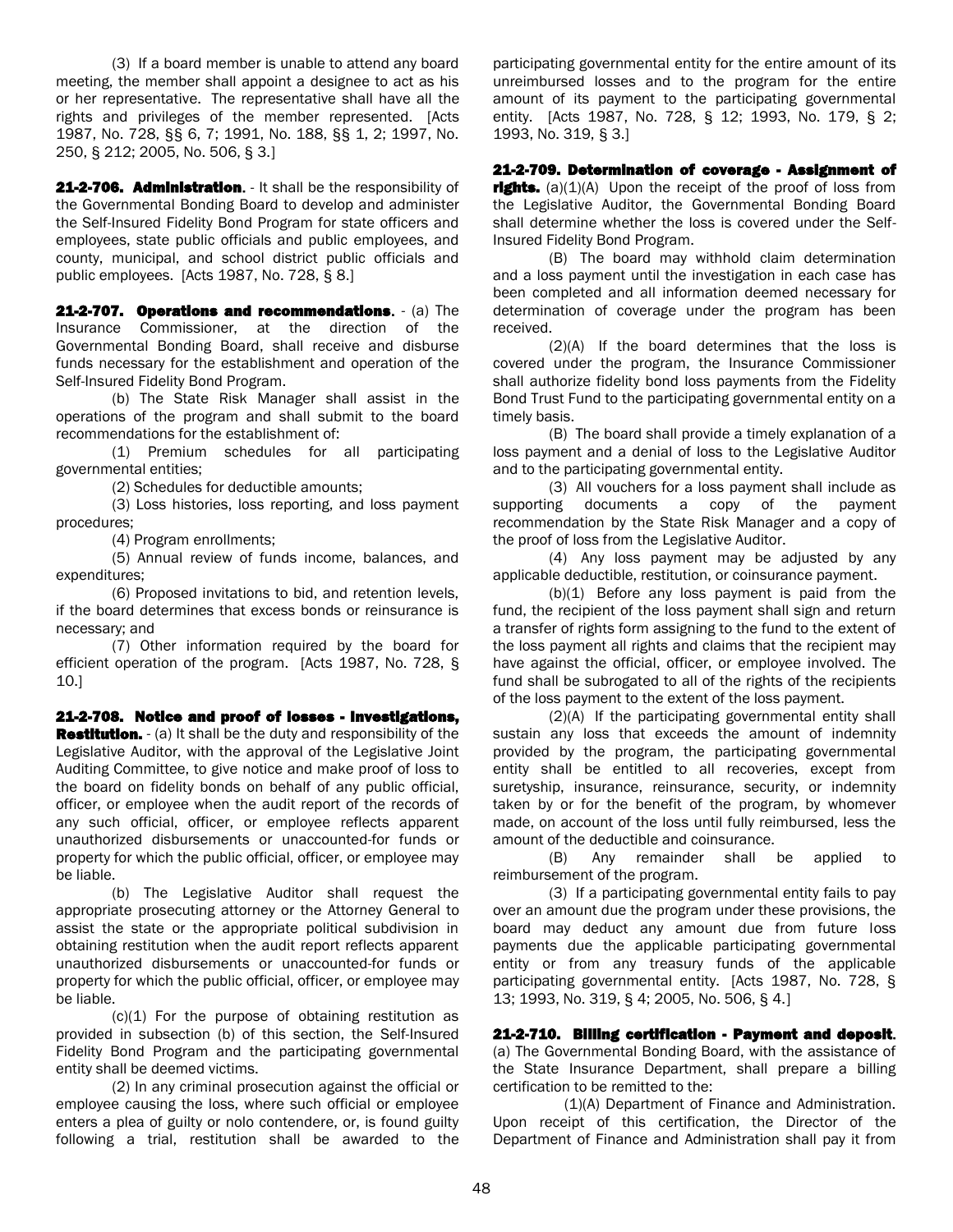(3) If a board member is unable to attend any board meeting, the member shall appoint a designee to act as his or her representative. The representative shall have all the rights and privileges of the member represented. [Acts 1987, No. 728, §§ 6, 7; 1991, No. 188, §§ 1, 2; 1997, No. 250, § 212; 2005, No. 506, § 3.]

**21-2-706. Administration**. - It shall be the responsibility of the Governmental Bonding Board to develop and administer the Self-Insured Fidelity Bond Program for state officers and employees, state public officials and public employees, and county, municipal, and school district public officials and public employees. [Acts 1987, No. 728, § 8.]

**21-2-707. Operations and recommendations**. - (a) The Insurance Commissioner, at the direction of the Governmental Bonding Board, shall receive and disburse funds necessary for the establishment and operation of the Self-Insured Fidelity Bond Program.

(b) The State Risk Manager shall assist in the operations of the program and shall submit to the board recommendations for the establishment of:

(1) Premium schedules for all participating governmental entities;

(2) Schedules for deductible amounts;

(3) Loss histories, loss reporting, and loss payment procedures;

(4) Program enrollments;

(5) Annual review of funds income, balances, and expenditures;

(6) Proposed invitations to bid, and retention levels, if the board determines that excess bonds or reinsurance is necessary; and

(7) Other information required by the board for efficient operation of the program. [Acts 1987, No. 728, § 10.]

**21-2-708. Notice and proof of losses - Investigations, Restitution.** - (a) It shall be the duty and responsibility of the Legislative Auditor, with the approval of the Legislative Joint Auditing Committee, to give notice and make proof of loss to the board on fidelity bonds on behalf of any public official, officer, or employee when the audit report of the records of any such official, officer, or employee reflects apparent unauthorized disbursements or unaccounted-for funds or property for which the public official, officer, or employee may be liable.

(b) The Legislative Auditor shall request the appropriate prosecuting attorney or the Attorney General to assist the state or the appropriate political subdivision in obtaining restitution when the audit report reflects apparent unauthorized disbursements or unaccounted-for funds or property for which the public official, officer, or employee may be liable.

(c)(1) For the purpose of obtaining restitution as provided in subsection (b) of this section, the Self-Insured Fidelity Bond Program and the participating governmental entity shall be deemed victims.

(2) In any criminal prosecution against the official or employee causing the loss, where such official or employee enters a plea of guilty or nolo contendere, or, is found guilty following a trial, restitution shall be awarded to the participating governmental entity for the entire amount of its unreimbursed losses and to the program for the entire amount of its payment to the participating governmental entity. [Acts 1987, No. 728, § 12; 1993, No. 179, § 2; 1993, No. 319, § 3.]

**21-2-709. Determination of coverage - Assignment of rights.** (a)(1)(A) Upon the receipt of the proof of loss from the Legislative Auditor, the Governmental Bonding Board shall determine whether the loss is covered under the Self-Insured Fidelity Bond Program.

(B) The board may withhold claim determination and a loss payment until the investigation in each case has been completed and all information deemed necessary for determination of coverage under the program has been received.

(2)(A) If the board determines that the loss is covered under the program, the Insurance Commissioner shall authorize fidelity bond loss payments from the Fidelity Bond Trust Fund to the participating governmental entity on a timely basis.

(B) The board shall provide a timely explanation of a loss payment and a denial of loss to the Legislative Auditor and to the participating governmental entity.

(3) All vouchers for a loss payment shall include as supporting documents a copy of the payment recommendation by the State Risk Manager and a copy of the proof of loss from the Legislative Auditor.

(4) Any loss payment may be adjusted by any applicable deductible, restitution, or coinsurance payment.

(b)(1) Before any loss payment is paid from the fund, the recipient of the loss payment shall sign and return a transfer of rights form assigning to the fund to the extent of the loss payment all rights and claims that the recipient may have against the official, officer, or employee involved. The fund shall be subrogated to all of the rights of the recipients of the loss payment to the extent of the loss payment.

(2)(A) If the participating governmental entity shall sustain any loss that exceeds the amount of indemnity provided by the program, the participating governmental entity shall be entitled to all recoveries, except from suretyship, insurance, reinsurance, security, or indemnity taken by or for the benefit of the program, by whomever made, on account of the loss until fully reimbursed, less the amount of the deductible and coinsurance.

(B) Any remainder shall be applied to reimbursement of the program.

(3) If a participating governmental entity fails to pay over an amount due the program under these provisions, the board may deduct any amount due from future loss payments due the applicable participating governmental entity or from any treasury funds of the applicable participating governmental entity. [Acts 1987, No. 728, § 13; 1993, No. 319, § 4; 2005, No. 506, § 4.]

**21-2-710. Billing certification - Payment and deposit**. (a) The Governmental Bonding Board, with the assistance of the State Insurance Department, shall prepare a billing certification to be remitted to the:

(1)(A) Department of Finance and Administration. Upon receipt of this certification, the Director of the Department of Finance and Administration shall pay it from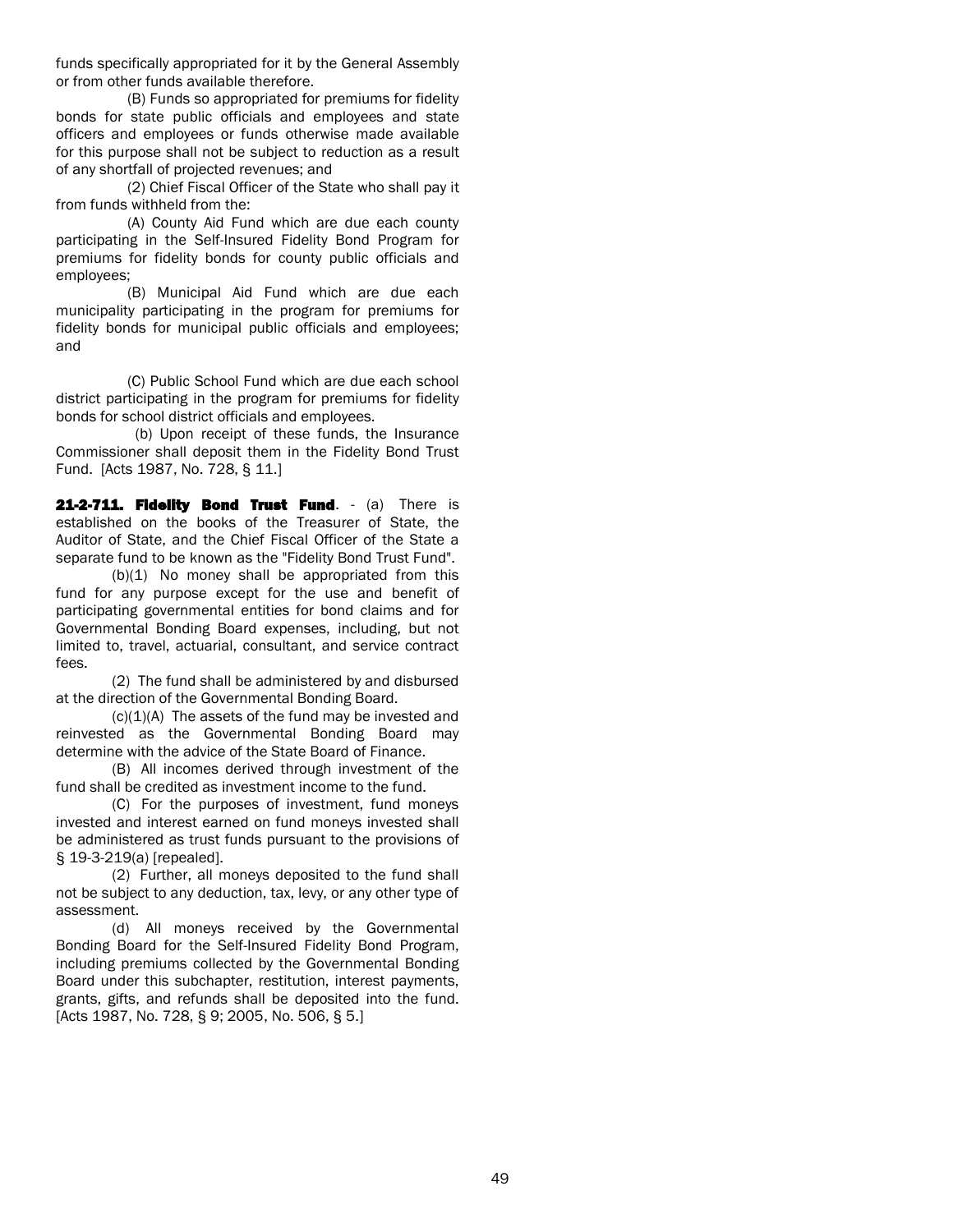funds specifically appropriated for it by the General Assembly or from other funds available therefore.

(B) Funds so appropriated for premiums for fidelity bonds for state public officials and employees and state officers and employees or funds otherwise made available for this purpose shall not be subject to reduction as a result of any shortfall of projected revenues; and

(2) Chief Fiscal Officer of the State who shall pay it from funds withheld from the:

(A) County Aid Fund which are due each county participating in the Self-Insured Fidelity Bond Program for premiums for fidelity bonds for county public officials and employees;

(B) Municipal Aid Fund which are due each municipality participating in the program for premiums for fidelity bonds for municipal public officials and employees; and

(C) Public School Fund which are due each school district participating in the program for premiums for fidelity bonds for school district officials and employees.

(b) Upon receipt of these funds, the Insurance Commissioner shall deposit them in the Fidelity Bond Trust Fund. [Acts 1987, No. 728, § 11.]

**21-2-711. Fidelity Bond Trust Fund**. - (a) There is established on the books of the Treasurer of State, the Auditor of State, and the Chief Fiscal Officer of the State a separate fund to be known as the "Fidelity Bond Trust Fund".

(b)(1) No money shall be appropriated from this fund for any purpose except for the use and benefit of participating governmental entities for bond claims and for Governmental Bonding Board expenses, including, but not limited to, travel, actuarial, consultant, and service contract fees.

(2) The fund shall be administered by and disbursed at the direction of the Governmental Bonding Board.

(c)(1)(A) The assets of the fund may be invested and reinvested as the Governmental Bonding Board may determine with the advice of the State Board of Finance.

(B) All incomes derived through investment of the fund shall be credited as investment income to the fund.

(C) For the purposes of investment, fund moneys invested and interest earned on fund moneys invested shall be administered as trust funds pursuant to the provisions of § 19-3-219(a) [repealed].

(2) Further, all moneys deposited to the fund shall not be subject to any deduction, tax, levy, or any other type of assessment.

(d) All moneys received by the Governmental Bonding Board for the Self-Insured Fidelity Bond Program, including premiums collected by the Governmental Bonding Board under this subchapter, restitution, interest payments, grants, gifts, and refunds shall be deposited into the fund. [Acts 1987, No. 728, § 9; 2005, No. 506, § 5.]